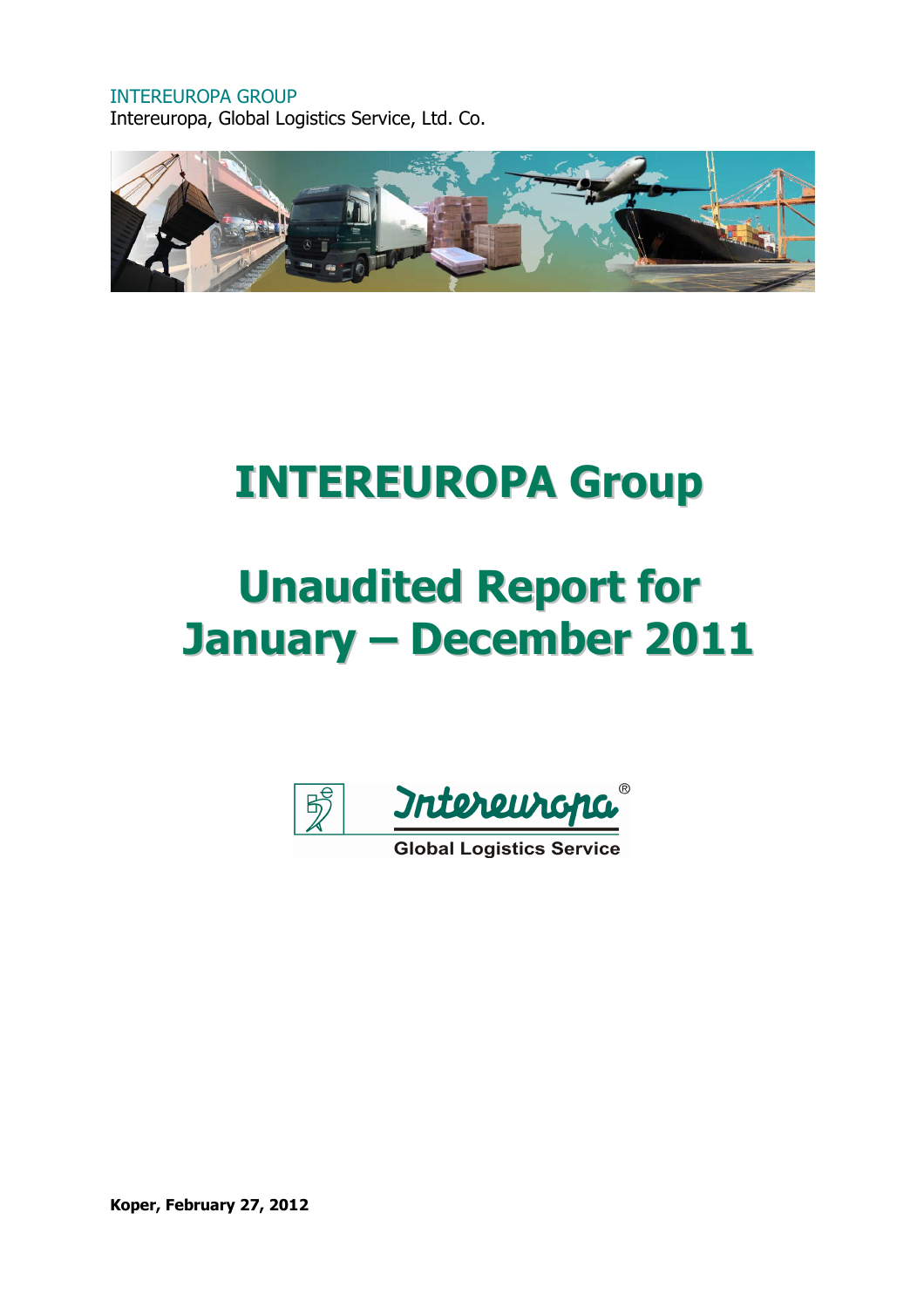INTEREUROPA GROUP
Intereuropa, Global Logistics Service, Ltd. Co.

# INTEREUROPA Group

# Unaudited Report for January – December 2011

Intereuropa®
Global Logistics Service

**Koper, February 27, 2012**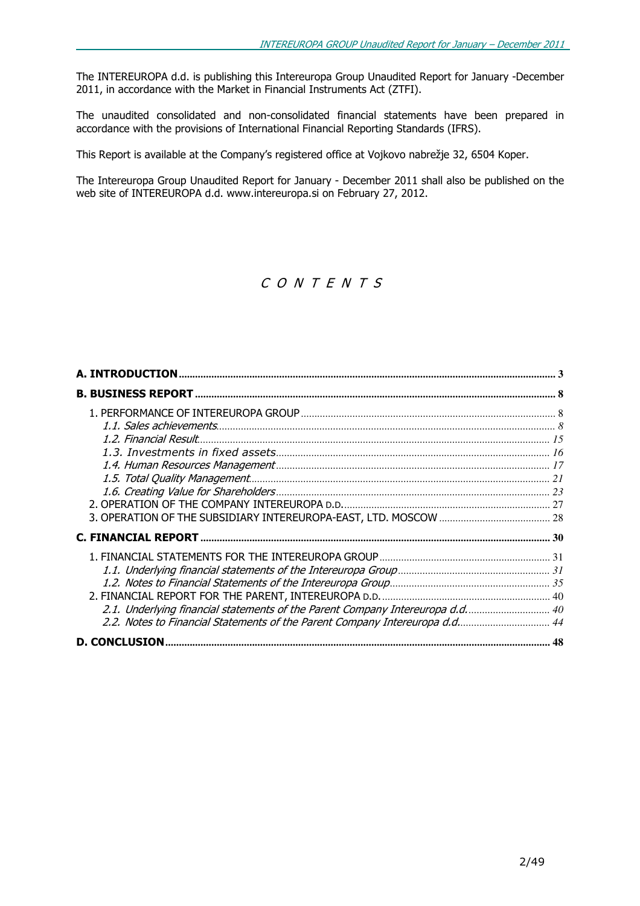The INTEREUROPA d.d. is publishing this Intereuropa Group Unaudited Report for January -December 2011, in accordance with the Market in Financial Instruments Act (ZTFI).

The unaudited consolidated and non-consolidated financial statements have been prepared in accordance with the provisions of International Financial Reporting Standards (IFRS).

This Report is available at the Company's registered office at Vojkovo nabrežje 32, 6504 Koper.

The Intereuropa Group Unaudited Report for January - December 2011 shall also be published on the web site of INTEREUROPA d.d. www.intereuropa.si on February 27, 2012.

# C O N T E N T S

**A. INTRODUCTION** .......... 3

**B. BUSINESS REPORT** .......... 8

1. PERFORMANCE OF INTEREUROPA GROUP .......... 8
   - *1.1. Sales achievements* .......... 8
   - *1.2. Financial Result* .......... 15
   - *1.3. Investments in fixed assets* .......... 16
   - *1.4. Human Resources Management* .......... 17
   - *1.5. Total Quality Management* .......... 21
   - *1.6. Creating Value for Shareholders* .......... 23
2. OPERATION OF THE COMPANY INTEREUROPA D.D. .......... 27
3. OPERATION OF THE SUBSIDIARY INTEREUROPA-EAST, LTD. MOSCOW .......... 28

**C. FINANCIAL REPORT** .......... 30

1. FINANCIAL STATEMENTS FOR THE INTEREUROPA GROUP .......... 31
   - *1.1. Underlying financial statements of the Intereuropa Group* .......... 31
   - *1.2. Notes to Financial Statements of the Intereuropa Group* .......... 35
2. FINANCIAL REPORT FOR THE PARENT, INTEREUROPA D.D. .......... 40
   - *2.1. Underlying financial statements of the Parent Company Intereuropa d.d.* .......... 40
   - *2.2. Notes to Financial Statements of the Parent Company Intereuropa d.d.* .......... 44

**D. CONCLUSION** .......... 48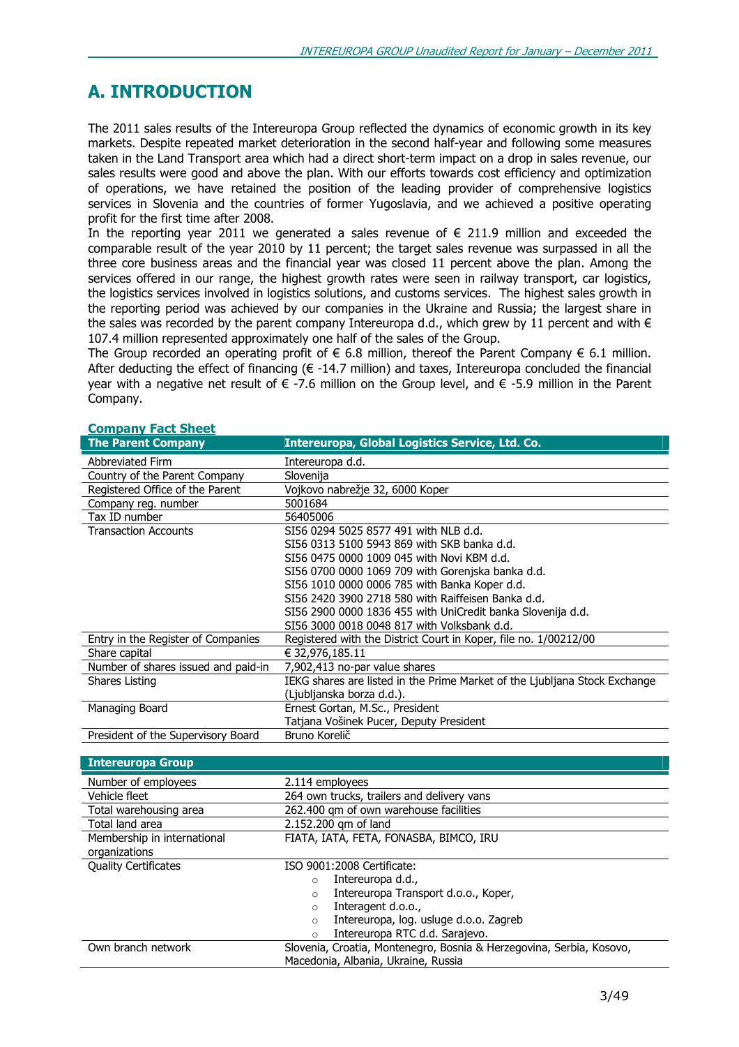# A. INTRODUCTION

The 2011 sales results of the Intereuropa Group reflected the dynamics of economic growth in its key markets. Despite repeated market deterioration in the second half-year and following some measures taken in the Land Transport area which had a direct short-term impact on a drop in sales revenue, our sales results were good and above the plan. With our efforts towards cost efficiency and optimization of operations, we have retained the position of the leading provider of comprehensive logistics services in Slovenia and the countries of former Yugoslavia, and we achieved a positive operating profit for the first time after 2008.

In the reporting year 2011 we generated a sales revenue of € 211.9 million and exceeded the comparable result of the year 2010 by 11 percent; the target sales revenue was surpassed in all the three core business areas and the financial year was closed 11 percent above the plan. Among the services offered in our range, the highest growth rates were seen in railway transport, car logistics, the logistics services involved in logistics solutions, and customs services. The highest sales growth in the reporting period was achieved by our companies in the Ukraine and Russia; the largest share in the sales was recorded by the parent company Intereuropa d.d., which grew by 11 percent and with € 107.4 million represented approximately one half of the sales of the Group.

The Group recorded an operating profit of € 6.8 million, thereof the Parent Company € 6.1 million. After deducting the effect of financing (€ -14.7 million) and taxes, Intereuropa concluded the financial year with a negative net result of € -7.6 million on the Group level, and € -5.9 million in the Parent Company.

## Company Fact Sheet

| The Parent Company | Intereuropa, Global Logistics Service, Ltd. Co. |
|---|---|
| Abbreviated Firm | Intereuropa d.d. |
| Country of the Parent Company | Slovenija |
| Registered Office of the Parent | Vojkovo nabrežje 32, 6000 Koper |
| Company reg. number | 5001684 |
| Tax ID number | 56405006 |
| Transaction Accounts | SI56 0294 5025 8577 491 with NLB d.d.<br>SI56 0313 5100 5943 869 with SKB banka d.d.<br>SI56 0475 0000 1009 045 with Novi KBM d.d.<br>SI56 0700 0000 1069 709 with Gorenjska banka d.d.<br>SI56 1010 0000 0006 785 with Banka Koper d.d.<br>SI56 2420 3900 2718 580 with Raiffeisen Banka d.d.<br>SI56 2900 0000 1836 455 with UniCredit banka Slovenija d.d.<br>SI56 3000 0018 0048 817 with Volksbank d.d. |
| Entry in the Register of Companies | Registered with the District Court in Koper, file no. 1/00212/00 |
| Share capital | € 32,976,185.11 |
| Number of shares issued and paid-in | 7,902,413 no-par value shares |
| Shares Listing | IEKG shares are listed in the Prime Market of the Ljubljana Stock Exchange (Ljubljanska borza d.d.). |
| Managing Board | Ernest Gortan, M.Sc., President<br>Tatjana Vošinek Pucer, Deputy President |
| President of the Supervisory Board | Bruno Korelič |

| Intereuropa Group | |
|---|---|
| Number of employees | 2.114 employees |
| Vehicle fleet | 264 own trucks, trailers and delivery vans |
| Total warehousing area | 262.400 qm of own warehouse facilities |
| Total land area | 2.152.200 qm of land |
| Membership in international organizations | FIATA, IATA, FETA, FONASBA, BIMCO, IRU |
| Quality Certificates | ISO 9001:2008 Certificate:<br>○ Intereuropa d.d.,<br>○ Intereuropa Transport d.o.o., Koper,<br>○ Interagent d.o.o.,<br>○ Intereuropa, log. usluge d.o.o. Zagreb<br>○ Intereuropa RTC d.d. Sarajevo. |
| Own branch network | Slovenia, Croatia, Montenegro, Bosnia & Herzegovina, Serbia, Kosovo, Macedonia, Albania, Ukraine, Russia |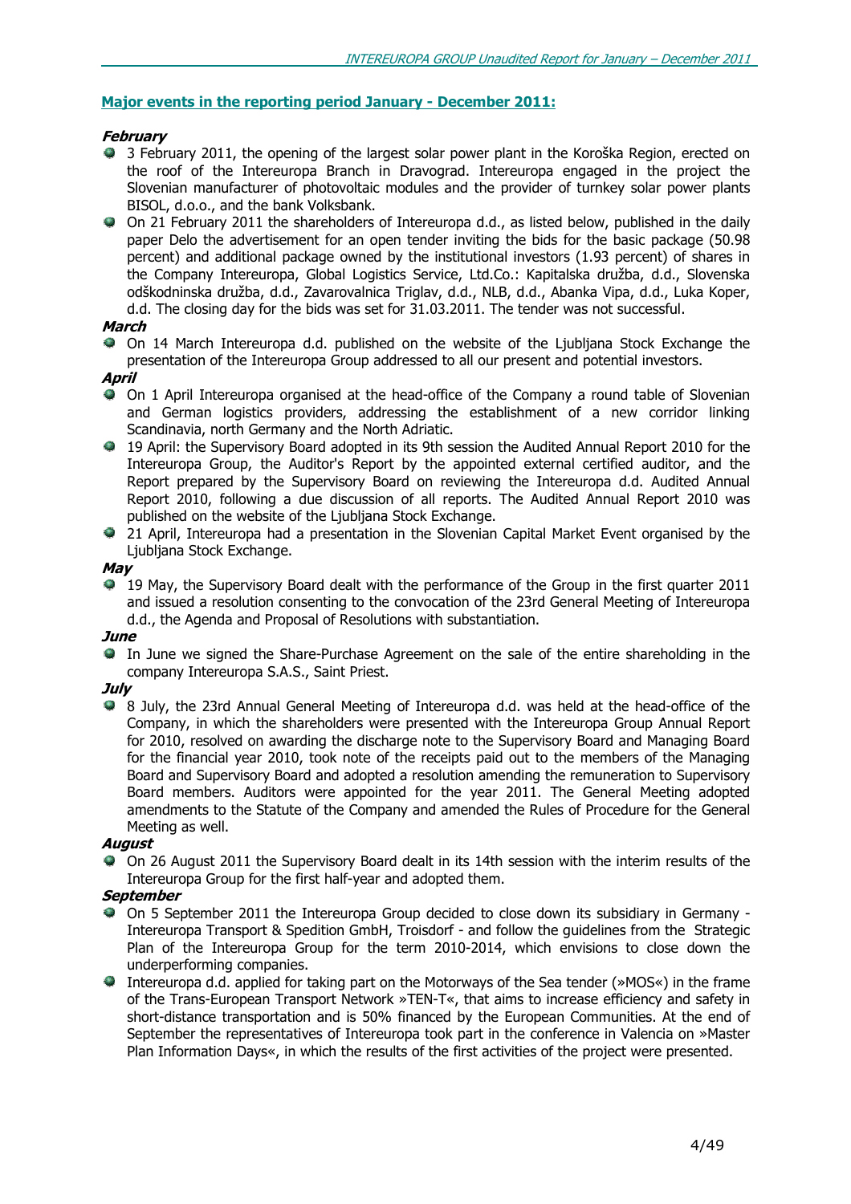## Major events in the reporting period January - December 2011:

***February***

- 3 February 2011, the opening of the largest solar power plant in the Koroška Region, erected on the roof of the Intereuropa Branch in Dravograd. Intereuropa engaged in the project the Slovenian manufacturer of photovoltaic modules and the provider of turnkey solar power plants BISOL, d.o.o., and the bank Volksbank.
- On 21 February 2011 the shareholders of Intereuropa d.d., as listed below, published in the daily paper Delo the advertisement for an open tender inviting the bids for the basic package (50.98 percent) and additional package owned by the institutional investors (1.93 percent) of shares in the Company Intereuropa, Global Logistics Service, Ltd.Co.: Kapitalska družba, d.d., Slovenska odškodninska družba, d.d., Zavarovalnica Triglav, d.d., NLB, d.d., Abanka Vipa, d.d., Luka Koper, d.d. The closing day for the bids was set for 31.03.2011. The tender was not successful.

***March***

- On 14 March Intereuropa d.d. published on the website of the Ljubljana Stock Exchange the presentation of the Intereuropa Group addressed to all our present and potential investors.

***April***

- On 1 April Intereuropa organised at the head-office of the Company a round table of Slovenian and German logistics providers, addressing the establishment of a new corridor linking Scandinavia, north Germany and the North Adriatic.
- 19 April: the Supervisory Board adopted in its 9th session the Audited Annual Report 2010 for the Intereuropa Group, the Auditor's Report by the appointed external certified auditor, and the Report prepared by the Supervisory Board on reviewing the Intereuropa d.d. Audited Annual Report 2010, following a due discussion of all reports. The Audited Annual Report 2010 was published on the website of the Ljubljana Stock Exchange.
- 21 April, Intereuropa had a presentation in the Slovenian Capital Market Event organised by the Ljubljana Stock Exchange.

***May***

- 19 May, the Supervisory Board dealt with the performance of the Group in the first quarter 2011 and issued a resolution consenting to the convocation of the 23rd General Meeting of Intereuropa d.d., the Agenda and Proposal of Resolutions with substantiation.

***June***

- In June we signed the Share-Purchase Agreement on the sale of the entire shareholding in the company Intereuropa S.A.S., Saint Priest.

***July***

- 8 July, the 23rd Annual General Meeting of Intereuropa d.d. was held at the head-office of the Company, in which the shareholders were presented with the Intereuropa Group Annual Report for 2010, resolved on awarding the discharge note to the Supervisory Board and Managing Board for the financial year 2010, took note of the receipts paid out to the members of the Managing Board and Supervisory Board and adopted a resolution amending the remuneration to Supervisory Board members. Auditors were appointed for the year 2011. The General Meeting adopted amendments to the Statute of the Company and amended the Rules of Procedure for the General Meeting as well.

***August***

- On 26 August 2011 the Supervisory Board dealt in its 14th session with the interim results of the Intereuropa Group for the first half-year and adopted them.

***September***

- On 5 September 2011 the Intereuropa Group decided to close down its subsidiary in Germany - Intereuropa Transport & Spedition GmbH, Troisdorf - and follow the guidelines from the Strategic Plan of the Intereuropa Group for the term 2010-2014, which envisions to close down the underperforming companies.
- Intereuropa d.d. applied for taking part on the Motorways of the Sea tender (»MOS«) in the frame of the Trans-European Transport Network »TEN-T«, that aims to increase efficiency and safety in short-distance transportation and is 50% financed by the European Communities. At the end of September the representatives of Intereuropa took part in the conference in Valencia on »Master Plan Information Days«, in which the results of the first activities of the project were presented.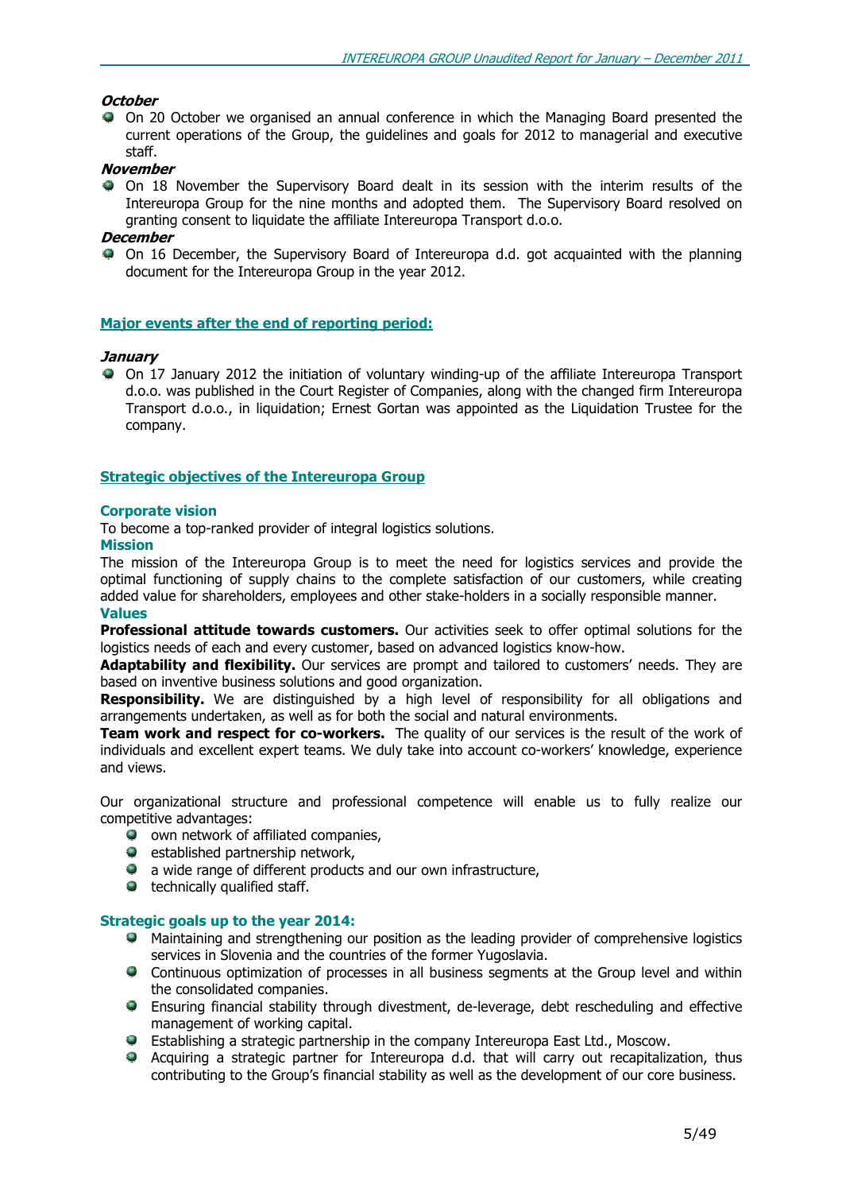***October***

- On 20 October we organised an annual conference in which the Managing Board presented the current operations of the Group, the guidelines and goals for 2012 to managerial and executive staff.

***November***

- On 18 November the Supervisory Board dealt in its session with the interim results of the Intereuropa Group for the nine months and adopted them. The Supervisory Board resolved on granting consent to liquidate the affiliate Intereuropa Transport d.o.o.

***December***

- On 16 December, the Supervisory Board of Intereuropa d.d. got acquainted with the planning document for the Intereuropa Group in the year 2012.

## Major events after the end of reporting period:

***January***

- On 17 January 2012 the initiation of voluntary winding-up of the affiliate Intereuropa Transport d.o.o. was published in the Court Register of Companies, along with the changed firm Intereuropa Transport d.o.o., in liquidation; Ernest Gortan was appointed as the Liquidation Trustee for the company.

## Strategic objectives of the Intereuropa Group

### Corporate vision

To become a top-ranked provider of integral logistics solutions.

### Mission

The mission of the Intereuropa Group is to meet the need for logistics services and provide the optimal functioning of supply chains to the complete satisfaction of our customers, while creating added value for shareholders, employees and other stake-holders in a socially responsible manner.

### Values

**Professional attitude towards customers.** Our activities seek to offer optimal solutions for the logistics needs of each and every customer, based on advanced logistics know-how.

**Adaptability and flexibility.** Our services are prompt and tailored to customers' needs. They are based on inventive business solutions and good organization.

**Responsibility.** We are distinguished by a high level of responsibility for all obligations and arrangements undertaken, as well as for both the social and natural environments.

**Team work and respect for co-workers.** The quality of our services is the result of the work of individuals and excellent expert teams. We duly take into account co-workers' knowledge, experience and views.

Our organizational structure and professional competence will enable us to fully realize our competitive advantages:

- own network of affiliated companies,
- established partnership network,
- a wide range of different products and our own infrastructure,
- technically qualified staff.

### Strategic goals up to the year 2014:

- Maintaining and strengthening our position as the leading provider of comprehensive logistics services in Slovenia and the countries of the former Yugoslavia.
- Continuous optimization of processes in all business segments at the Group level and within the consolidated companies.
- Ensuring financial stability through divestment, de-leverage, debt rescheduling and effective management of working capital.
- Establishing a strategic partnership in the company Intereuropa East Ltd., Moscow.
- Acquiring a strategic partner for Intereuropa d.d. that will carry out recapitalization, thus contributing to the Group's financial stability as well as the development of our core business.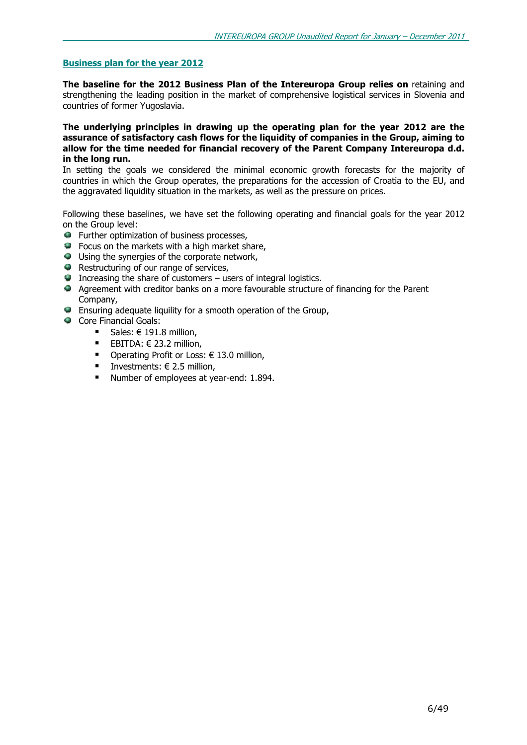## Business plan for the year 2012

**The baseline for the 2012 Business Plan of the Intereuropa Group relies on** retaining and strengthening the leading position in the market of comprehensive logistical services in Slovenia and countries of former Yugoslavia.

**The underlying principles in drawing up the operating plan for the year 2012 are the assurance of satisfactory cash flows for the liquidity of companies in the Group, aiming to allow for the time needed for financial recovery of the Parent Company Intereuropa d.d. in the long run.**
In setting the goals we considered the minimal economic growth forecasts for the majority of countries in which the Group operates, the preparations for the accession of Croatia to the EU, and the aggravated liquidity situation in the markets, as well as the pressure on prices.

Following these baselines, we have set the following operating and financial goals for the year 2012 on the Group level:

- Further optimization of business processes,
- Focus on the markets with a high market share,
- Using the synergies of the corporate network,
- Restructuring of our range of services,
- Increasing the share of customers – users of integral logistics.
- Agreement with creditor banks on a more favourable structure of financing for the Parent Company,
- Ensuring adequate liquidity for a smooth operation of the Group,
- Core Financial Goals:
    - Sales: € 191.8 million,
    - EBITDA: € 23.2 million,
    - Operating Profit or Loss: € 13.0 million,
    - Investments: € 2.5 million,
    - Number of employees at year-end: 1.894.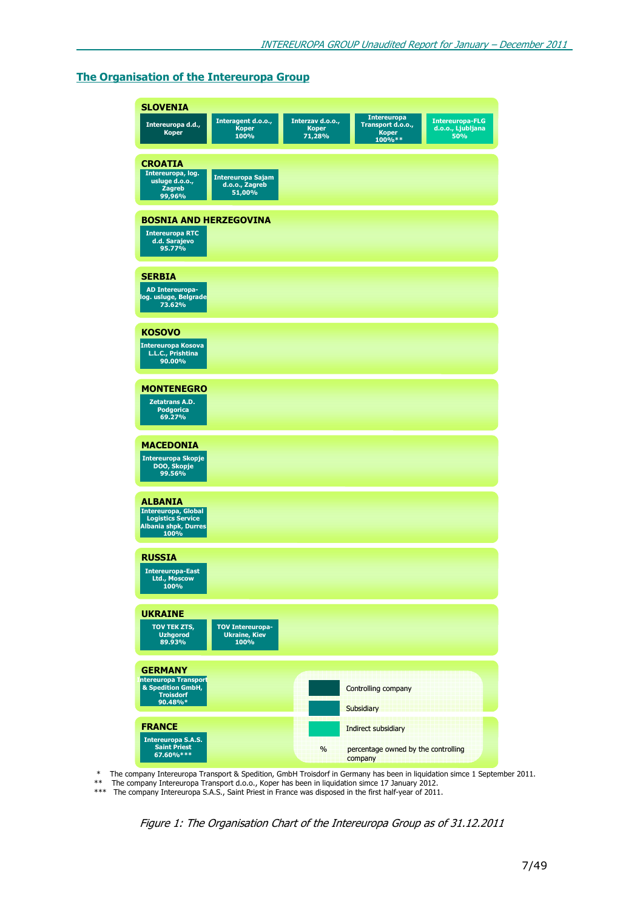## The Organisation of the Intereuropa Group

**SLOVENIA**
- Intereuropa d.d., Koper
- Interagent d.o.o., Koper 100%
- Interzav d.o.o., Koper 71,28%
- Intereuropa Transport d.o.o., Koper 100%**
- Intereuropa-FLG d.o.o., Ljubljana 50%

**CROATIA**
- Intereuropa, log. usluge d.o.o., Zagreb 99,96%
- Intereuropa Sajam d.o.o., Zagreb 51,00%

**BOSNIA AND HERZEGOVINA**
- Intereuropa RTC d.d. Sarajevo 95.77%

**SERBIA**
- AD Intereuropa-log. usluge, Belgrade 73.62%

**KOSOVO**
- Intereuropa Kosova L.L.C., Prishtina 90.00%

**MONTENEGRO**
- Zetatrans A.D. Podgorica 69.27%

**MACEDONIA**
- Intereuropa Skopje DOO, Skopje 99.56%

**ALBANIA**
- Intereuropa, Global Logistics Service Albania shpk, Durres 100%

**RUSSIA**
- Intereuropa-East Ltd., Moscow 100%

**UKRAINE**
- TOV TEK ZTS, Uzhgorod 89.93%
- TOV Intereuropa-Ukraine, Kiev 100%

**GERMANY**
- Intereuropa Transport & Spedition GmbH, Troisdorf 90.48%*

**FRANCE**
- Intereuropa S.A.S. Saint Priest 67.60%***

Legend:
- Controlling company
- Subsidiary
- Indirect subsidiary
- % percentage owned by the controlling company

\* The company Intereuropa Transport & Spedition, GmbH Troisdorf in Germany has been in liquidation simce 1 September 2011.
\*\* The company Intereuropa Transport d.o.o., Koper has been in liquidation simce 17 January 2012.
\*\*\* The company Intereuropa S.A.S., Saint Priest in France was disposed in the first half-year of 2011.

*Figure 1: The Organisation Chart of the Intereuropa Group as of 31.12.2011*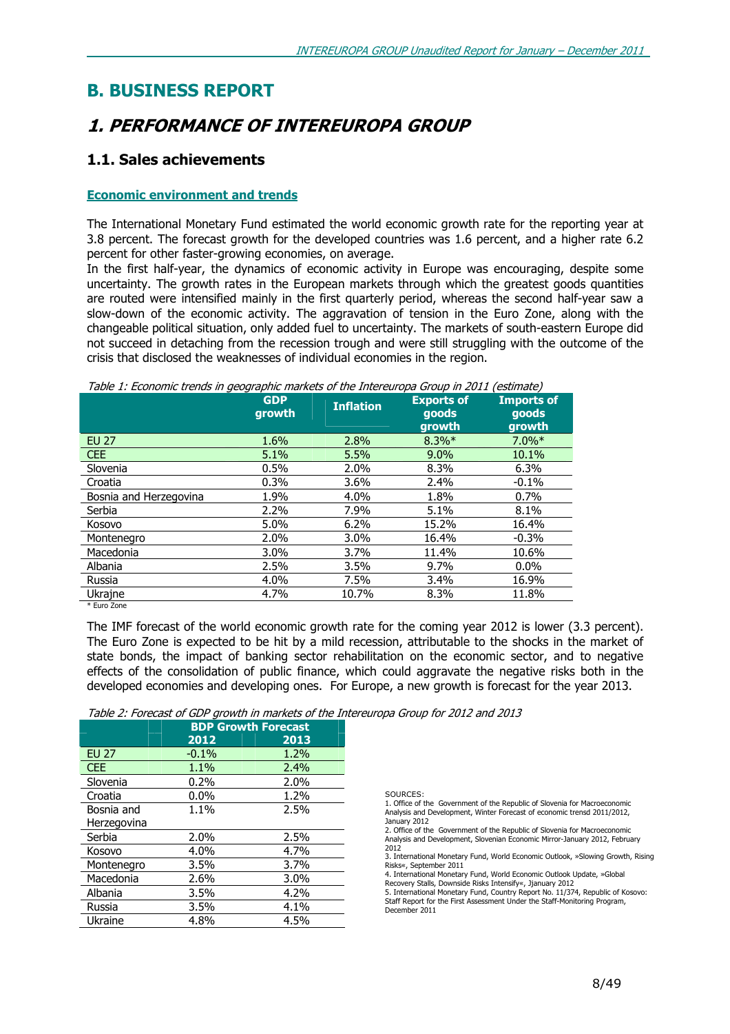# B. BUSINESS REPORT

## *1. PERFORMANCE OF INTEREUROPA GROUP*

### 1.1. Sales achievements

**Economic environment and trends**

The International Monetary Fund estimated the world economic growth rate for the reporting year at 3.8 percent. The forecast growth for the developed countries was 1.6 percent, and a higher rate 6.2 percent for other faster-growing economies, on average.

In the first half-year, the dynamics of economic activity in Europe was encouraging, despite some uncertainty. The growth rates in the European markets through which the greatest goods quantities are routed were intensified mainly in the first quarterly period, whereas the second half-year saw a slow-down of the economic activity. The aggravation of tension in the Euro Zone, along with the changeable political situation, only added fuel to uncertainty. The markets of south-eastern Europe did not succeed in detaching from the recession trough and were still struggling with the outcome of the crisis that disclosed the weaknesses of individual economies in the region.

*Table 1: Economic trends in geographic markets of the Intereuropa Group in 2011 (estimate)*

| | GDP growth | Inflation | Exports of goods growth | Imports of goods growth |
|---|---|---|---|---|
| EU 27 | 1.6% | 2.8% | 8.3%* | 7.0%* |
| CEE | 5.1% | 5.5% | 9.0% | 10.1% |
| Slovenia | 0.5% | 2.0% | 8.3% | 6.3% |
| Croatia | 0.3% | 3.6% | 2.4% | -0.1% |
| Bosnia and Herzegovina | 1.9% | 4.0% | 1.8% | 0.7% |
| Serbia | 2.2% | 7.9% | 5.1% | 8.1% |
| Kosovo | 5.0% | 6.2% | 15.2% | 16.4% |
| Montenegro | 2.0% | 3.0% | 16.4% | -0.3% |
| Macedonia | 3.0% | 3.7% | 11.4% | 10.6% |
| Albania | 2.5% | 3.5% | 9.7% | 0.0% |
| Russia | 4.0% | 7.5% | 3.4% | 16.9% |
| Ukrajne | 4.7% | 10.7% | 8.3% | 11.8% |

\* Euro Zone

The IMF forecast of the world economic growth rate for the coming year 2012 is lower (3.3 percent). The Euro Zone is expected to be hit by a mild recession, attributable to the shocks in the market of state bonds, the impact of banking sector rehabilitation on the economic sector, and to negative effects of the consolidation of public finance, which could aggravate the negative risks both in the developed economies and developing ones. For Europe, a new growth is forecast for the year 2013.

*Table 2: Forecast of GDP growth in markets of the Intereuropa Group for 2012 and 2013*

| | BDP Growth Forecast | |
|---|---|---|
| | 2012 | 2013 |
| EU 27 | -0.1% | 1.2% |
| CEE | 1.1% | 2.4% |
| Slovenia | 0.2% | 2.0% |
| Croatia | 0.0% | 1.2% |
| Bosnia and Herzegovina | 1.1% | 2.5% |
| Serbia | 2.0% | 2.5% |
| Kosovo | 4.0% | 4.7% |
| Montenegro | 3.5% | 3.7% |
| Macedonia | 2.6% | 3.0% |
| Albania | 3.5% | 4.2% |
| Russia | 3.5% | 4.1% |
| Ukraine | 4.8% | 4.5% |

SOURCES:
1. Office of the Government of the Republic of Slovenia for Macroeconomic Analysis and Development, Winter Forecast of economic trensd 2011/2012, January 2012
2. Office of the Government of the Republic of Slovenia for Macroeconomic Analysis and Development, Slovenian Economic Mirror-January 2012, February 2012
3. International Monetary Fund, World Economic Outlook, »Slowing Growth, Rising Risks«, September 2011
4. International Monetary Fund, World Economic Outlook Update, »Global Recovery Stalls, Downside Risks Intensify«, Jjanuary 2012
5. International Monetary Fund, Country Report No. 11/374, Republic of Kosovo: Staff Report for the First Assessment Under the Staff-Monitoring Program, December 2011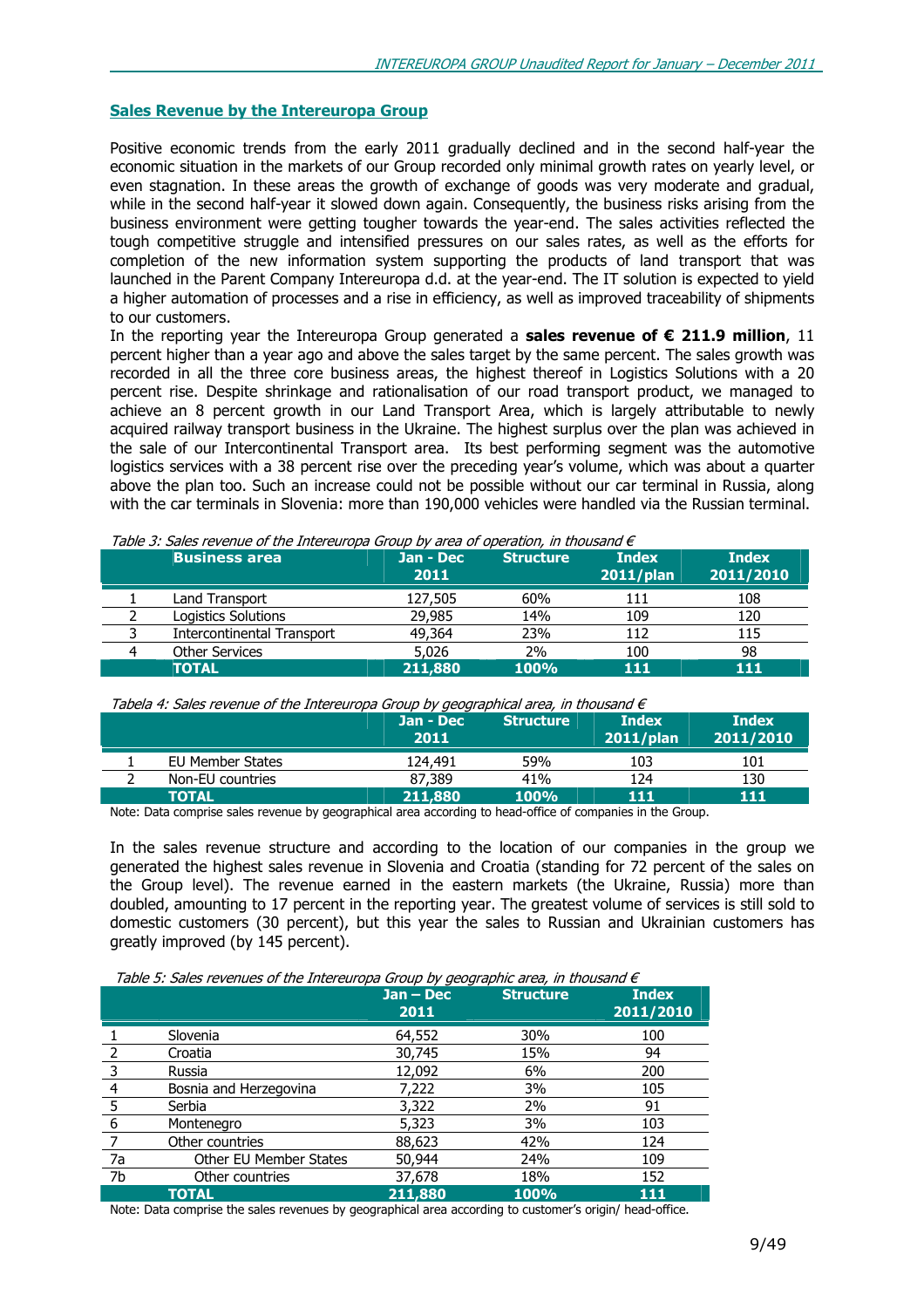## Sales Revenue by the Intereuropa Group

Positive economic trends from the early 2011 gradually declined and in the second half-year the economic situation in the markets of our Group recorded only minimal growth rates on yearly level, or even stagnation. In these areas the growth of exchange of goods was very moderate and gradual, while in the second half-year it slowed down again. Consequently, the business risks arising from the business environment were getting tougher towards the year-end. The sales activities reflected the tough competitive struggle and intensified pressures on our sales rates, as well as the efforts for completion of the new information system supporting the products of land transport that was launched in the Parent Company Intereuropa d.d. at the year-end. The IT solution is expected to yield a higher automation of processes and a rise in efficiency, as well as improved traceability of shipments to our customers.

In the reporting year the Intereuropa Group generated a **sales revenue of € 211.9 million**, 11 percent higher than a year ago and above the sales target by the same percent. The sales growth was recorded in all the three core business areas, the highest thereof in Logistics Solutions with a 20 percent rise. Despite shrinkage and rationalisation of our road transport product, we managed to achieve an 8 percent growth in our Land Transport Area, which is largely attributable to newly acquired railway transport business in the Ukraine. The highest surplus over the plan was achieved in the sale of our Intercontinental Transport area. Its best performing segment was the automotive logistics services with a 38 percent rise over the preceding year's volume, which was about a quarter above the plan too. Such an increase could not be possible without our car terminal in Russia, along with the car terminals in Slovenia: more than 190,000 vehicles were handled via the Russian terminal.

*Table 3: Sales revenue of the Intereuropa Group by area of operation, in thousand €*

| | Business area | Jan - Dec 2011 | Structure | Index 2011/plan | Index 2011/2010 |
|---|---|---|---|---|---|
| 1 | Land Transport | 127,505 | 60% | 111 | 108 |
| 2 | Logistics Solutions | 29,985 | 14% | 109 | 120 |
| 3 | Intercontinental Transport | 49,364 | 23% | 112 | 115 |
| 4 | Other Services | 5,026 | 2% | 100 | 98 |
| | **TOTAL** | **211,880** | **100%** | **111** | **111** |

*Tabela 4: Sales revenue of the Intereuropa Group by geographical area, in thousand €*

| | | Jan - Dec 2011 | Structure | Index 2011/plan | Index 2011/2010 |
|---|---|---|---|---|---|
| 1 | EU Member States | 124,491 | 59% | 103 | 101 |
| 2 | Non-EU countries | 87,389 | 41% | 124 | 130 |
| | **TOTAL** | **211,880** | **100%** | **111** | **111** |

Note: Data comprise sales revenue by geographical area according to head-office of companies in the Group.

In the sales revenue structure and according to the location of our companies in the group we generated the highest sales revenue in Slovenia and Croatia (standing for 72 percent of the sales on the Group level). The revenue earned in the eastern markets (the Ukraine, Russia) more than doubled, amounting to 17 percent in the reporting year. The greatest volume of services is still sold to domestic customers (30 percent), but this year the sales to Russian and Ukrainian customers has greatly improved (by 145 percent).

*Table 5: Sales revenues of the Intereuropa Group by geographic area, in thousand €*

| | | Jan – Dec 2011 | Structure | Index 2011/2010 |
|---|---|---|---|---|
| 1 | Slovenia | 64,552 | 30% | 100 |
| 2 | Croatia | 30,745 | 15% | 94 |
| 3 | Russia | 12,092 | 6% | 200 |
| 4 | Bosnia and Herzegovina | 7,222 | 3% | 105 |
| 5 | Serbia | 3,322 | 2% | 91 |
| 6 | Montenegro | 5,323 | 3% | 103 |
| 7 | Other countries | 88,623 | 42% | 124 |
| 7a | Other EU Member States | 50,944 | 24% | 109 |
| 7b | Other countries | 37,678 | 18% | 152 |
| | **TOTAL** | **211,880** | **100%** | **111** |

Note: Data comprise the sales revenues by geographical area according to customer's origin/ head-office.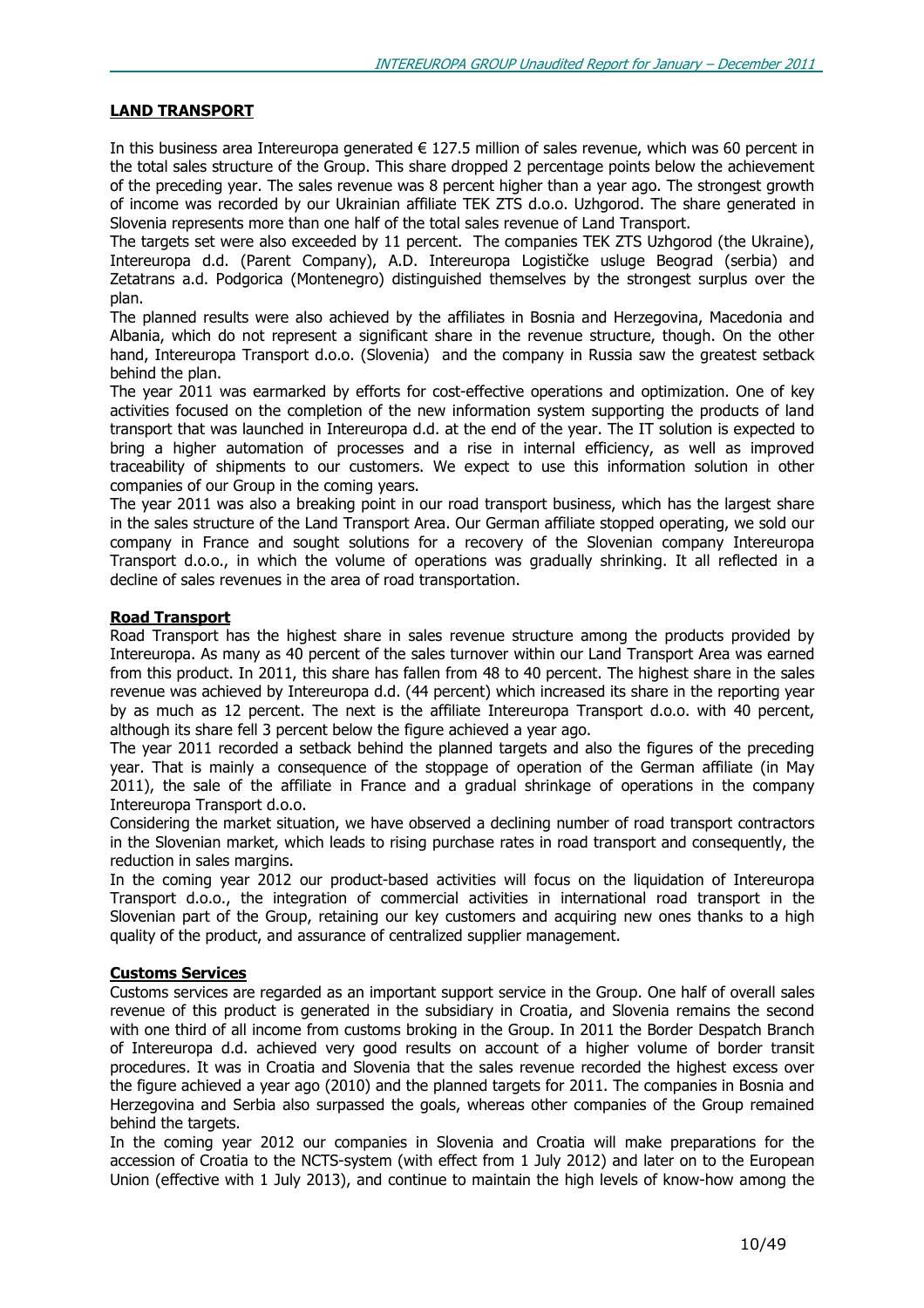## LAND TRANSPORT

In this business area Intereuropa generated € 127.5 million of sales revenue, which was 60 percent in the total sales structure of the Group. This share dropped 2 percentage points below the achievement of the preceding year. The sales revenue was 8 percent higher than a year ago. The strongest growth of income was recorded by our Ukrainian affiliate TEK ZTS d.o.o. Uzhgorod. The share generated in Slovenia represents more than one half of the total sales revenue of Land Transport.
The targets set were also exceeded by 11 percent. The companies TEK ZTS Uzhgorod (the Ukraine), Intereuropa d.d. (Parent Company), A.D. Intereuropa Logističke usluge Beograd (serbia) and Zetatrans a.d. Podgorica (Montenegro) distinguished themselves by the strongest surplus over the plan.
The planned results were also achieved by the affiliates in Bosnia and Herzegovina, Macedonia and Albania, which do not represent a significant share in the revenue structure, though. On the other hand, Intereuropa Transport d.o.o. (Slovenia) and the company in Russia saw the greatest setback behind the plan.
The year 2011 was earmarked by efforts for cost-effective operations and optimization. One of key activities focused on the completion of the new information system supporting the products of land transport that was launched in Intereuropa d.d. at the end of the year. The IT solution is expected to bring a higher automation of processes and a rise in internal efficiency, as well as improved traceability of shipments to our customers. We expect to use this information solution in other companies of our Group in the coming years.
The year 2011 was also a breaking point in our road transport business, which has the largest share in the sales structure of the Land Transport Area. Our German affiliate stopped operating, we sold our company in France and sought solutions for a recovery of the Slovenian company Intereuropa Transport d.o.o., in which the volume of operations was gradually shrinking. It all reflected in a decline of sales revenues in the area of road transportation.

### Road Transport

Road Transport has the highest share in sales revenue structure among the products provided by Intereuropa. As many as 40 percent of the sales turnover within our Land Transport Area was earned from this product. In 2011, this share has fallen from 48 to 40 percent. The highest share in the sales revenue was achieved by Intereuropa d.d. (44 percent) which increased its share in the reporting year by as much as 12 percent. The next is the affiliate Intereuropa Transport d.o.o. with 40 percent, although its share fell 3 percent below the figure achieved a year ago.
The year 2011 recorded a setback behind the planned targets and also the figures of the preceding year. That is mainly a consequence of the stoppage of operation of the German affiliate (in May 2011), the sale of the affiliate in France and a gradual shrinkage of operations in the company Intereuropa Transport d.o.o.
Considering the market situation, we have observed a declining number of road transport contractors in the Slovenian market, which leads to rising purchase rates in road transport and consequently, the reduction in sales margins.
In the coming year 2012 our product-based activities will focus on the liquidation of Intereuropa Transport d.o.o., the integration of commercial activities in international road transport in the Slovenian part of the Group, retaining our key customers and acquiring new ones thanks to a high quality of the product, and assurance of centralized supplier management.

### Customs Services

Customs services are regarded as an important support service in the Group. One half of overall sales revenue of this product is generated in the subsidiary in Croatia, and Slovenia remains the second with one third of all income from customs broking in the Group. In 2011 the Border Despatch Branch of Intereuropa d.d. achieved very good results on account of a higher volume of border transit procedures. It was in Croatia and Slovenia that the sales revenue recorded the highest excess over the figure achieved a year ago (2010) and the planned targets for 2011. The companies in Bosnia and Herzegovina and Serbia also surpassed the goals, whereas other companies of the Group remained behind the targets.
In the coming year 2012 our companies in Slovenia and Croatia will make preparations for the accession of Croatia to the NCTS-system (with effect from 1 July 2012) and later on to the European Union (effective with 1 July 2013), and continue to maintain the high levels of know-how among the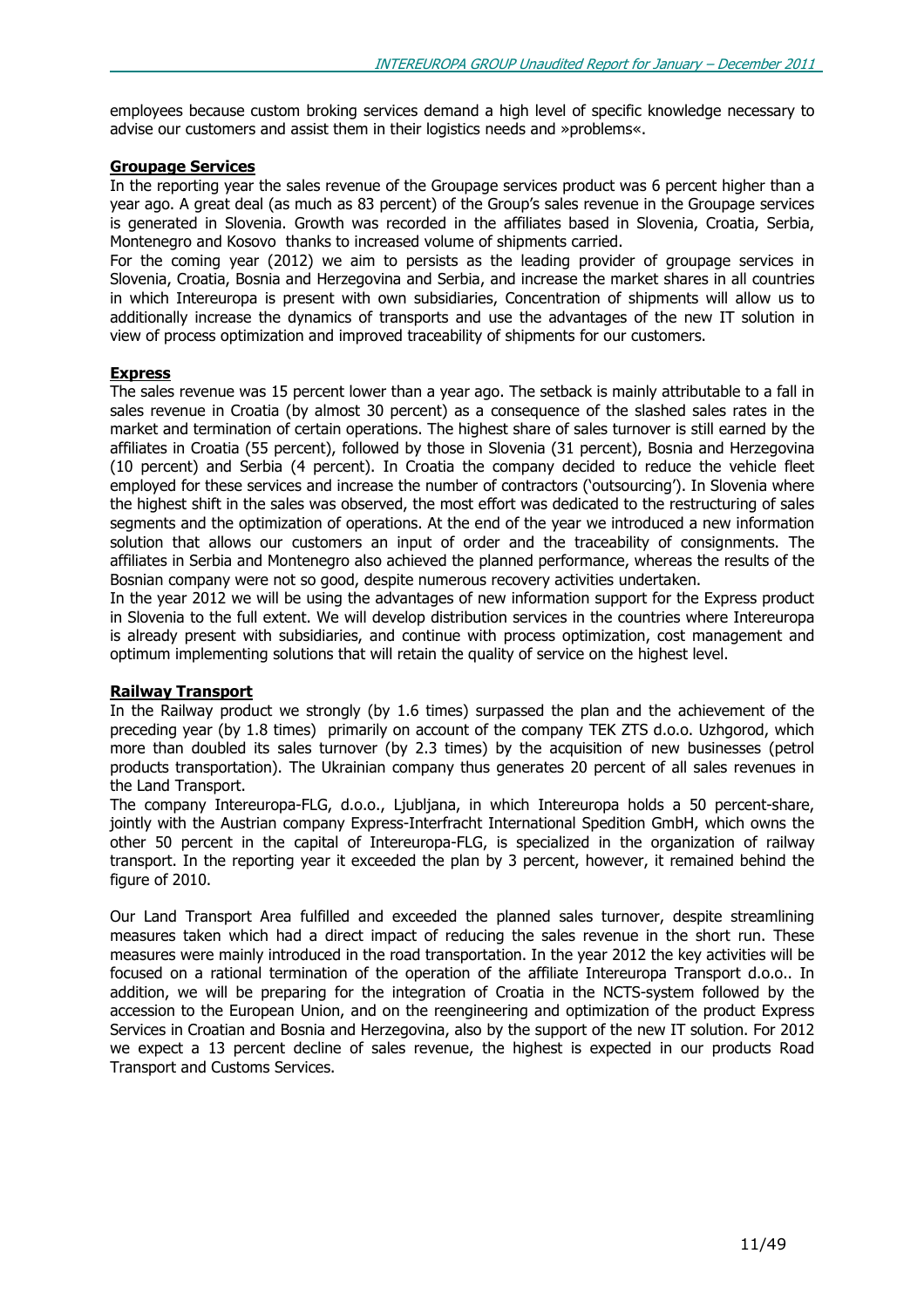employees because custom broking services demand a high level of specific knowledge necessary to advise our customers and assist them in their logistics needs and »problems«.

**Groupage Services**

In the reporting year the sales revenue of the Groupage services product was 6 percent higher than a year ago. A great deal (as much as 83 percent) of the Group's sales revenue in the Groupage services is generated in Slovenia. Growth was recorded in the affiliates based in Slovenia, Croatia, Serbia, Montenegro and Kosovo thanks to increased volume of shipments carried.

For the coming year (2012) we aim to persists as the leading provider of groupage services in Slovenia, Croatia, Bosnia and Herzegovina and Serbia, and increase the market shares in all countries in which Intereuropa is present with own subsidiaries, Concentration of shipments will allow us to additionally increase the dynamics of transports and use the advantages of the new IT solution in view of process optimization and improved traceability of shipments for our customers.

**Express**

The sales revenue was 15 percent lower than a year ago. The setback is mainly attributable to a fall in sales revenue in Croatia (by almost 30 percent) as a consequence of the slashed sales rates in the market and termination of certain operations. The highest share of sales turnover is still earned by the affiliates in Croatia (55 percent), followed by those in Slovenia (31 percent), Bosnia and Herzegovina (10 percent) and Serbia (4 percent). In Croatia the company decided to reduce the vehicle fleet employed for these services and increase the number of contractors ('outsourcing'). In Slovenia where the highest shift in the sales was observed, the most effort was dedicated to the restructuring of sales segments and the optimization of operations. At the end of the year we introduced a new information solution that allows our customers an input of order and the traceability of consignments. The affiliates in Serbia and Montenegro also achieved the planned performance, whereas the results of the Bosnian company were not so good, despite numerous recovery activities undertaken.

In the year 2012 we will be using the advantages of new information support for the Express product in Slovenia to the full extent. We will develop distribution services in the countries where Intereuropa is already present with subsidiaries, and continue with process optimization, cost management and optimum implementing solutions that will retain the quality of service on the highest level.

**Railway Transport**

In the Railway product we strongly (by 1.6 times) surpassed the plan and the achievement of the preceding year (by 1.8 times) primarily on account of the company TEK ZTS d.o.o. Uzhgorod, which more than doubled its sales turnover (by 2.3 times) by the acquisition of new businesses (petrol products transportation). The Ukrainian company thus generates 20 percent of all sales revenues in the Land Transport.

The company Intereuropa-FLG, d.o.o., Ljubljana, in which Intereuropa holds a 50 percent-share, jointly with the Austrian company Express-Interfracht International Spedition GmbH, which owns the other 50 percent in the capital of Intereuropa-FLG, is specialized in the organization of railway transport. In the reporting year it exceeded the plan by 3 percent, however, it remained behind the figure of 2010.

Our Land Transport Area fulfilled and exceeded the planned sales turnover, despite streamlining measures taken which had a direct impact of reducing the sales revenue in the short run. These measures were mainly introduced in the road transportation. In the year 2012 the key activities will be focused on a rational termination of the operation of the affiliate Intereuropa Transport d.o.o.. In addition, we will be preparing for the integration of Croatia in the NCTS-system followed by the accession to the European Union, and on the reengineering and optimization of the product Express Services in Croatian and Bosnia and Herzegovina, also by the support of the new IT solution. For 2012 we expect a 13 percent decline of sales revenue, the highest is expected in our products Road Transport and Customs Services.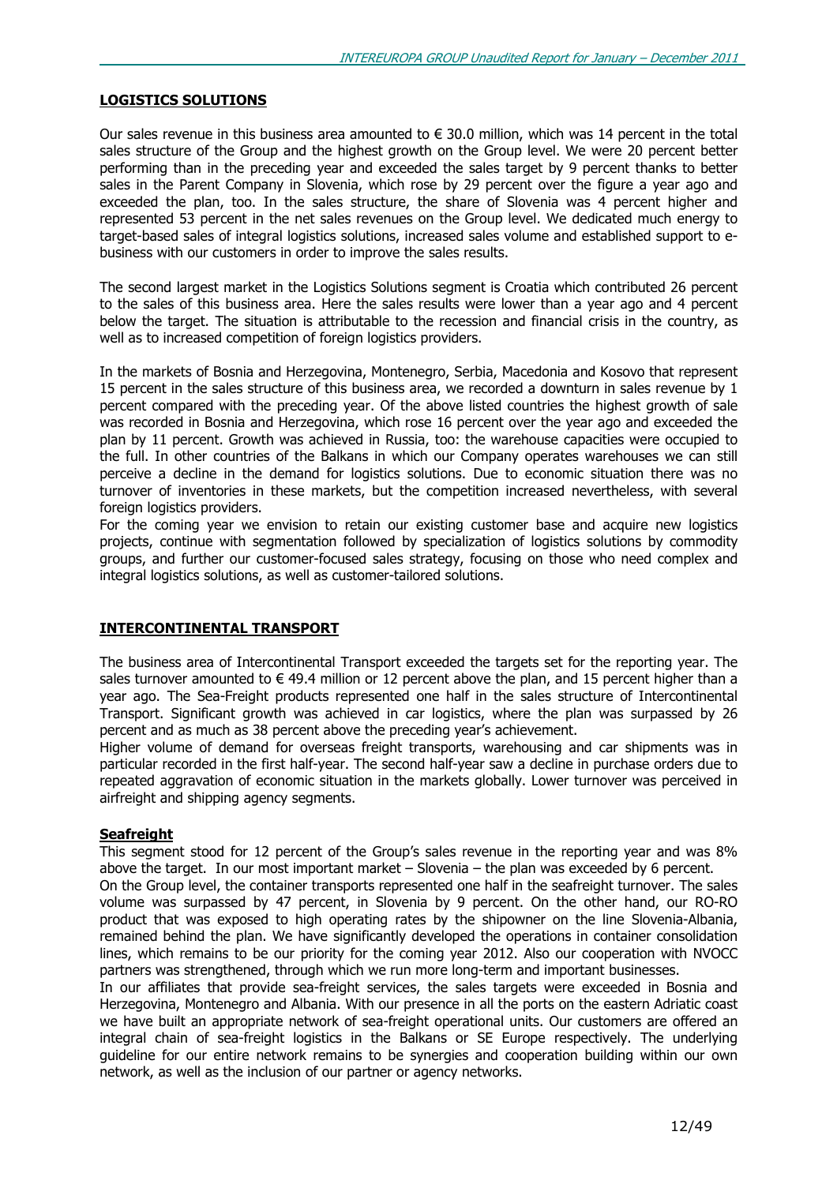## LOGISTICS SOLUTIONS

Our sales revenue in this business area amounted to € 30.0 million, which was 14 percent in the total sales structure of the Group and the highest growth on the Group level. We were 20 percent better performing than in the preceding year and exceeded the sales target by 9 percent thanks to better sales in the Parent Company in Slovenia, which rose by 29 percent over the figure a year ago and exceeded the plan, too. In the sales structure, the share of Slovenia was 4 percent higher and represented 53 percent in the net sales revenues on the Group level. We dedicated much energy to target-based sales of integral logistics solutions, increased sales volume and established support to e-business with our customers in order to improve the sales results.

The second largest market in the Logistics Solutions segment is Croatia which contributed 26 percent to the sales of this business area. Here the sales results were lower than a year ago and 4 percent below the target. The situation is attributable to the recession and financial crisis in the country, as well as to increased competition of foreign logistics providers.

In the markets of Bosnia and Herzegovina, Montenegro, Serbia, Macedonia and Kosovo that represent 15 percent in the sales structure of this business area, we recorded a downturn in sales revenue by 1 percent compared with the preceding year. Of the above listed countries the highest growth of sale was recorded in Bosnia and Herzegovina, which rose 16 percent over the year ago and exceeded the plan by 11 percent. Growth was achieved in Russia, too: the warehouse capacities were occupied to the full. In other countries of the Balkans in which our Company operates warehouses we can still perceive a decline in the demand for logistics solutions. Due to economic situation there was no turnover of inventories in these markets, but the competition increased nevertheless, with several foreign logistics providers.

For the coming year we envision to retain our existing customer base and acquire new logistics projects, continue with segmentation followed by specialization of logistics solutions by commodity groups, and further our customer-focused sales strategy, focusing on those who need complex and integral logistics solutions, as well as customer-tailored solutions.

## INTERCONTINENTAL TRANSPORT

The business area of Intercontinental Transport exceeded the targets set for the reporting year. The sales turnover amounted to € 49.4 million or 12 percent above the plan, and 15 percent higher than a year ago. The Sea-Freight products represented one half in the sales structure of Intercontinental Transport. Significant growth was achieved in car logistics, where the plan was surpassed by 26 percent and as much as 38 percent above the preceding year's achievement.

Higher volume of demand for overseas freight transports, warehousing and car shipments was in particular recorded in the first half-year. The second half-year saw a decline in purchase orders due to repeated aggravation of economic situation in the markets globally. Lower turnover was perceived in airfreight and shipping agency segments.

### Seafreight

This segment stood for 12 percent of the Group's sales revenue in the reporting year and was 8% above the target. In our most important market – Slovenia – the plan was exceeded by 6 percent.

On the Group level, the container transports represented one half in the seafreight turnover. The sales volume was surpassed by 47 percent, in Slovenia by 9 percent. On the other hand, our RO-RO product that was exposed to high operating rates by the shipowner on the line Slovenia-Albania, remained behind the plan. We have significantly developed the operations in container consolidation lines, which remains to be our priority for the coming year 2012. Also our cooperation with NVOCC partners was strengthened, through which we run more long-term and important businesses.

In our affiliates that provide sea-freight services, the sales targets were exceeded in Bosnia and Herzegovina, Montenegro and Albania. With our presence in all the ports on the eastern Adriatic coast we have built an appropriate network of sea-freight operational units. Our customers are offered an integral chain of sea-freight logistics in the Balkans or SE Europe respectively. The underlying guideline for our entire network remains to be synergies and cooperation building within our own network, as well as the inclusion of our partner or agency networks.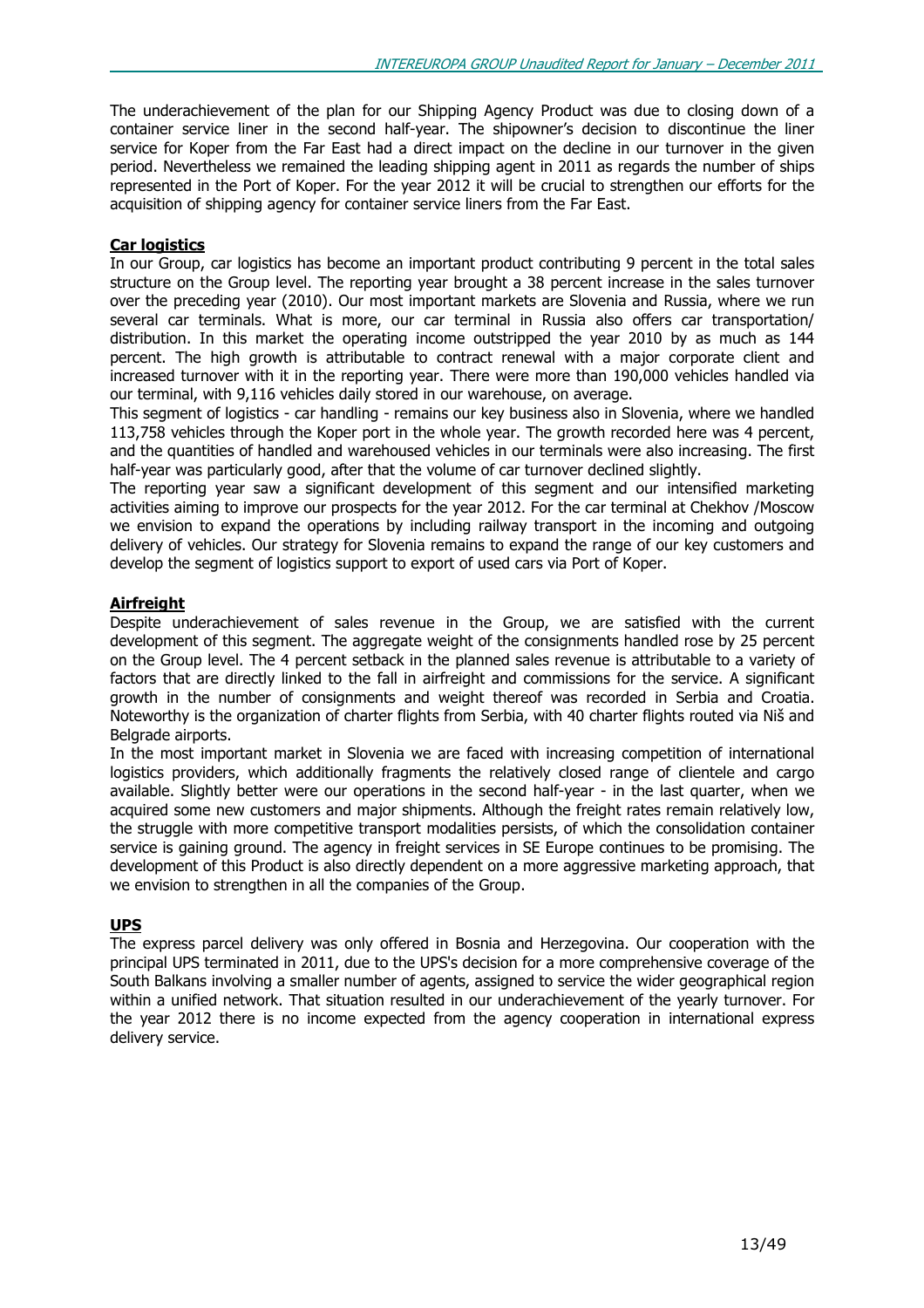The underachievement of the plan for our Shipping Agency Product was due to closing down of a container service liner in the second half-year. The shipowner's decision to discontinue the liner service for Koper from the Far East had a direct impact on the decline in our turnover in the given period. Nevertheless we remained the leading shipping agent in 2011 as regards the number of ships represented in the Port of Koper. For the year 2012 it will be crucial to strengthen our efforts for the acquisition of shipping agency for container service liners from the Far East.

**Car logistics**

In our Group, car logistics has become an important product contributing 9 percent in the total sales structure on the Group level. The reporting year brought a 38 percent increase in the sales turnover over the preceding year (2010). Our most important markets are Slovenia and Russia, where we run several car terminals. What is more, our car terminal in Russia also offers car transportation/ distribution. In this market the operating income outstripped the year 2010 by as much as 144 percent. The high growth is attributable to contract renewal with a major corporate client and increased turnover with it in the reporting year. There were more than 190,000 vehicles handled via our terminal, with 9,116 vehicles daily stored in our warehouse, on average.

This segment of logistics - car handling - remains our key business also in Slovenia, where we handled 113,758 vehicles through the Koper port in the whole year. The growth recorded here was 4 percent, and the quantities of handled and warehoused vehicles in our terminals were also increasing. The first half-year was particularly good, after that the volume of car turnover declined slightly.

The reporting year saw a significant development of this segment and our intensified marketing activities aiming to improve our prospects for the year 2012. For the car terminal at Chekhov /Moscow we envision to expand the operations by including railway transport in the incoming and outgoing delivery of vehicles. Our strategy for Slovenia remains to expand the range of our key customers and develop the segment of logistics support to export of used cars via Port of Koper.

**Airfreight**

Despite underachievement of sales revenue in the Group, we are satisfied with the current development of this segment. The aggregate weight of the consignments handled rose by 25 percent on the Group level. The 4 percent setback in the planned sales revenue is attributable to a variety of factors that are directly linked to the fall in airfreight and commissions for the service. A significant growth in the number of consignments and weight thereof was recorded in Serbia and Croatia. Noteworthy is the organization of charter flights from Serbia, with 40 charter flights routed via Niš and Belgrade airports.

In the most important market in Slovenia we are faced with increasing competition of international logistics providers, which additionally fragments the relatively closed range of clientele and cargo available. Slightly better were our operations in the second half-year - in the last quarter, when we acquired some new customers and major shipments. Although the freight rates remain relatively low, the struggle with more competitive transport modalities persists, of which the consolidation container service is gaining ground. The agency in freight services in SE Europe continues to be promising. The development of this Product is also directly dependent on a more aggressive marketing approach, that we envision to strengthen in all the companies of the Group.

**UPS**

The express parcel delivery was only offered in Bosnia and Herzegovina. Our cooperation with the principal UPS terminated in 2011, due to the UPS's decision for a more comprehensive coverage of the South Balkans involving a smaller number of agents, assigned to service the wider geographical region within a unified network. That situation resulted in our underachievement of the yearly turnover. For the year 2012 there is no income expected from the agency cooperation in international express delivery service.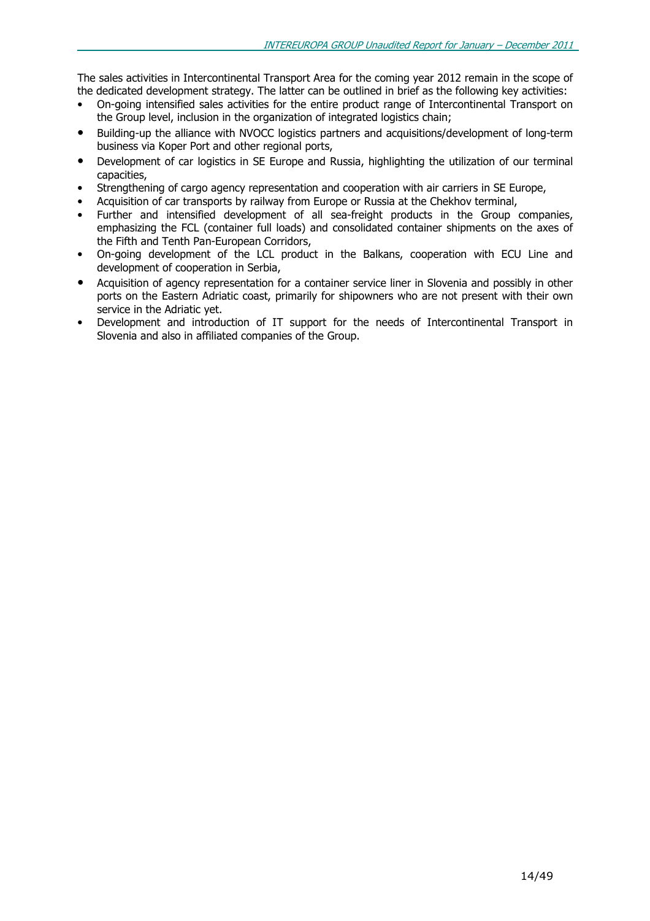The sales activities in Intercontinental Transport Area for the coming year 2012 remain in the scope of the dedicated development strategy. The latter can be outlined in brief as the following key activities:

- On-going intensified sales activities for the entire product range of Intercontinental Transport on the Group level, inclusion in the organization of integrated logistics chain;
- Building-up the alliance with NVOCC logistics partners and acquisitions/development of long-term business via Koper Port and other regional ports,
- Development of car logistics in SE Europe and Russia, highlighting the utilization of our terminal capacities,
- Strengthening of cargo agency representation and cooperation with air carriers in SE Europe,
- Acquisition of car transports by railway from Europe or Russia at the Chekhov terminal,
- Further and intensified development of all sea-freight products in the Group companies, emphasizing the FCL (container full loads) and consolidated container shipments on the axes of the Fifth and Tenth Pan-European Corridors,
- On-going development of the LCL product in the Balkans, cooperation with ECU Line and development of cooperation in Serbia,
- Acquisition of agency representation for a container service liner in Slovenia and possibly in other ports on the Eastern Adriatic coast, primarily for shipowners who are not present with their own service in the Adriatic yet.
- Development and introduction of IT support for the needs of Intercontinental Transport in Slovenia and also in affiliated companies of the Group.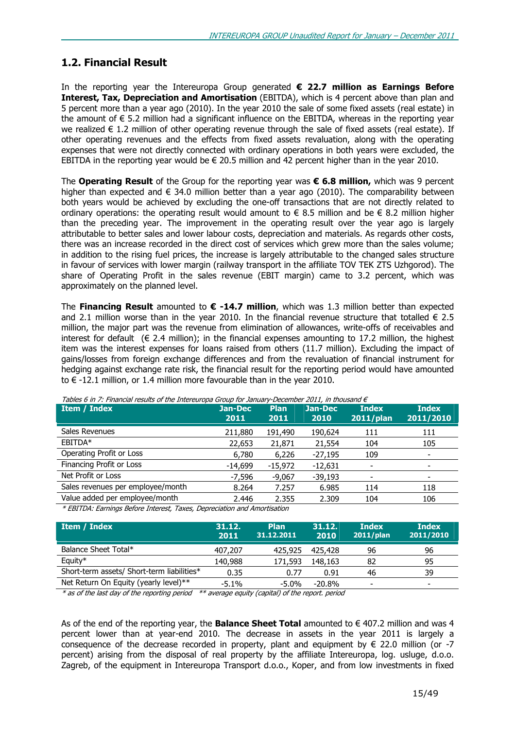## 1.2. Financial Result

In the reporting year the Intereuropa Group generated **€ 22.7 million as Earnings Before Interest, Tax, Depreciation and Amortisation** (EBITDA), which is 4 percent above than plan and 5 percent more than a year ago (2010). In the year 2010 the sale of some fixed assets (real estate) in the amount of € 5.2 million had a significant influence on the EBITDA, whereas in the reporting year we realized € 1.2 million of other operating revenue through the sale of fixed assets (real estate). If other operating revenues and the effects from fixed assets revaluation, along with the operating expenses that were not directly connected with ordinary operations in both years were excluded, the EBITDA in the reporting year would be € 20.5 million and 42 percent higher than in the year 2010.

The **Operating Result** of the Group for the reporting year was **€ 6.8 million,** which was 9 percent higher than expected and € 34.0 million better than a year ago (2010). The comparability between both years would be achieved by excluding the one-off transactions that are not directly related to ordinary operations: the operating result would amount to € 8.5 million and be € 8.2 million higher than the preceding year. The improvement in the operating result over the year ago is largely attributable to better sales and lower labour costs, depreciation and materials. As regards other costs, there was an increase recorded in the direct cost of services which grew more than the sales volume; in addition to the rising fuel prices, the increase is largely attributable to the changed sales structure in favour of services with lower margin (railway transport in the affiliate TOV TEK ZTS Uzhgorod). The share of Operating Profit in the sales revenue (EBIT margin) came to 3.2 percent, which was approximately on the planned level.

The **Financing Result** amounted to **€ -14.7 million**, which was 1.3 million better than expected and 2.1 million worse than in the year 2010. In the financial revenue structure that totalled € 2.5 million, the major part was the revenue from elimination of allowances, write-offs of receivables and interest for default (€ 2.4 million); in the financial expenses amounting to 17.2 million, the highest item was the interest expenses for loans raised from others (11.7 million). Excluding the impact of gains/losses from foreign exchange differences and from the revaluation of financial instrument for hedging against exchange rate risk, the financial result for the reporting period would have amounted to € -12.1 million, or 1.4 million more favourable than in the year 2010.

*Tables 6 in 7: Financial results of the Intereuropa Group for January-December 2011, in thousand €*

| Item / Index | Jan-Dec 2011 | Plan 2011 | Jan-Dec 2010 | Index 2011/plan | Index 2011/2010 |
|---|---|---|---|---|---|
| Sales Revenues | 211,880 | 191,490 | 190,624 | 111 | 111 |
| EBITDA* | 22,653 | 21,871 | 21,554 | 104 | 105 |
| Operating Profit or Loss | 6,780 | 6,226 | -27,195 | 109 | - |
| Financing Profit or Loss | -14,699 | -15,972 | -12,631 | - | - |
| Net Profit or Loss | -7,596 | -9,067 | -39,193 | - | - |
| Sales revenues per employee/month | 8.264 | 7.257 | 6.985 | 114 | 118 |
| Value added per employee/month | 2.446 | 2.355 | 2.309 | 104 | 106 |

*\* EBITDA: Earnings Before Interest, Taxes, Depreciation and Amortisation*

| Item / Index | 31.12. 2011 | Plan 31.12.2011 | 31.12. 2010 | Index 2011/plan | Index 2011/2010 |
|---|---|---|---|---|---|
| Balance Sheet Total* | 407,207 | 425,925 | 425,428 | 96 | 96 |
| Equity* | 140,988 | 171,593 | 148,163 | 82 | 95 |
| Short-term assets/ Short-term liabilities* | 0.35 | 0.77 | 0.91 | 46 | 39 |
| Net Return On Equity (yearly level)** | -5.1% | -5.0% | -20.8% | - | - |

*\* as of the last day of the reporting period \*\* average equity (capital) of the report. period*

As of the end of the reporting year, the **Balance Sheet Total** amounted to € 407.2 million and was 4 percent lower than at year-end 2010. The decrease in assets in the year 2011 is largely a consequence of the decrease recorded in property, plant and equipment by € 22.0 million (or -7 percent) arising from the disposal of real property by the affiliate Intereuropa, log. usluge, d.o.o. Zagreb, of the equipment in Intereuropa Transport d.o.o., Koper, and from low investments in fixed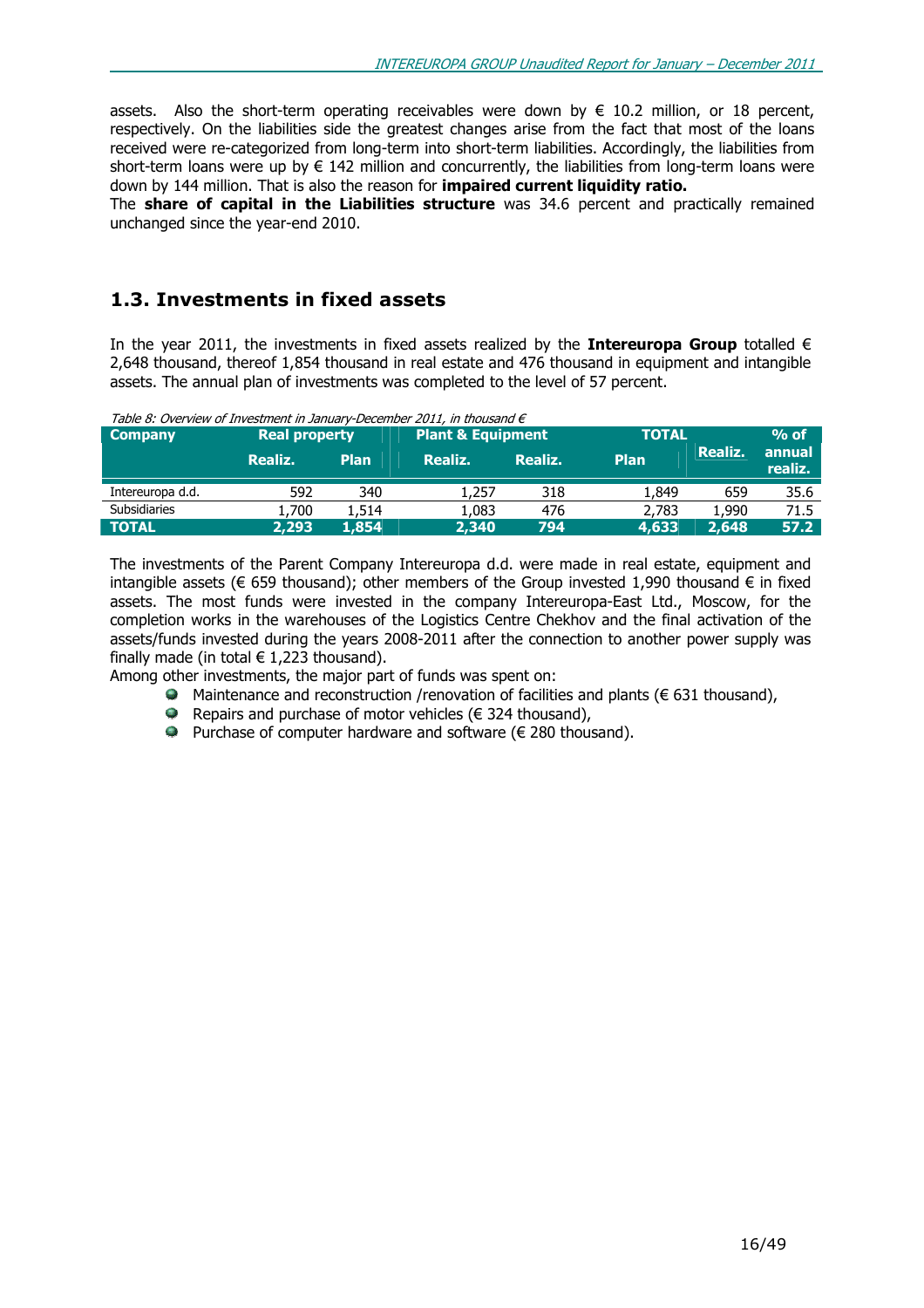assets. Also the short-term operating receivables were down by € 10.2 million, or 18 percent, respectively. On the liabilities side the greatest changes arise from the fact that most of the loans received were re-categorized from long-term into short-term liabilities. Accordingly, the liabilities from short-term loans were up by € 142 million and concurrently, the liabilities from long-term loans were down by 144 million. That is also the reason for **impaired current liquidity ratio.**

The **share of capital in the Liabilities structure** was 34.6 percent and practically remained unchanged since the year-end 2010.

## 1.3. Investments in fixed assets

In the year 2011, the investments in fixed assets realized by the **Intereuropa Group** totalled € 2,648 thousand, thereof 1,854 thousand in real estate and 476 thousand in equipment and intangible assets. The annual plan of investments was completed to the level of 57 percent.

*Table 8: Overview of Investment in January-December 2011, in thousand €*

| Company | Real property | | Plant & Equipment | | TOTAL | | % of annual realiz. |
|---|---|---|---|---|---|---|---|
| | Realiz. | Plan | Realiz. | Realiz. | Plan | Realiz. | |
| Intereuropa d.d. | 592 | 340 | 1,257 | 318 | 1,849 | 659 | 35.6 |
| Subsidiaries | 1,700 | 1,514 | 1,083 | 476 | 2,783 | 1,990 | 71.5 |
| **TOTAL** | **2,293** | **1,854** | **2,340** | **794** | **4,633** | **2,648** | **57.2** |

The investments of the Parent Company Intereuropa d.d. were made in real estate, equipment and intangible assets (€ 659 thousand); other members of the Group invested 1,990 thousand € in fixed assets. The most funds were invested in the company Intereuropa-East Ltd., Moscow, for the completion works in the warehouses of the Logistics Centre Chekhov and the final activation of the assets/funds invested during the years 2008-2011 after the connection to another power supply was finally made (in total € 1,223 thousand).

Among other investments, the major part of funds was spent on:

- Maintenance and reconstruction /renovation of facilities and plants (€ 631 thousand),
- Repairs and purchase of motor vehicles (€ 324 thousand),
- Purchase of computer hardware and software (€ 280 thousand).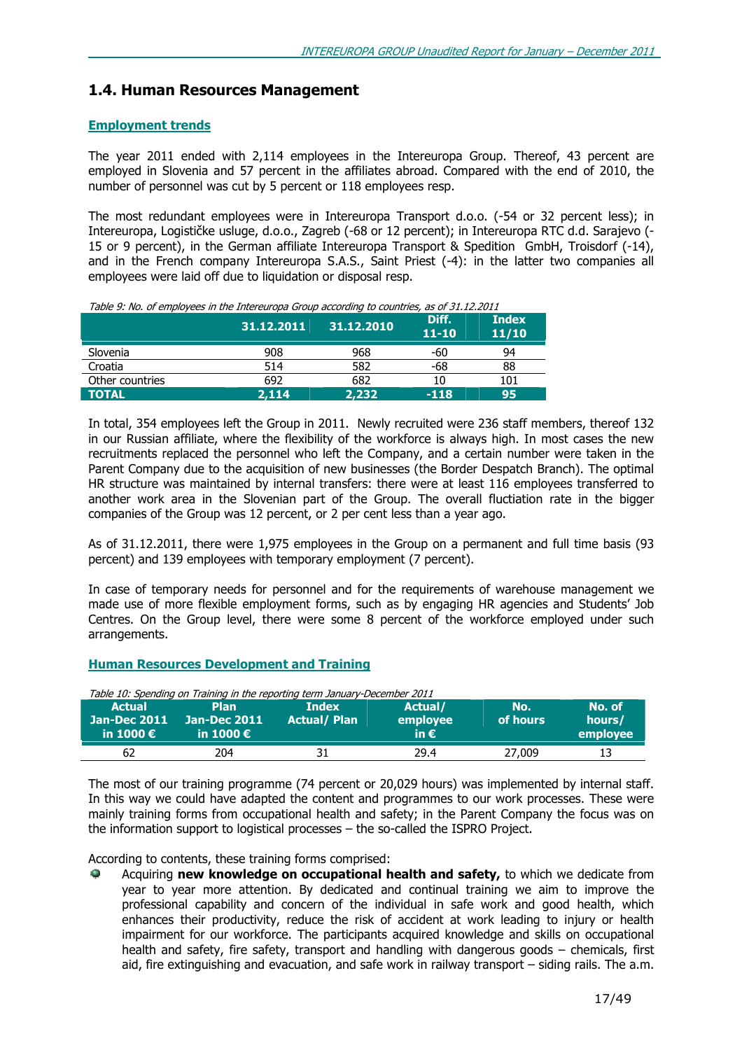## 1.4. Human Resources Management

### Employment trends

The year 2011 ended with 2,114 employees in the Intereuropa Group. Thereof, 43 percent are employed in Slovenia and 57 percent in the affiliates abroad. Compared with the end of 2010, the number of personnel was cut by 5 percent or 118 employees resp.

The most redundant employees were in Intereuropa Transport d.o.o. (-54 or 32 percent less); in Intereuropa, Logističke usluge, d.o.o., Zagreb (-68 or 12 percent); in Intereuropa RTC d.d. Sarajevo (-15 or 9 percent), in the German affiliate Intereuropa Transport & Spedition GmbH, Troisdorf (-14), and in the French company Intereuropa S.A.S., Saint Priest (-4): in the latter two companies all employees were laid off due to liquidation or disposal resp.

*Table 9: No. of employees in the Intereuropa Group according to countries, as of 31.12.2011*

| | 31.12.2011 | 31.12.2010 | Diff. 11-10 | Index 11/10 |
|---|---|---|---|---|
| Slovenia | 908 | 968 | -60 | 94 |
| Croatia | 514 | 582 | -68 | 88 |
| Other countries | 692 | 682 | 10 | 101 |
| **TOTAL** | **2,114** | **2,232** | **-118** | **95** |

In total, 354 employees left the Group in 2011. Newly recruited were 236 staff members, thereof 132 in our Russian affiliate, where the flexibility of the workforce is always high. In most cases the new recruitments replaced the personnel who left the Company, and a certain number were taken in the Parent Company due to the acquisition of new businesses (the Border Despatch Branch). The optimal HR structure was maintained by internal transfers: there were at least 116 employees transferred to another work area in the Slovenian part of the Group. The overall fluctiation rate in the bigger companies of the Group was 12 percent, or 2 per cent less than a year ago.

As of 31.12.2011, there were 1,975 employees in the Group on a permanent and full time basis (93 percent) and 139 employees with temporary employment (7 percent).

In case of temporary needs for personnel and for the requirements of warehouse management we made use of more flexible employment forms, such as by engaging HR agencies and Students' Job Centres. On the Group level, there were some 8 percent of the workforce employed under such arrangements.

### Human Resources Development and Training

*Table 10: Spending on Training in the reporting term January-December 2011*

| Actual Jan-Dec 2011 in 1000 € | Plan Jan-Dec 2011 in 1000 € | Index Actual/ Plan | Actual/ employee in € | No. of hours | No. of hours/ employee |
|---|---|---|---|---|---|
| 62 | 204 | 31 | 29.4 | 27,009 | 13 |

The most of our training programme (74 percent or 20,029 hours) was implemented by internal staff. In this way we could have adapted the content and programmes to our work processes. These were mainly training forms from occupational health and safety; in the Parent Company the focus was on the information support to logistical processes – the so-called the ISPRO Project.

According to contents, these training forms comprised:

- Acquiring **new knowledge on occupational health and safety,** to which we dedicate from year to year more attention. By dedicated and continual training we aim to improve the professional capability and concern of the individual in safe work and good health, which enhances their productivity, reduce the risk of accident at work leading to injury or health impairment for our workforce. The participants acquired knowledge and skills on occupational health and safety, fire safety, transport and handling with dangerous goods – chemicals, first aid, fire extinguishing and evacuation, and safe work in railway transport – siding rails. The a.m.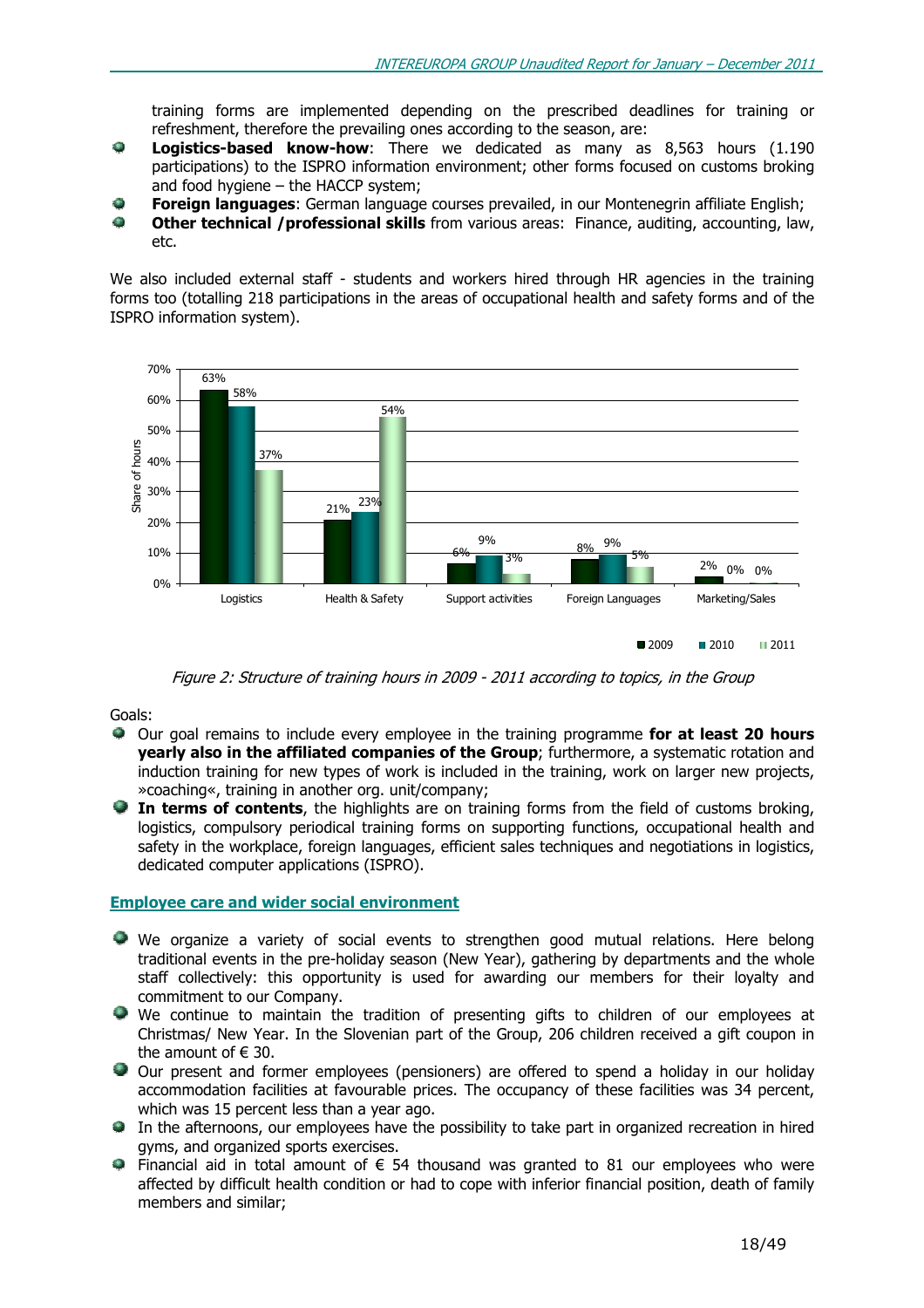training forms are implemented depending on the prescribed deadlines for training or refreshment, therefore the prevailing ones according to the season, are:

- **Logistics-based know-how**: There we dedicated as many as 8,563 hours (1.190 participations) to the ISPRO information environment; other forms focused on customs broking and food hygiene – the HACCP system;
- **Foreign languages**: German language courses prevailed, in our Montenegrin affiliate English;
- **Other technical /professional skills** from various areas: Finance, auditing, accounting, law, etc.

We also included external staff - students and workers hired through HR agencies in the training forms too (totalling 218 participations in the areas of occupational health and safety forms and of the ISPRO information system).

| Share of hours | 2009 | 2010 | 2011 |
| --- | --- | --- | --- |
| Logistics | 63% | 58% | 37% |
| Health & Safety | 21% | 23% | 54% |
| Support activities | 6% | 9% | 3% |
| Foreign Languages | 8% | 9% | 5% |
| Marketing/Sales | 2% | 0% | 0% |

*Figure 2: Structure of training hours in 2009 - 2011 according to topics, in the Group*

Goals:

- Our goal remains to include every employee in the training programme **for at least 20 hours yearly also in the affiliated companies of the Group**; furthermore, a systematic rotation and induction training for new types of work is included in the training, work on larger new projects, »coaching«, training in another org. unit/company;
- **In terms of contents**, the highlights are on training forms from the field of customs broking, logistics, compulsory periodical training forms on supporting functions, occupational health and safety in the workplace, foreign languages, efficient sales techniques and negotiations in logistics, dedicated computer applications (ISPRO).

## Employee care and wider social environment

- We organize a variety of social events to strengthen good mutual relations. Here belong traditional events in the pre-holiday season (New Year), gathering by departments and the whole staff collectively: this opportunity is used for awarding our members for their loyalty and commitment to our Company.
- We continue to maintain the tradition of presenting gifts to children of our employees at Christmas/ New Year. In the Slovenian part of the Group, 206 children received a gift coupon in the amount of € 30.
- Our present and former employees (pensioners) are offered to spend a holiday in our holiday accommodation facilities at favourable prices. The occupancy of these facilities was 34 percent, which was 15 percent less than a year ago.
- In the afternoons, our employees have the possibility to take part in organized recreation in hired gyms, and organized sports exercises.
- Financial aid in total amount of € 54 thousand was granted to 81 our employees who were affected by difficult health condition or had to cope with inferior financial position, death of family members and similar;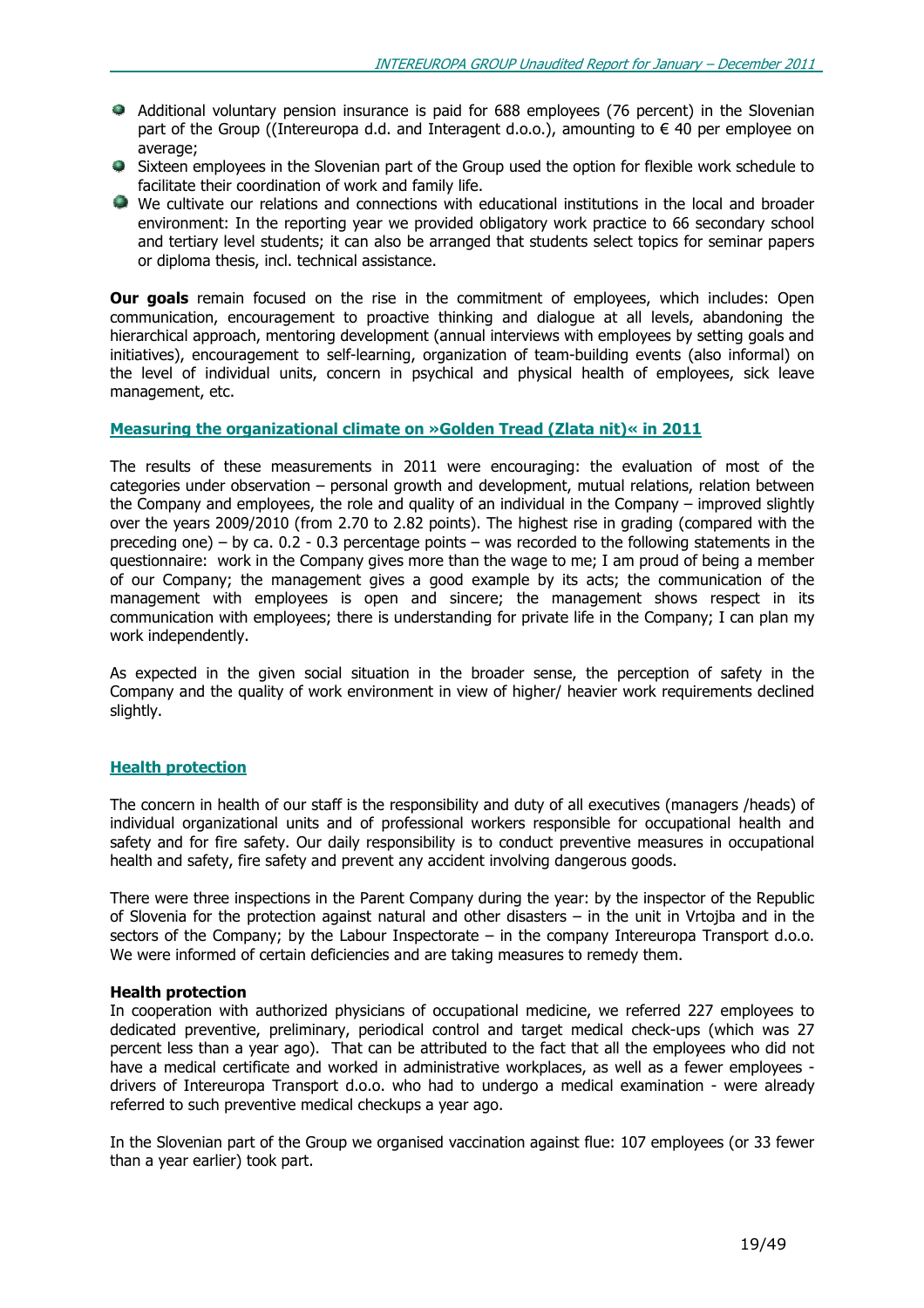- Additional voluntary pension insurance is paid for 688 employees (76 percent) in the Slovenian part of the Group ((Intereuropa d.d. and Interagent d.o.o.), amounting to € 40 per employee on average;
- Sixteen employees in the Slovenian part of the Group used the option for flexible work schedule to facilitate their coordination of work and family life.
- We cultivate our relations and connections with educational institutions in the local and broader environment: In the reporting year we provided obligatory work practice to 66 secondary school and tertiary level students; it can also be arranged that students select topics for seminar papers or diploma thesis, incl. technical assistance.

**Our goals** remain focused on the rise in the commitment of employees, which includes: Open communication, encouragement to proactive thinking and dialogue at all levels, abandoning the hierarchical approach, mentoring development (annual interviews with employees by setting goals and initiatives), encouragement to self-learning, organization of team-building events (also informal) on the level of individual units, concern in psychical and physical health of employees, sick leave management, etc.

## Measuring the organizational climate on »Golden Tread (Zlata nit)« in 2011

The results of these measurements in 2011 were encouraging: the evaluation of most of the categories under observation – personal growth and development, mutual relations, relation between the Company and employees, the role and quality of an individual in the Company – improved slightly over the years 2009/2010 (from 2.70 to 2.82 points). The highest rise in grading (compared with the preceding one) – by ca. 0.2 - 0.3 percentage points – was recorded to the following statements in the questionnaire: work in the Company gives more than the wage to me; I am proud of being a member of our Company; the management gives a good example by its acts; the communication of the management with employees is open and sincere; the management shows respect in its communication with employees; there is understanding for private life in the Company; I can plan my work independently.

As expected in the given social situation in the broader sense, the perception of safety in the Company and the quality of work environment in view of higher/ heavier work requirements declined slightly.

## Health protection

The concern in health of our staff is the responsibility and duty of all executives (managers /heads) of individual organizational units and of professional workers responsible for occupational health and safety and for fire safety. Our daily responsibility is to conduct preventive measures in occupational health and safety, fire safety and prevent any accident involving dangerous goods.

There were three inspections in the Parent Company during the year: by the inspector of the Republic of Slovenia for the protection against natural and other disasters – in the unit in Vrtojba and in the sectors of the Company; by the Labour Inspectorate – in the company Intereuropa Transport d.o.o. We were informed of certain deficiencies and are taking measures to remedy them.

**Health protection**

In cooperation with authorized physicians of occupational medicine, we referred 227 employees to dedicated preventive, preliminary, periodical control and target medical check-ups (which was 27 percent less than a year ago). That can be attributed to the fact that all the employees who did not have a medical certificate and worked in administrative workplaces, as well as a fewer employees - drivers of Intereuropa Transport d.o.o. who had to undergo a medical examination - were already referred to such preventive medical checkups a year ago.

In the Slovenian part of the Group we organised vaccination against flue: 107 employees (or 33 fewer than a year earlier) took part.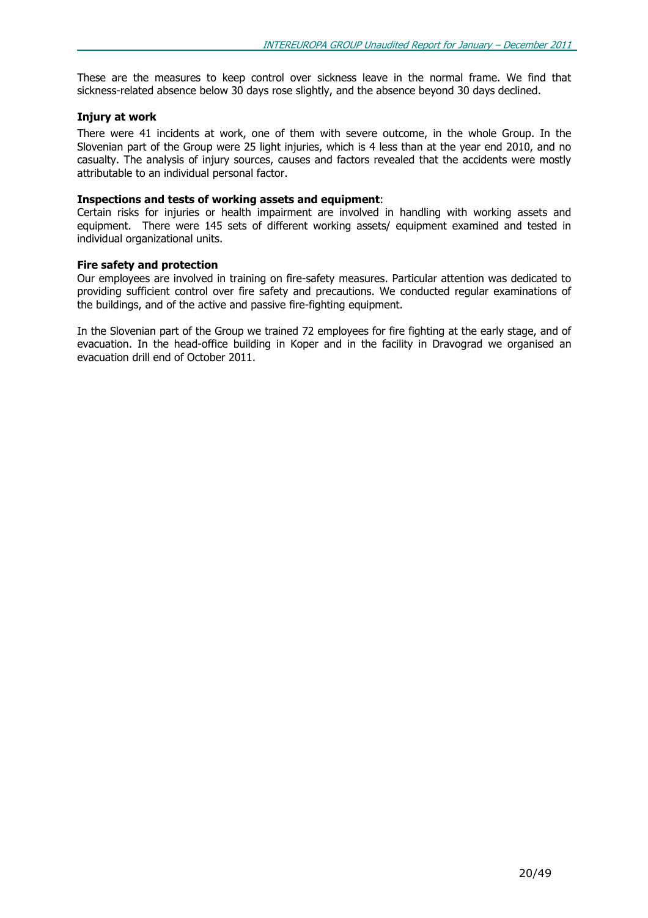These are the measures to keep control over sickness leave in the normal frame. We find that sickness-related absence below 30 days rose slightly, and the absence beyond 30 days declined.

**Injury at work**

There were 41 incidents at work, one of them with severe outcome, in the whole Group. In the Slovenian part of the Group were 25 light injuries, which is 4 less than at the year end 2010, and no casualty. The analysis of injury sources, causes and factors revealed that the accidents were mostly attributable to an individual personal factor.

**Inspections and tests of working assets and equipment**:

Certain risks for injuries or health impairment are involved in handling with working assets and equipment. There were 145 sets of different working assets/ equipment examined and tested in individual organizational units.

**Fire safety and protection**

Our employees are involved in training on fire-safety measures. Particular attention was dedicated to providing sufficient control over fire safety and precautions. We conducted regular examinations of the buildings, and of the active and passive fire-fighting equipment.

In the Slovenian part of the Group we trained 72 employees for fire fighting at the early stage, and of evacuation. In the head-office building in Koper and in the facility in Dravograd we organised an evacuation drill end of October 2011.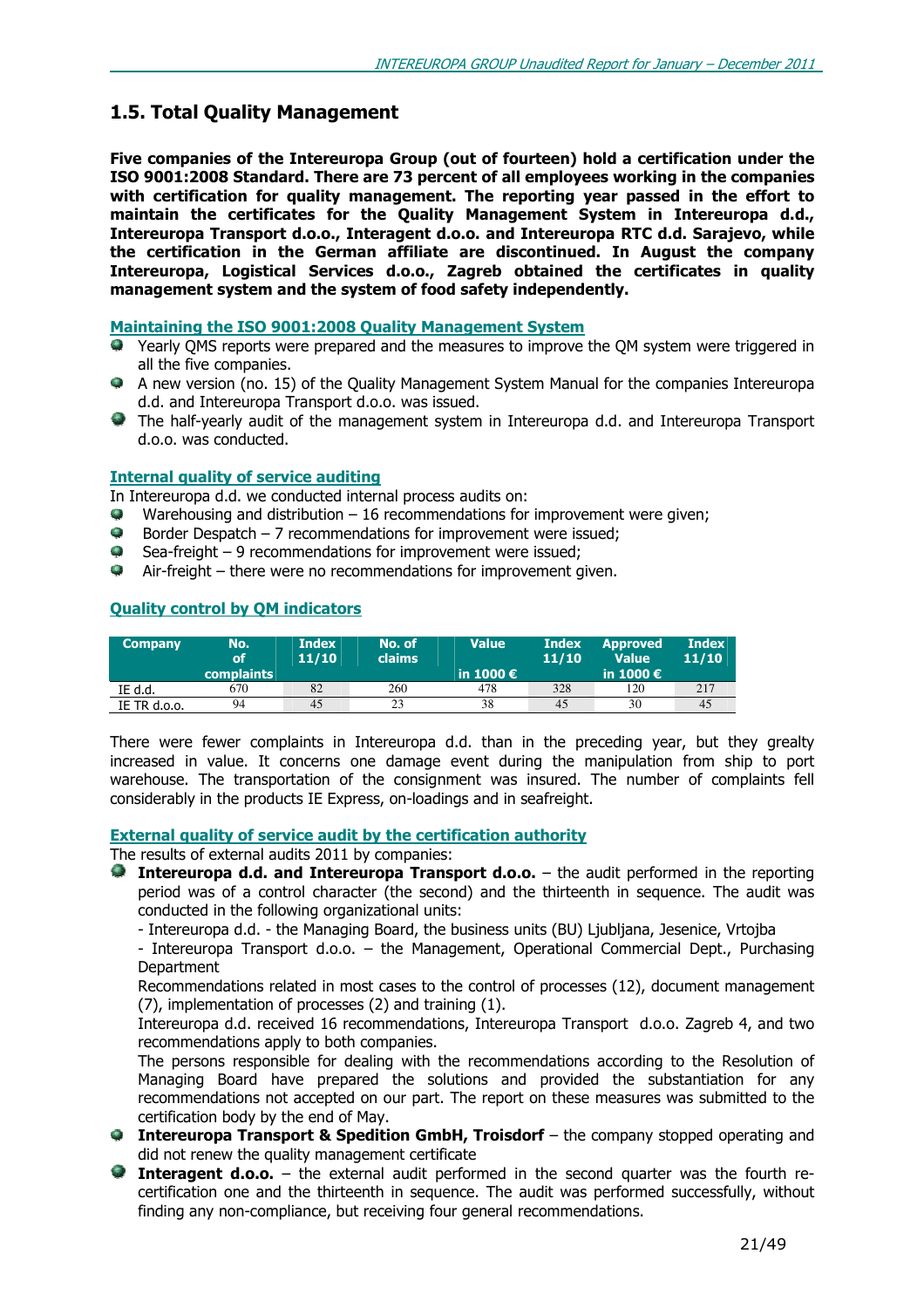## 1.5. Total Quality Management

**Five companies of the Intereuropa Group (out of fourteen) hold a certification under the ISO 9001:2008 Standard. There are 73 percent of all employees working in the companies with certification for quality management. The reporting year passed in the effort to maintain the certificates for the Quality Management System in Intereuropa d.d., Intereuropa Transport d.o.o., Interagent d.o.o. and Intereuropa RTC d.d. Sarajevo, while the certification in the German affiliate are discontinued. In August the company Intereuropa, Logistical Services d.o.o., Zagreb obtained the certificates in quality management system and the system of food safety independently.**

**Maintaining the ISO 9001:2008 Quality Management System**

- Yearly QMS reports were prepared and the measures to improve the QM system were triggered in all the five companies.
- A new version (no. 15) of the Quality Management System Manual for the companies Intereuropa d.d. and Intereuropa Transport d.o.o. was issued.
- The half-yearly audit of the management system in Intereuropa d.d. and Intereuropa Transport d.o.o. was conducted.

**Internal quality of service auditing**

In Intereuropa d.d. we conducted internal process audits on:

- Warehousing and distribution – 16 recommendations for improvement were given;
- Border Despatch – 7 recommendations for improvement were issued;
- Sea-freight – 9 recommendations for improvement were issued;
- Air-freight – there were no recommendations for improvement given.

**Quality control by QM indicators**

| Company | No. of complaints | Index 11/10 | No. of claims | Value in 1000 € | Index 11/10 | Approved Value in 1000 € | Index 11/10 |
|---|---|---|---|---|---|---|---|
| IE d.d. | 670 | 82 | 260 | 478 | 328 | 120 | 217 |
| IE TR d.o.o. | 94 | 45 | 23 | 38 | 45 | 30 | 45 |

There were fewer complaints in Intereuropa d.d. than in the preceding year, but they grealty increased in value. It concerns one damage event during the manipulation from ship to port warehouse. The transportation of the consignment was insured. The number of complaints fell considerably in the products IE Express, on-loadings and in seafreight.

**External quality of service audit by the certification authority**

The results of external audits 2011 by companies:

- **Intereuropa d.d. and Intereuropa Transport d.o.o.** – the audit performed in the reporting period was of a control character (the second) and the thirteenth in sequence. The audit was conducted in the following organizational units:
  - Intereuropa d.d. - the Managing Board, the business units (BU) Ljubljana, Jesenice, Vrtojba
  - Intereuropa Transport d.o.o. – the Management, Operational Commercial Dept., Purchasing Department

  Recommendations related in most cases to the control of processes (12), document management (7), implementation of processes (2) and training (1).
  Intereuropa d.d. received 16 recommendations, Intereuropa Transport d.o.o. Zagreb 4, and two recommendations apply to both companies.
  The persons responsible for dealing with the recommendations according to the Resolution of Managing Board have prepared the solutions and provided the substantiation for any recommendations not accepted on our part. The report on these measures was submitted to the certification body by the end of May.
- **Intereuropa Transport & Spedition GmbH, Troisdorf** – the company stopped operating and did not renew the quality management certificate
- **Interagent d.o.o.** – the external audit performed in the second quarter was the fourth re-certification one and the thirteenth in sequence. The audit was performed successfully, without finding any non-compliance, but receiving four general recommendations.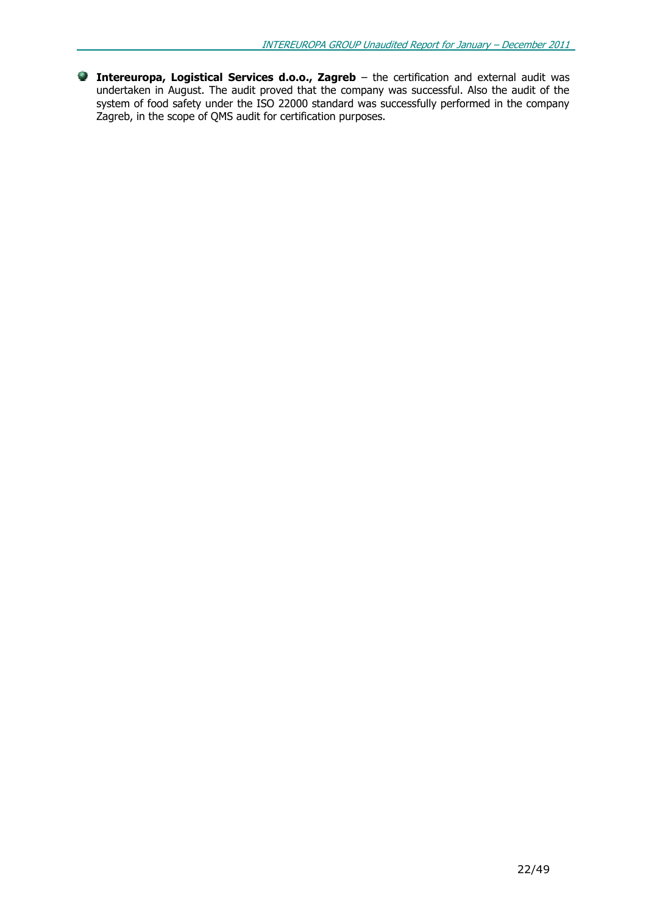- **Intereuropa, Logistical Services d.o.o., Zagreb** – the certification and external audit was undertaken in August. The audit proved that the company was successful. Also the audit of the system of food safety under the ISO 22000 standard was successfully performed in the company Zagreb, in the scope of QMS audit for certification purposes.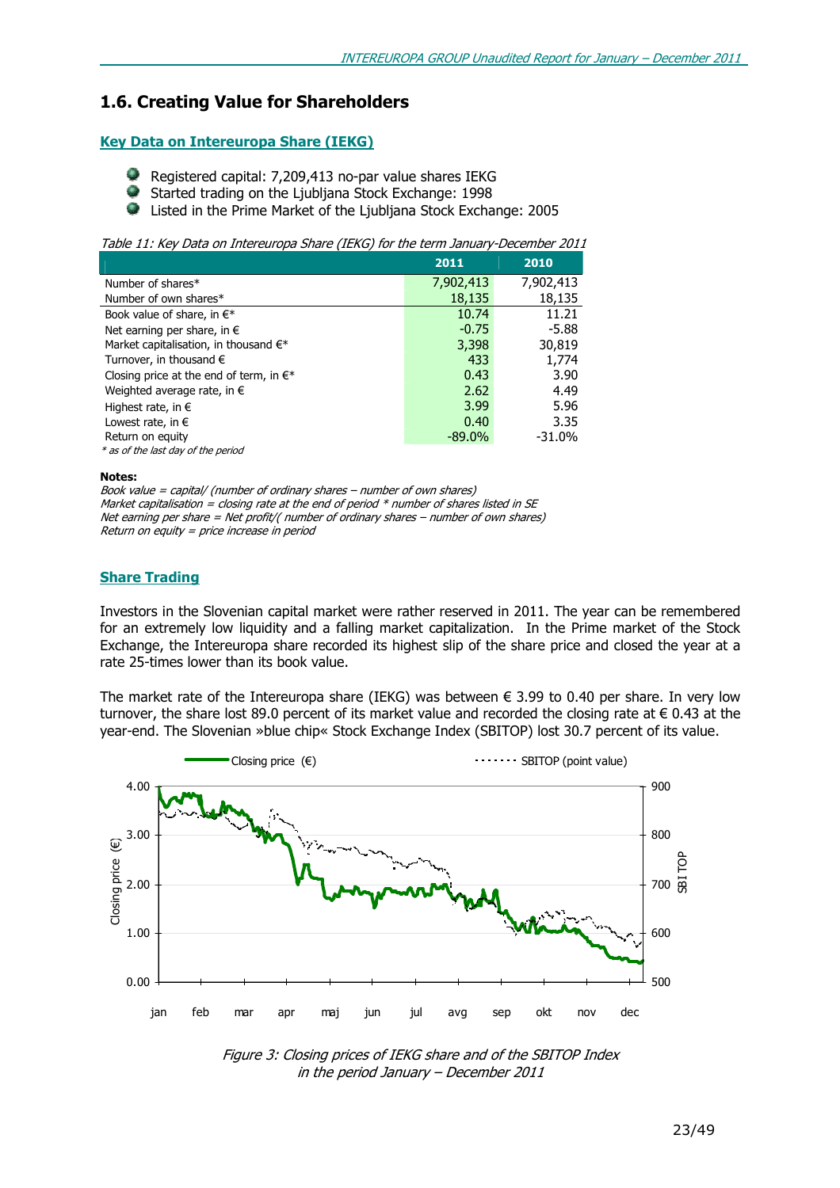## 1.6. Creating Value for Shareholders

### Key Data on Intereuropa Share (IEKG)

- Registered capital: 7,209,413 no-par value shares IEKG
- Started trading on the Ljubljana Stock Exchange: 1998
- Listed in the Prime Market of the Ljubljana Stock Exchange: 2005

*Table 11: Key Data on Intereuropa Share (IEKG) for the term January-December 2011*

| | 2011 | 2010 |
|---|---|---|
| Number of shares* | 7,902,413 | 7,902,413 |
| Number of own shares* | 18,135 | 18,135 |
| Book value of share, in €* | 10.74 | 11.21 |
| Net earning per share, in € | -0.75 | -5.88 |
| Market capitalisation, in thousand €* | 3,398 | 30,819 |
| Turnover, in thousand € | 433 | 1,774 |
| Closing price at the end of term, in €* | 0.43 | 3.90 |
| Weighted average rate, in € | 2.62 | 4.49 |
| Highest rate, in € | 3.99 | 5.96 |
| Lowest rate, in € | 0.40 | 3.35 |
| Return on equity | -89.0% | -31.0% |

*\* as of the last day of the period*

**Notes:**
*Book value = capital/ (number of ordinary shares – number of own shares)*
*Market capitalisation = closing rate at the end of period * number of shares listed in SE*
*Net earning per share = Net profit/( number of ordinary shares – number of own shares)*
*Return on equity = price increase in period*

### Share Trading

Investors in the Slovenian capital market were rather reserved in 2011. The year can be remembered for an extremely low liquidity and a falling market capitalization. In the Prime market of the Stock Exchange, the Intereuropa share recorded its highest slip of the share price and closed the year at a rate 25-times lower than its book value.

The market rate of the Intereuropa share (IEKG) was between € 3.99 to 0.40 per share. In very low turnover, the share lost 89.0 percent of its market value and recorded the closing rate at € 0.43 at the year-end. The Slovenian »blue chip« Stock Exchange Index (SBITOP) lost 30.7 percent of its value.

*Figure 3: Closing prices of IEKG share and of the SBITOP Index in the period January – December 2011*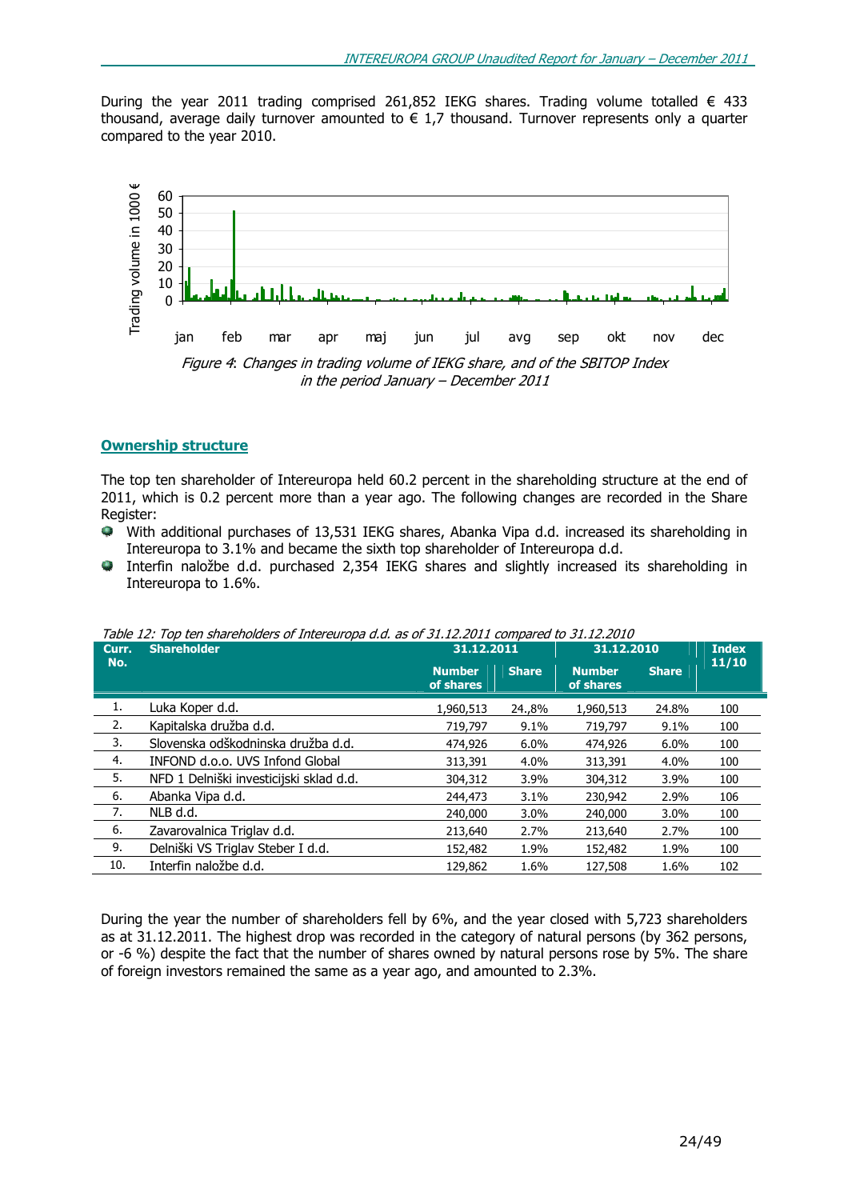During the year 2011 trading comprised 261,852 IEKG shares. Trading volume totalled € 433 thousand, average daily turnover amounted to € 1,7 thousand. Turnover represents only a quarter compared to the year 2010.

*Figure 4: Changes in trading volume of IEKG share, and of the SBITOP Index in the period January – December 2011*

## Ownership structure

The top ten shareholder of Intereuropa held 60.2 percent in the shareholding structure at the end of 2011, which is 0.2 percent more than a year ago. The following changes are recorded in the Share Register:

- With additional purchases of 13,531 IEKG shares, Abanka Vipa d.d. increased its shareholding in Intereuropa to 3.1% and became the sixth top shareholder of Intereuropa d.d.
- Interfin naložbe d.d. purchased 2,354 IEKG shares and slightly increased its shareholding in Intereuropa to 1.6%.

*Table 12: Top ten shareholders of Intereuropa d.d. as of 31.12.2011 compared to 31.12.2010*

| Curr. No. | Shareholder | 31.12.2011 | | 31.12.2010 | | Index 11/10 |
|---|---|---|---|---|---|---|
| | | Number of shares | Share | Number of shares | Share | |
| 1. | Luka Koper d.d. | 1,960,513 | 24.,8% | 1,960,513 | 24.8% | 100 |
| 2. | Kapitalska družba d.d. | 719,797 | 9.1% | 719,797 | 9.1% | 100 |
| 3. | Slovenska odškodninska družba d.d. | 474,926 | 6.0% | 474,926 | 6.0% | 100 |
| 4. | INFOND d.o.o. UVS Infond Global | 313,391 | 4.0% | 313,391 | 4.0% | 100 |
| 5. | NFD 1 Delniški investicijski sklad d.d. | 304,312 | 3.9% | 304,312 | 3.9% | 100 |
| 6. | Abanka Vipa d.d. | 244,473 | 3.1% | 230,942 | 2.9% | 106 |
| 7. | NLB d.d. | 240,000 | 3.0% | 240,000 | 3.0% | 100 |
| 6. | Zavarovalnica Triglav d.d. | 213,640 | 2.7% | 213,640 | 2.7% | 100 |
| 9. | Delniški VS Triglav Steber I d.d. | 152,482 | 1.9% | 152,482 | 1.9% | 100 |
| 10. | Interfin naložbe d.d. | 129,862 | 1.6% | 127,508 | 1.6% | 102 |

During the year the number of shareholders fell by 6%, and the year closed with 5,723 shareholders as at 31.12.2011. The highest drop was recorded in the category of natural persons (by 362 persons, or -6 %) despite the fact that the number of shares owned by natural persons rose by 5%. The share of foreign investors remained the same as a year ago, and amounted to 2.3%.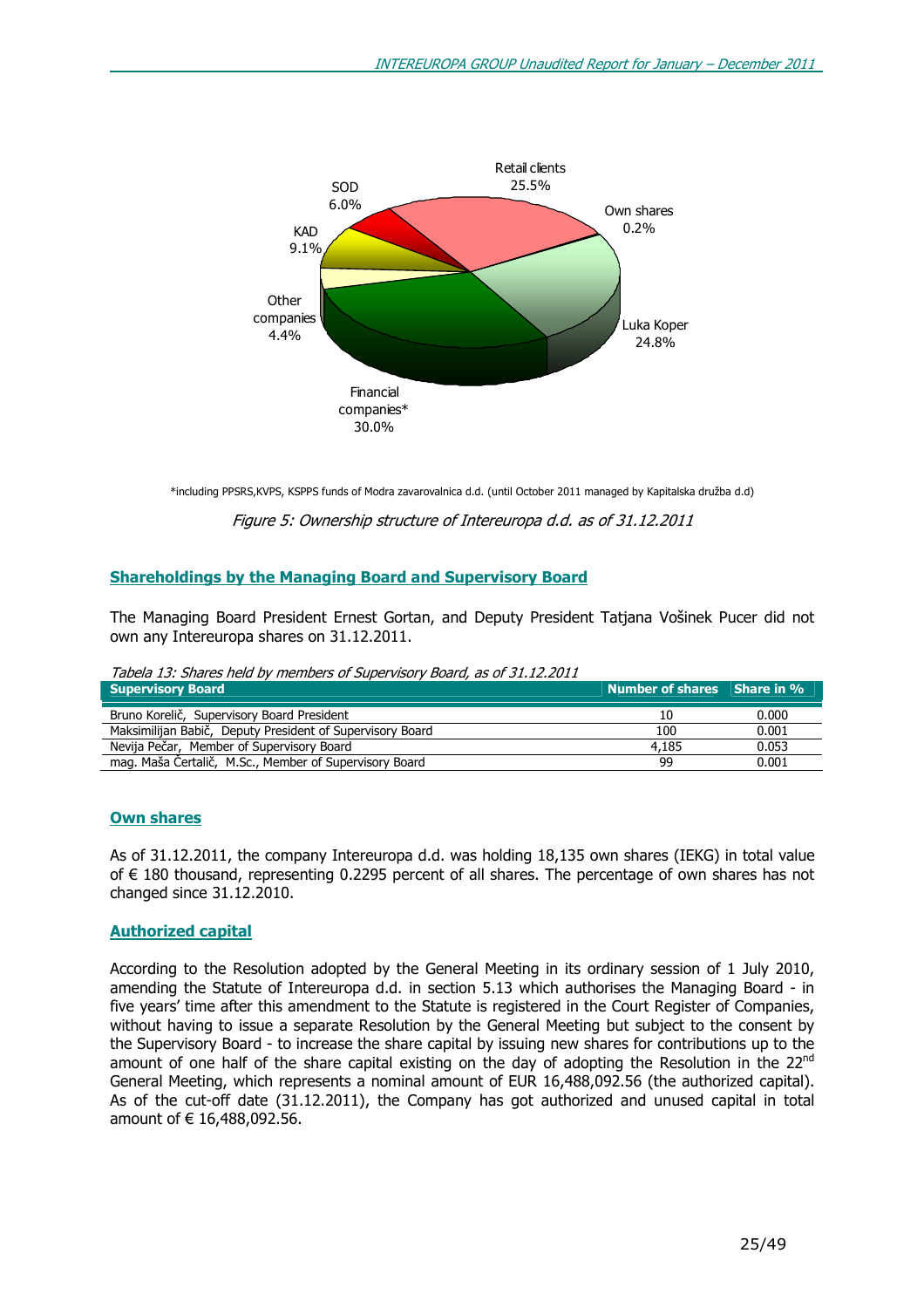Retail clients 25.5%

SOD 6.0%

Own shares 0.2%

KAD 9.1%

Other companies 4.4%

Luka Koper 24.8%

Financial companies* 30.0%

*including PPSRS,KVPS, KSPPS funds of Modra zavarovalnica d.d. (until October 2011 managed by Kapitalska družba d.d)

*Figure 5: Ownership structure of Intereuropa d.d. as of 31.12.2011*

## Shareholdings by the Managing Board and Supervisory Board

The Managing Board President Ernest Gortan, and Deputy President Tatjana Vošinek Pucer did not own any Intereuropa shares on 31.12.2011.

*Tabela 13: Shares held by members of Supervisory Board, as of 31.12.2011*

| Supervisory Board | Number of shares | Share in % |
|---|---|---|
| Bruno Korelič, Supervisory Board President | 10 | 0.000 |
| Maksimilijan Babič, Deputy President of Supervisory Board | 100 | 0.001 |
| Nevija Pečar, Member of Supervisory Board | 4,185 | 0.053 |
| mag. Maša Čertalič, M.Sc., Member of Supervisory Board | 99 | 0.001 |

## Own shares

As of 31.12.2011, the company Intereuropa d.d. was holding 18,135 own shares (IEKG) in total value of € 180 thousand, representing 0.2295 percent of all shares. The percentage of own shares has not changed since 31.12.2010.

## Authorized capital

According to the Resolution adopted by the General Meeting in its ordinary session of 1 July 2010, amending the Statute of Intereuropa d.d. in section 5.13 which authorises the Managing Board - in five years' time after this amendment to the Statute is registered in the Court Register of Companies, without having to issue a separate Resolution by the General Meeting but subject to the consent by the Supervisory Board - to increase the share capital by issuing new shares for contributions up to the amount of one half of the share capital existing on the day of adopting the Resolution in the 22nd General Meeting, which represents a nominal amount of EUR 16,488,092.56 (the authorized capital). As of the cut-off date (31.12.2011), the Company has got authorized and unused capital in total amount of € 16,488,092.56.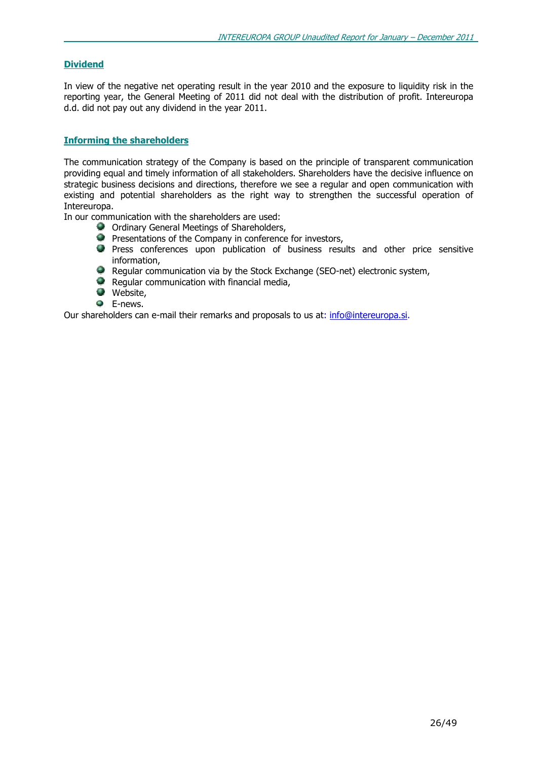## Dividend

In view of the negative net operating result in the year 2010 and the exposure to liquidity risk in the reporting year, the General Meeting of 2011 did not deal with the distribution of profit. Intereuropa d.d. did not pay out any dividend in the year 2011.

## Informing the shareholders

The communication strategy of the Company is based on the principle of transparent communication providing equal and timely information of all stakeholders. Shareholders have the decisive influence on strategic business decisions and directions, therefore we see a regular and open communication with existing and potential shareholders as the right way to strengthen the successful operation of Intereuropa.

In our communication with the shareholders are used:

- Ordinary General Meetings of Shareholders,
- Presentations of the Company in conference for investors,
- Press conferences upon publication of business results and other price sensitive information,
- Regular communication via by the Stock Exchange (SEO-net) electronic system,
- Regular communication with financial media,
- Website,
- E-news.

Our shareholders can e-mail their remarks and proposals to us at: info@intereuropa.si.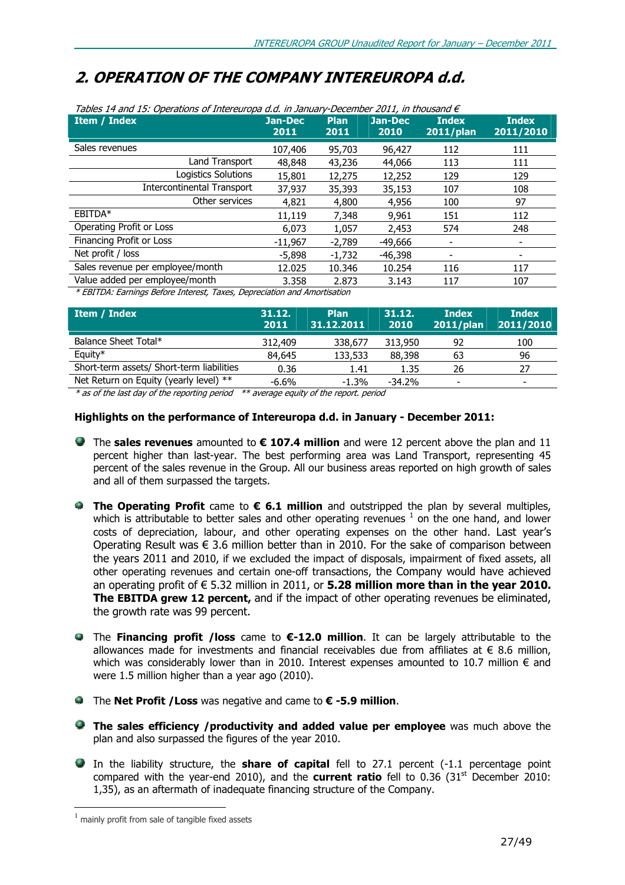# 2. OPERATION OF THE COMPANY INTEREUROPA d.d.

*Tables 14 and 15: Operations of Intereuropa d.d. in January-December 2011, in thousand €*

| Item / Index | Jan-Dec 2011 | Plan 2011 | Jan-Dec 2010 | Index 2011/plan | Index 2011/2010 |
|---|---|---|---|---|---|
| Sales revenues | 107,406 | 95,703 | 96,427 | 112 | 111 |
| Land Transport | 48,848 | 43,236 | 44,066 | 113 | 111 |
| Logistics Solutions | 15,801 | 12,275 | 12,252 | 129 | 129 |
| Intercontinental Transport | 37,937 | 35,393 | 35,153 | 107 | 108 |
| Other services | 4,821 | 4,800 | 4,956 | 100 | 97 |
| EBITDA* | 11,119 | 7,348 | 9,961 | 151 | 112 |
| Operating Profit or Loss | 6,073 | 1,057 | 2,453 | 574 | 248 |
| Financing Profit or Loss | -11,967 | -2,789 | -49,666 | - | - |
| Net profit / loss | -5,898 | -1,732 | -46,398 | - | - |
| Sales revenue per employee/month | 12.025 | 10.346 | 10.254 | 116 | 117 |
| Value added per employee/month | 3.358 | 2.873 | 3.143 | 117 | 107 |

*\* EBITDA: Earnings Before Interest, Taxes, Depreciation and Amortisation*

| Item / Index | 31.12. 2011 | Plan 31.12.2011 | 31.12. 2010 | Index 2011/plan | Index 2011/2010 |
|---|---|---|---|---|---|
| Balance Sheet Total* | 312,409 | 338,677 | 313,950 | 92 | 100 |
| Equity* | 84,645 | 133,533 | 88,398 | 63 | 96 |
| Short-term assets/ Short-term liabilities | 0.36 | 1.41 | 1.35 | 26 | 27 |
| Net Return on Equity (yearly level) ** | -6.6% | -1.3% | -34.2% | - | - |

*\* as of the last day of the reporting period \*\* average equity of the report. period*

**Highlights on the performance of Intereuropa d.d. in January - December 2011:**

- The **sales revenues** amounted to **€ 107.4 million** and were 12 percent above the plan and 11 percent higher than last-year. The best performing area was Land Transport, representing 45 percent of the sales revenue in the Group. All our business areas reported on high growth of sales and all of them surpassed the targets.

- **The Operating Profit** came to **€ 6.1 million** and outstripped the plan by several multiples, which is attributable to better sales and other operating revenues [1] on the one hand, and lower costs of depreciation, labour, and other operating expenses on the other hand. Last year's Operating Result was € 3.6 million better than in 2010. For the sake of comparison between the years 2011 and 2010, if we excluded the impact of disposals, impairment of fixed assets, all other operating revenues and certain one-off transactions, the Company would have achieved an operating profit of € 5.32 million in 2011, or **5.28 million more than in the year 2010. The EBITDA grew 12 percent,** and if the impact of other operating revenues be eliminated, the growth rate was 99 percent.

- The **Financing profit /loss** came to **€-12.0 million**. It can be largely attributable to the allowances made for investments and financial receivables due from affiliates at € 8.6 million, which was considerably lower than in 2010. Interest expenses amounted to 10.7 million € and were 1.5 million higher than a year ago (2010).

- The **Net Profit /Loss** was negative and came to **€ -5.9 million**.

- **The sales efficiency /productivity and added value per employee** was much above the plan and also surpassed the figures of the year 2010.

- In the liability structure, the **share of capital** fell to 27.1 percent (-1.1 percentage point compared with the year-end 2010), and the **current ratio** fell to 0.36 (31st December 2010: 1,35), as an aftermath of inadequate financing structure of the Company.

---

[1] mainly profit from sale of tangible fixed assets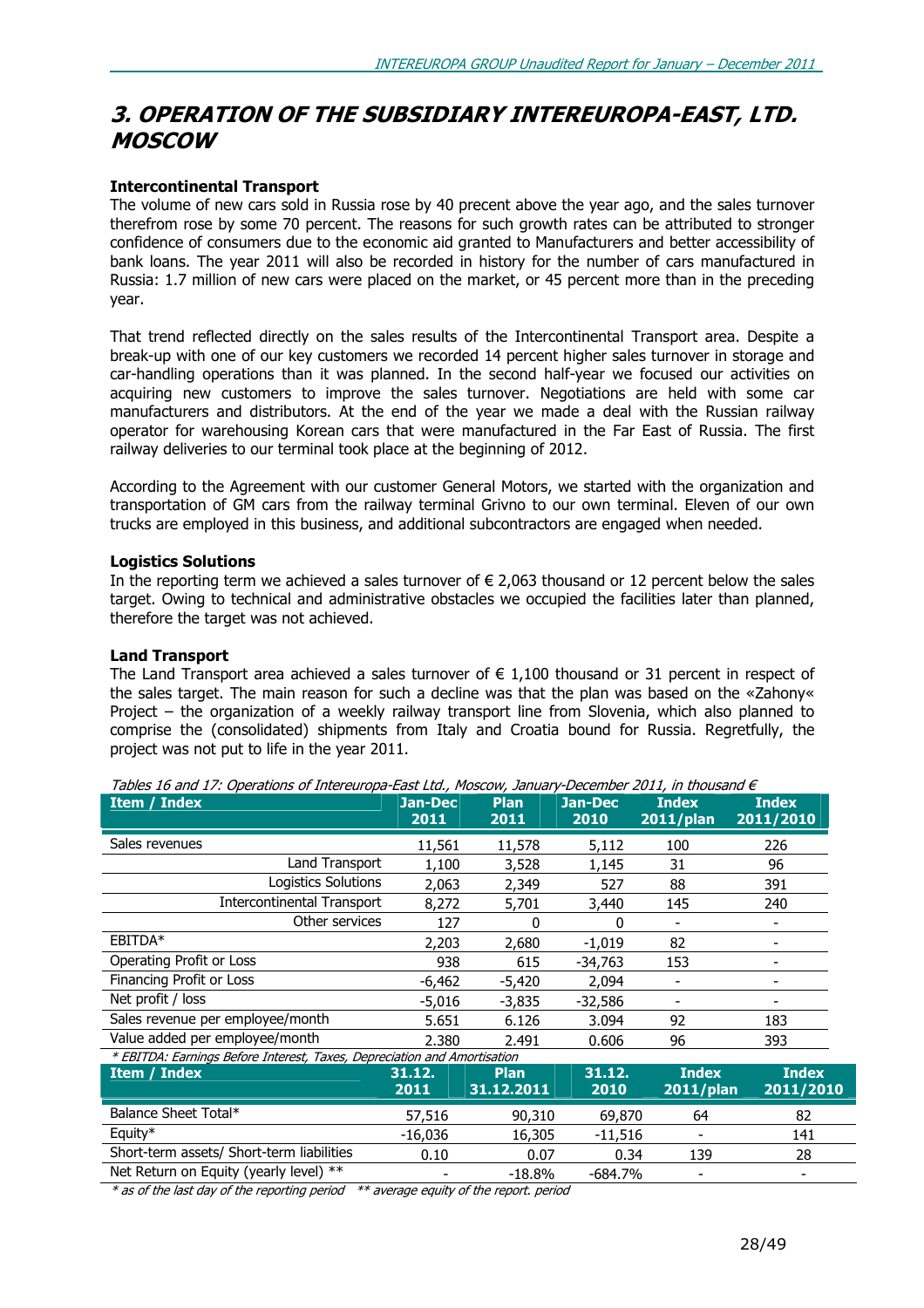# 3. OPERATION OF THE SUBSIDIARY INTEREUROPA-EAST, LTD. MOSCOW

**Intercontinental Transport**

The volume of new cars sold in Russia rose by 40 precent above the year ago, and the sales turnover therefrom rose by some 70 percent. The reasons for such growth rates can be attributed to stronger confidence of consumers due to the economic aid granted to Manufacturers and better accessibility of bank loans. The year 2011 will also be recorded in history for the number of cars manufactured in Russia: 1.7 million of new cars were placed on the market, or 45 percent more than in the preceding year.

That trend reflected directly on the sales results of the Intercontinental Transport area. Despite a break-up with one of our key customers we recorded 14 percent higher sales turnover in storage and car-handling operations than it was planned. In the second half-year we focused our activities on acquiring new customers to improve the sales turnover. Negotiations are held with some car manufacturers and distributors. At the end of the year we made a deal with the Russian railway operator for warehousing Korean cars that were manufactured in the Far East of Russia. The first railway deliveries to our terminal took place at the beginning of 2012.

According to the Agreement with our customer General Motors, we started with the organization and transportation of GM cars from the railway terminal Grivno to our own terminal. Eleven of our own trucks are employed in this business, and additional subcontractors are engaged when needed.

**Logistics Solutions**

In the reporting term we achieved a sales turnover of € 2,063 thousand or 12 percent below the sales target. Owing to technical and administrative obstacles we occupied the facilities later than planned, therefore the target was not achieved.

**Land Transport**

The Land Transport area achieved a sales turnover of € 1,100 thousand or 31 percent in respect of the sales target. The main reason for such a decline was that the plan was based on the «Zahony« Project – the organization of a weekly railway transport line from Slovenia, which also planned to comprise the (consolidated) shipments from Italy and Croatia bound for Russia. Regretfully, the project was not put to life in the year 2011.

*Tables 16 and 17: Operations of Intereuropa-East Ltd., Moscow, January-December 2011, in thousand €*

| Item / Index | Jan-Dec 2011 | Plan 2011 | Jan-Dec 2010 | Index 2011/plan | Index 2011/2010 |
|---|---|---|---|---|---|
| Sales revenues | 11,561 | 11,578 | 5,112 | 100 | 226 |
| Land Transport | 1,100 | 3,528 | 1,145 | 31 | 96 |
| Logistics Solutions | 2,063 | 2,349 | 527 | 88 | 391 |
| Intercontinental Transport | 8,272 | 5,701 | 3,440 | 145 | 240 |
| Other services | 127 | 0 | 0 | - | - |
| EBITDA* | 2,203 | 2,680 | -1,019 | 82 | - |
| Operating Profit or Loss | 938 | 615 | -34,763 | 153 | - |
| Financing Profit or Loss | -6,462 | -5,420 | 2,094 | - | - |
| Net profit / loss | -5,016 | -3,835 | -32,586 | - | - |
| Sales revenue per employee/month | 5.651 | 6.126 | 3.094 | 92 | 183 |
| Value added per employee/month | 2.380 | 2.491 | 0.606 | 96 | 393 |

*\* EBITDA: Earnings Before Interest, Taxes, Depreciation and Amortisation*

| Item / Index | 31.12. 2011 | Plan 31.12.2011 | 31.12. 2010 | Index 2011/plan | Index 2011/2010 |
|---|---|---|---|---|---|
| Balance Sheet Total* | 57,516 | 90,310 | 69,870 | 64 | 82 |
| Equity* | -16,036 | 16,305 | -11,516 | - | 141 |
| Short-term assets/ Short-term liabilities | 0.10 | 0.07 | 0.34 | 139 | 28 |
| Net Return on Equity (yearly level) ** | - | -18.8% | -684.7% | - | - |

*\* as of the last day of the reporting period \*\* average equity of the report. period*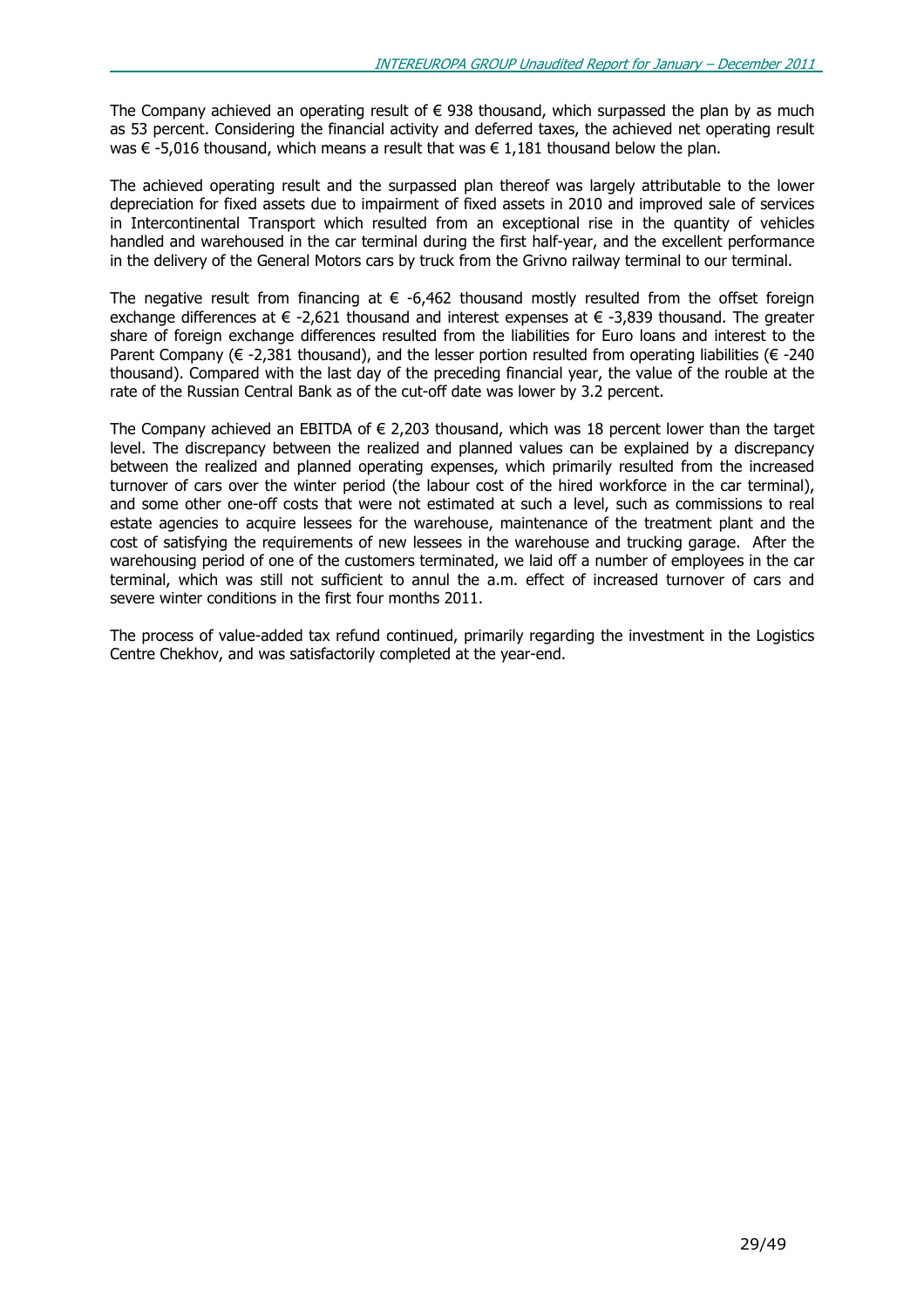The Company achieved an operating result of € 938 thousand, which surpassed the plan by as much as 53 percent. Considering the financial activity and deferred taxes, the achieved net operating result was € -5,016 thousand, which means a result that was € 1,181 thousand below the plan.

The achieved operating result and the surpassed plan thereof was largely attributable to the lower depreciation for fixed assets due to impairment of fixed assets in 2010 and improved sale of services in Intercontinental Transport which resulted from an exceptional rise in the quantity of vehicles handled and warehoused in the car terminal during the first half-year, and the excellent performance in the delivery of the General Motors cars by truck from the Grivno railway terminal to our terminal.

The negative result from financing at € -6,462 thousand mostly resulted from the offset foreign exchange differences at € -2,621 thousand and interest expenses at € -3,839 thousand. The greater share of foreign exchange differences resulted from the liabilities for Euro loans and interest to the Parent Company (€ -2,381 thousand), and the lesser portion resulted from operating liabilities (€ -240 thousand). Compared with the last day of the preceding financial year, the value of the rouble at the rate of the Russian Central Bank as of the cut-off date was lower by 3.2 percent.

The Company achieved an EBITDA of € 2,203 thousand, which was 18 percent lower than the target level. The discrepancy between the realized and planned values can be explained by a discrepancy between the realized and planned operating expenses, which primarily resulted from the increased turnover of cars over the winter period (the labour cost of the hired workforce in the car terminal), and some other one-off costs that were not estimated at such a level, such as commissions to real estate agencies to acquire lessees for the warehouse, maintenance of the treatment plant and the cost of satisfying the requirements of new lessees in the warehouse and trucking garage. After the warehousing period of one of the customers terminated, we laid off a number of employees in the car terminal, which was still not sufficient to annul the a.m. effect of increased turnover of cars and severe winter conditions in the first four months 2011.

The process of value-added tax refund continued, primarily regarding the investment in the Logistics Centre Chekhov, and was satisfactorily completed at the year-end.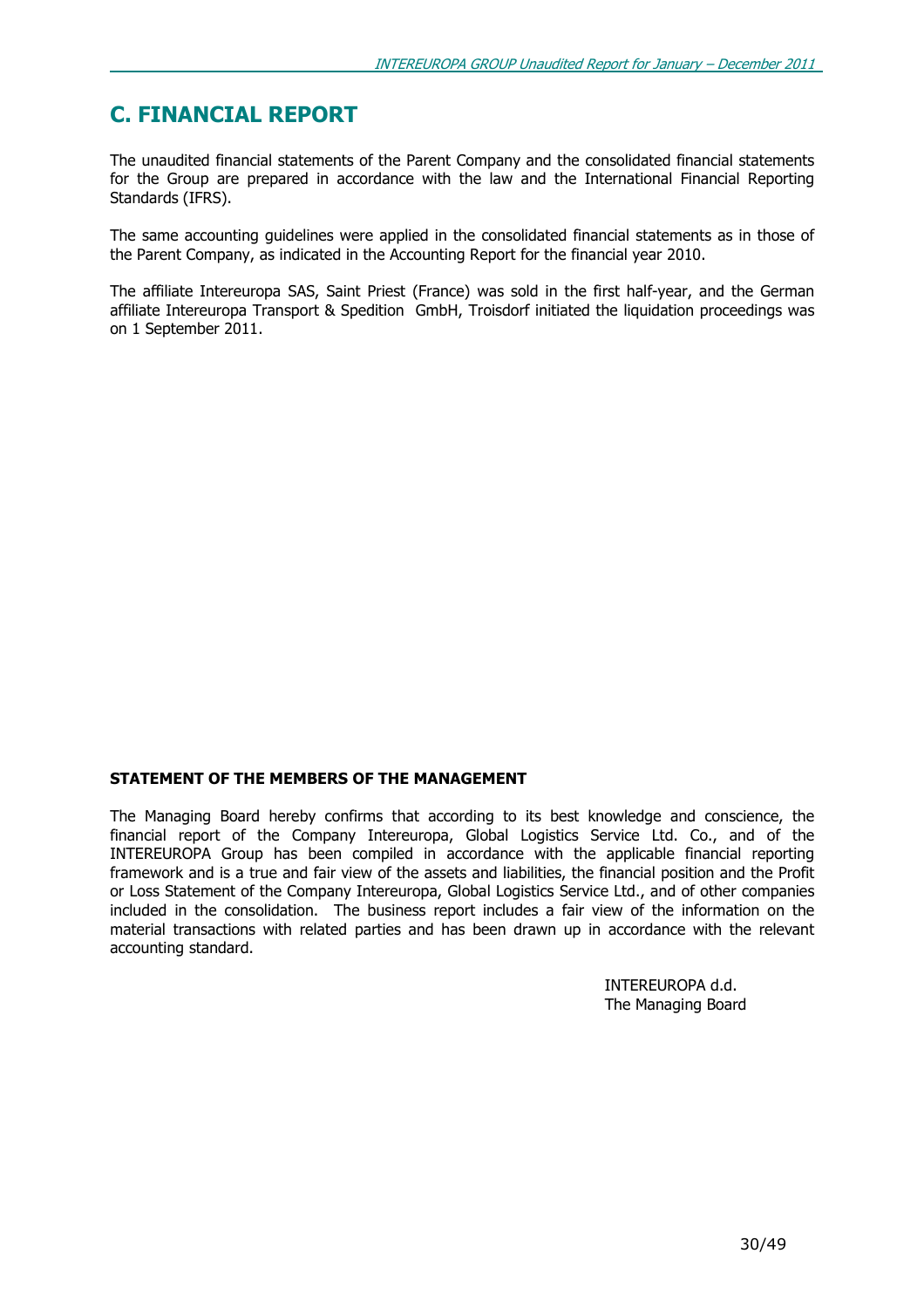# C. FINANCIAL REPORT

The unaudited financial statements of the Parent Company and the consolidated financial statements for the Group are prepared in accordance with the law and the International Financial Reporting Standards (IFRS).

The same accounting guidelines were applied in the consolidated financial statements as in those of the Parent Company, as indicated in the Accounting Report for the financial year 2010.

The affiliate Intereuropa SAS, Saint Priest (France) was sold in the first half-year, and the German affiliate Intereuropa Transport & Spedition GmbH, Troisdorf initiated the liquidation proceedings was on 1 September 2011.

**STATEMENT OF THE MEMBERS OF THE MANAGEMENT**

The Managing Board hereby confirms that according to its best knowledge and conscience, the financial report of the Company Intereuropa, Global Logistics Service Ltd. Co., and of the INTEREUROPA Group has been compiled in accordance with the applicable financial reporting framework and is a true and fair view of the assets and liabilities, the financial position and the Profit or Loss Statement of the Company Intereuropa, Global Logistics Service Ltd., and of other companies included in the consolidation. The business report includes a fair view of the information on the material transactions with related parties and has been drawn up in accordance with the relevant accounting standard.

INTEREUROPA d.d.
The Managing Board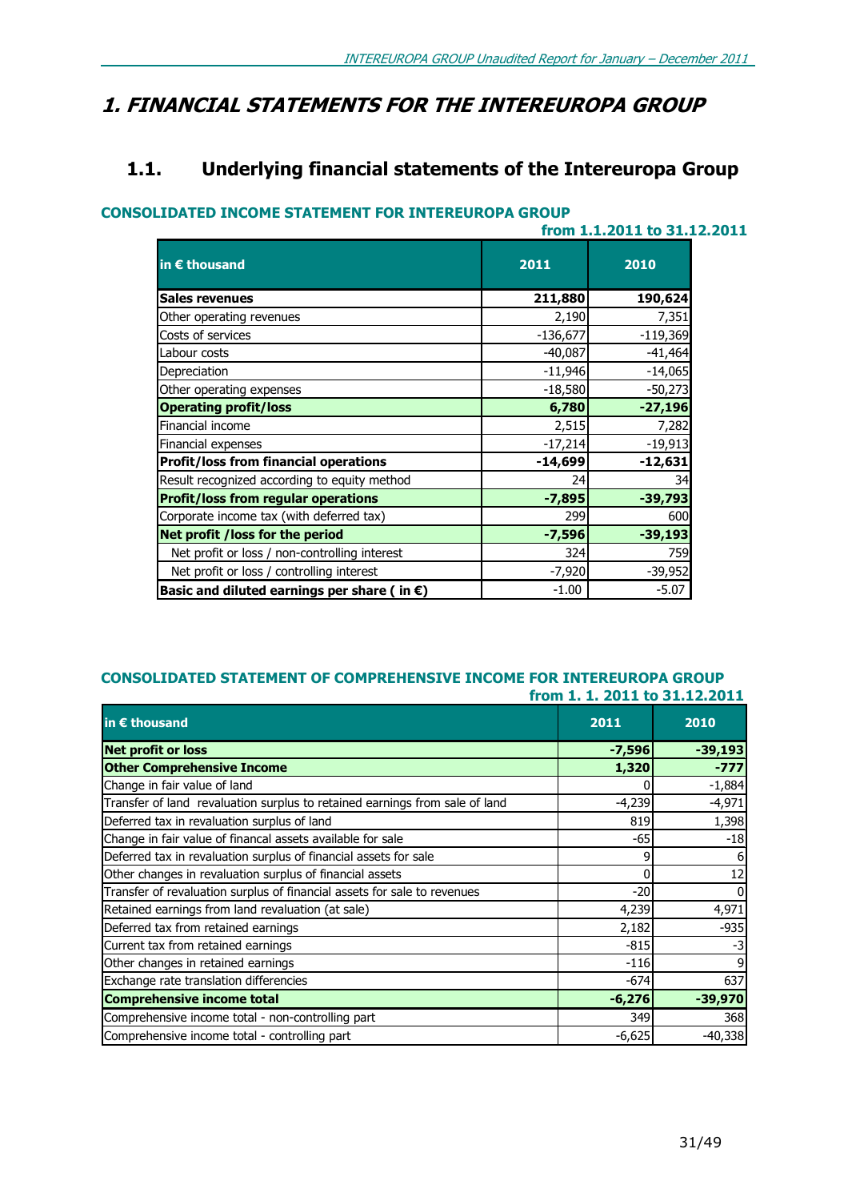# 1. FINANCIAL STATEMENTS FOR THE INTEREUROPA GROUP

## 1.1. Underlying financial statements of the Intereuropa Group

### CONSOLIDATED INCOME STATEMENT FOR INTEREUROPA GROUP

**from 1.1.2011 to 31.12.2011**

| in € thousand | 2011 | 2010 |
|---|---|---|
| **Sales revenues** | **211,880** | **190,624** |
| Other operating revenues | 2,190 | 7,351 |
| Costs of services | -136,677 | -119,369 |
| Labour costs | -40,087 | -41,464 |
| Depreciation | -11,946 | -14,065 |
| Other operating expenses | -18,580 | -50,273 |
| **Operating profit/loss** | **6,780** | **-27,196** |
| Financial income | 2,515 | 7,282 |
| Financial expenses | -17,214 | -19,913 |
| **Profit/loss from financial operations** | **-14,699** | **-12,631** |
| Result recognized according to equity method | 24 | 34 |
| **Profit/loss from regular operations** | **-7,895** | **-39,793** |
| Corporate income tax (with deferred tax) | 299 | 600 |
| **Net profit /loss for the period** | **-7,596** | **-39,193** |
| Net profit or loss / non-controlling interest | 324 | 759 |
| Net profit or loss / controlling interest | -7,920 | -39,952 |
| **Basic and diluted earnings per share ( in €)** | -1.00 | -5.07 |

### CONSOLIDATED STATEMENT OF COMPREHENSIVE INCOME FOR INTEREUROPA GROUP

**from 1. 1. 2011 to 31.12.2011**

| in € thousand | 2011 | 2010 |
|---|---|---|
| **Net profit or loss** | **-7,596** | **-39,193** |
| **Other Comprehensive Income** | **1,320** | **-777** |
| Change in fair value of land | 0 | -1,884 |
| Transfer of land revaluation surplus to retained earnings from sale of land | -4,239 | -4,971 |
| Deferred tax in revaluation surplus of land | 819 | 1,398 |
| Change in fair value of financal assets available for sale | -65 | -18 |
| Deferred tax in revaluation surplus of financial assets for sale | 9 | 6 |
| Other changes in revaluation surplus of financial assets | 0 | 12 |
| Transfer of revaluation surplus of financial assets for sale to revenues | -20 | 0 |
| Retained earnings from land revaluation (at sale) | 4,239 | 4,971 |
| Deferred tax from retained earnings | 2,182 | -935 |
| Current tax from retained earnings | -815 | -3 |
| Other changes in retained earnings | -116 | 9 |
| Exchange rate translation differencies | -674 | 637 |
| **Comprehensive income total** | **-6,276** | **-39,970** |
| Comprehensive income total - non-controlling part | 349 | 368 |
| Comprehensive income total - controlling part | -6,625 | -40,338 |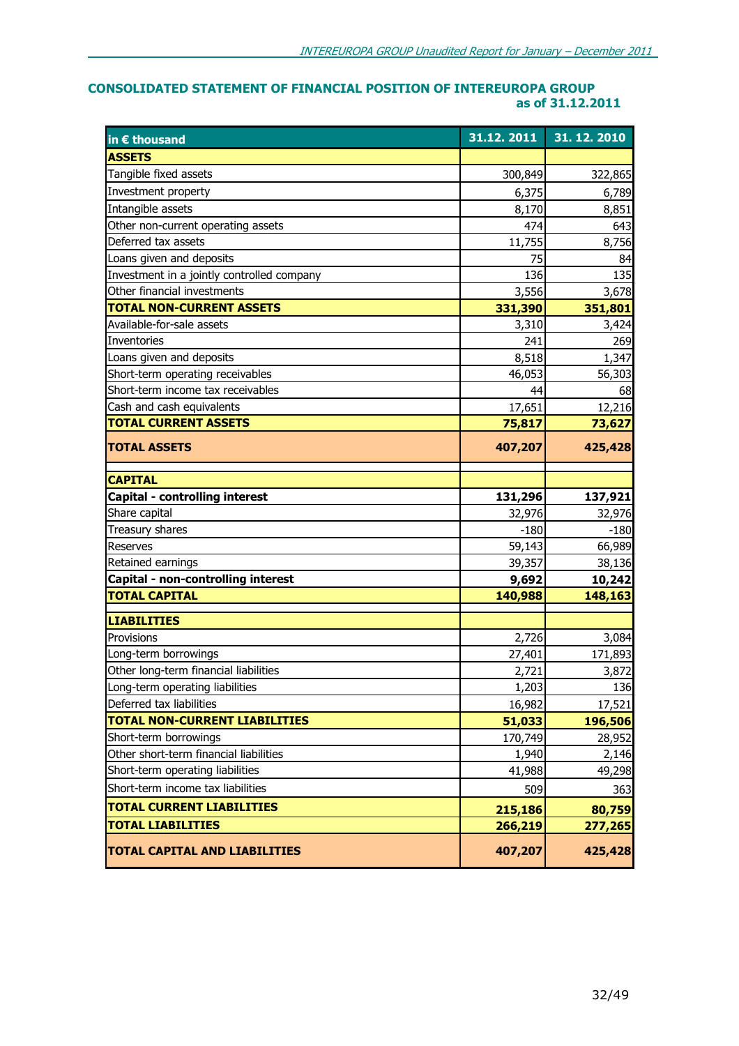## CONSOLIDATED STATEMENT OF FINANCIAL POSITION OF INTEREUROPA GROUP as of 31.12.2011

| in € thousand | 31.12. 2011 | 31. 12. 2010 |
|---|---|---|
| **ASSETS** | | |
| Tangible fixed assets | 300,849 | 322,865 |
| Investment property | 6,375 | 6,789 |
| Intangible assets | 8,170 | 8,851 |
| Other non-current operating assets | 474 | 643 |
| Deferred tax assets | 11,755 | 8,756 |
| Loans given and deposits | 75 | 84 |
| Investment in a jointly controlled company | 136 | 135 |
| Other financial investments | 3,556 | 3,678 |
| **TOTAL NON-CURRENT ASSETS** | **331,390** | **351,801** |
| Available-for-sale assets | 3,310 | 3,424 |
| Inventories | 241 | 269 |
| Loans given and deposits | 8,518 | 1,347 |
| Short-term operating receivables | 46,053 | 56,303 |
| Short-term income tax receivables | 44 | 68 |
| Cash and cash equivalents | 17,651 | 12,216 |
| **TOTAL CURRENT ASSETS** | **75,817** | **73,627** |
| **TOTAL ASSETS** | **407,207** | **425,428** |
| | | |
| **CAPITAL** | | |
| **Capital - controlling interest** | **131,296** | **137,921** |
| Share capital | 32,976 | 32,976 |
| Treasury shares | -180 | -180 |
| Reserves | 59,143 | 66,989 |
| Retained earnings | 39,357 | 38,136 |
| **Capital - non-controlling interest** | **9,692** | **10,242** |
| **TOTAL CAPITAL** | **140,988** | **148,163** |
| | | |
| **LIABILITIES** | | |
| Provisions | 2,726 | 3,084 |
| Long-term borrowings | 27,401 | 171,893 |
| Other long-term financial liabilities | 2,721 | 3,872 |
| Long-term operating liabilities | 1,203 | 136 |
| Deferred tax liabilities | 16,982 | 17,521 |
| **TOTAL NON-CURRENT LIABILITIES** | **51,033** | **196,506** |
| Short-term borrowings | 170,749 | 28,952 |
| Other short-term financial liabilities | 1,940 | 2,146 |
| Short-term operating liabilities | 41,988 | 49,298 |
| Short-term income tax liabilities | 509 | 363 |
| **TOTAL CURRENT LIABILITIES** | **215,186** | **80,759** |
| **TOTAL LIABILITIES** | **266,219** | **277,265** |
| **TOTAL CAPITAL AND LIABILITIES** | **407,207** | **425,428** |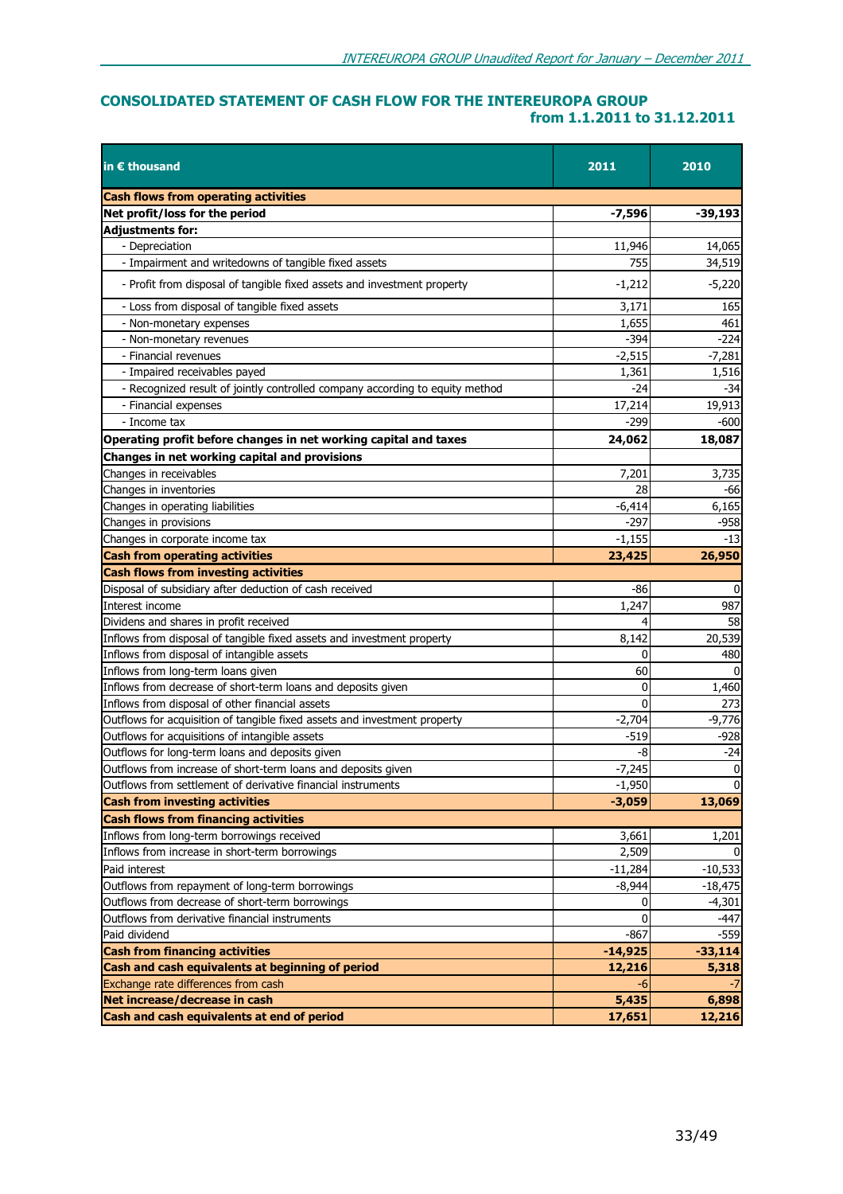## CONSOLIDATED STATEMENT OF CASH FLOW FOR THE INTEREUROPA GROUP from 1.1.2011 to 31.12.2011

| in € thousand | 2011 | 2010 |
|---|---|---|
| **Cash flows from operating activities** | | |
| **Net profit/loss for the period** | **-7,596** | **-39,193** |
| **Adjustments for:** | | |
| - Depreciation | 11,946 | 14,065 |
| - Impairment and writedowns of tangible fixed assets | 755 | 34,519 |
| - Profit from disposal of tangible fixed assets and investment property | -1,212 | -5,220 |
| - Loss from disposal of tangible fixed assets | 3,171 | 165 |
| - Non-monetary expenses | 1,655 | 461 |
| - Non-monetary revenues | -394 | -224 |
| - Financial revenues | -2,515 | -7,281 |
| - Impaired receivables payed | 1,361 | 1,516 |
| - Recognized result of jointly controlled company according to equity method | -24 | -34 |
| - Financial expenses | 17,214 | 19,913 |
| - Income tax | -299 | -600 |
| **Operating profit before changes in net working capital and taxes** | **24,062** | **18,087** |
| **Changes in net working capital and provisions** | | |
| Changes in receivables | 7,201 | 3,735 |
| Changes in inventories | 28 | -66 |
| Changes in operating liabilities | -6,414 | 6,165 |
| Changes in provisions | -297 | -958 |
| Changes in corporate income tax | -1,155 | -13 |
| **Cash from operating activities** | **23,425** | **26,950** |
| **Cash flows from investing activities** | | |
| Disposal of subsidiary after deduction of cash received | -86 | 0 |
| Interest income | 1,247 | 987 |
| Dividens and shares in profit received | 4 | 58 |
| Inflows from disposal of tangible fixed assets and investment property | 8,142 | 20,539 |
| Inflows from disposal of intangible assets | 0 | 480 |
| Inflows from long-term loans given | 60 | 0 |
| Inflows from decrease of short-term loans and deposits given | 0 | 1,460 |
| Inflows from disposal of other financial assets | 0 | 273 |
| Outflows for acquisition of tangible fixed assets and investment property | -2,704 | -9,776 |
| Outflows for acquisitions of intangible assets | -519 | -928 |
| Outflows for long-term loans and deposits given | -8 | -24 |
| Outflows from increase of short-term loans and deposits given | -7,245 | 0 |
| Outflows from settlement of derivative financial instruments | -1,950 | 0 |
| **Cash from investing activities** | **-3,059** | **13,069** |
| **Cash flows from financing activities** | | |
| Inflows from long-term borrowings received | 3,661 | 1,201 |
| Inflows from increase in short-term borrowings | 2,509 | 0 |
| Paid interest | -11,284 | -10,533 |
| Outflows from repayment of long-term borrowings | -8,944 | -18,475 |
| Outflows from decrease of short-term borrowings | 0 | -4,301 |
| Outflows from derivative financial instruments | 0 | -447 |
| Paid dividend | -867 | -559 |
| **Cash from financing activities** | **-14,925** | **-33,114** |
| **Cash and cash equivalents at beginning of period** | **12,216** | **5,318** |
| Exchange rate differences from cash | -6 | -7 |
| **Net increase/decrease in cash** | **5,435** | **6,898** |
| **Cash and cash equivalents at end of period** | **17,651** | **12,216** |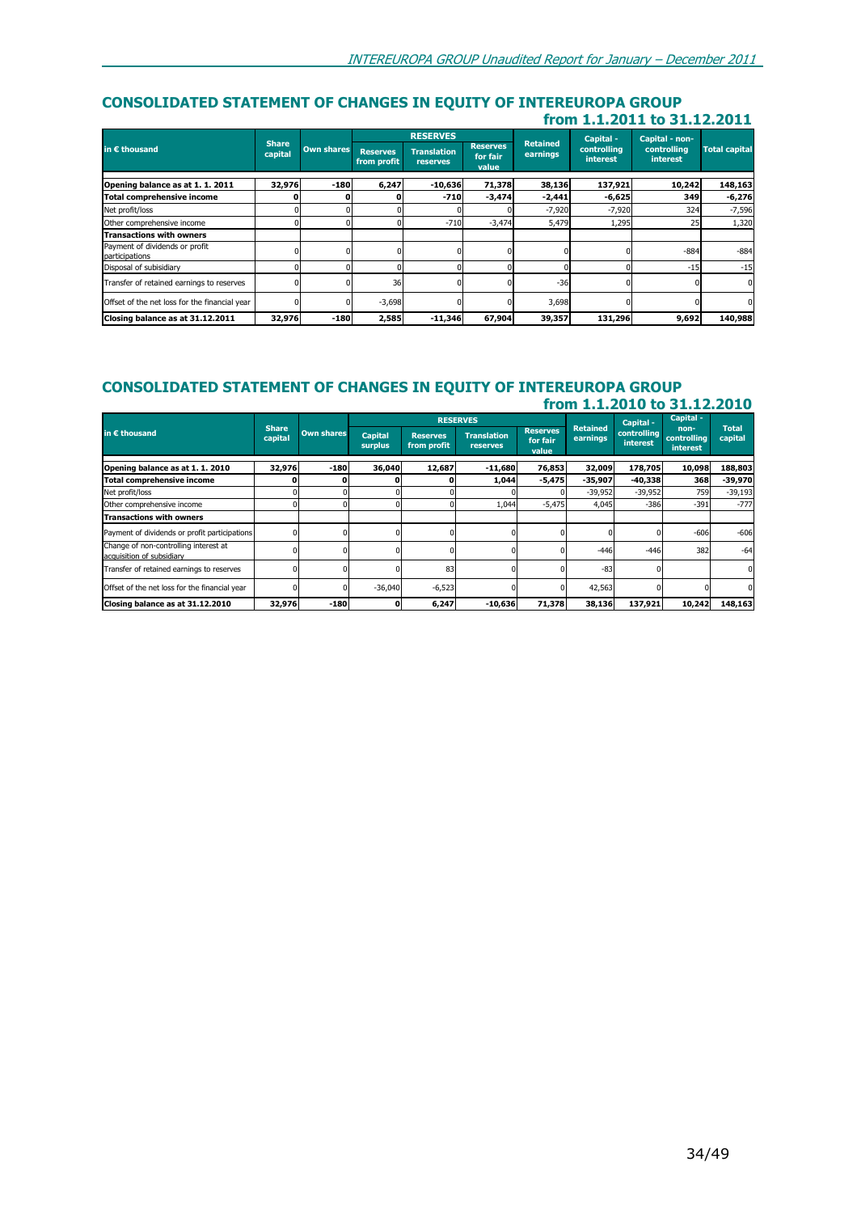## CONSOLIDATED STATEMENT OF CHANGES IN EQUITY OF INTEREUROPA GROUP

### from 1.1.2011 to 31.12.2011

| in € thousand | Share capital | Own shares | RESERVES | | | Retained earnings | Capital - controlling interest | Capital - non-controlling interest | Total capital |
|---|---|---|---|---|---|---|---|---|---|
| | | | Reserves from profit | Translation reserves | Reserves for fair value | | | | |
| **Opening balance as at 1. 1. 2011** | **32,976** | **-180** | **6,247** | **-10,636** | **71,378** | **38,136** | **137,921** | **10,242** | **148,163** |
| **Total comprehensive income** | **0** | **0** | **0** | **-710** | **-3,474** | **-2,441** | **-6,625** | **349** | **-6,276** |
| Net profit/loss | 0 | 0 | 0 | 0 | 0 | -7,920 | -7,920 | 324 | -7,596 |
| Other comprehensive income | 0 | 0 | 0 | -710 | -3,474 | 5,479 | 1,295 | 25 | 1,320 |
| **Transactions with owners** | | | | | | | | | |
| Payment of dividends or profit participations | 0 | 0 | 0 | 0 | 0 | 0 | 0 | -884 | -884 |
| Disposal of subisidiary | 0 | 0 | 0 | 0 | 0 | 0 | 0 | -15 | -15 |
| Transfer of retained earnings to reserves | 0 | 0 | 36 | 0 | 0 | -36 | 0 | 0 | 0 |
| Offset of the net loss for the financial year | 0 | 0 | -3,698 | 0 | 0 | 3,698 | 0 | 0 | 0 |
| **Closing balance as at 31.12.2011** | **32,976** | **-180** | **2,585** | **-11,346** | **67,904** | **39,357** | **131,296** | **9,692** | **140,988** |

## CONSOLIDATED STATEMENT OF CHANGES IN EQUITY OF INTEREUROPA GROUP

### from 1.1.2010 to 31.12.2010

| in € thousand | Share capital | Own shares | RESERVES | | | | Retained earnings | Capital - controlling interest | Capital - non-controlling interest | Total capital |
|---|---|---|---|---|---|---|---|---|---|---|
| | | | Capital surplus | Reserves from profit | Translation reserves | Reserves for fair value | | | | |
| **Opening balance as at 1. 1. 2010** | **32,976** | **-180** | **36,040** | **12,687** | **-11,680** | **76,853** | **32,009** | **178,705** | **10,098** | **188,803** |
| **Total comprehensive income** | **0** | **0** | **0** | **0** | **1,044** | **-5,475** | **-35,907** | **-40,338** | **368** | **-39,970** |
| Net profit/loss | 0 | 0 | 0 | 0 | 0 | 0 | -39,952 | -39,952 | 759 | -39,193 |
| Other comprehensive income | 0 | 0 | 0 | 0 | 1,044 | -5,475 | 4,045 | -386 | -391 | -777 |
| **Transactions with owners** | | | | | | | | | | |
| Payment of dividends or profit participations | 0 | 0 | 0 | 0 | 0 | 0 | 0 | 0 | -606 | -606 |
| Change of non-controlling interest at acquisition of subsidiary | 0 | 0 | 0 | 0 | 0 | 0 | -446 | -446 | 382 | -64 |
| Transfer of retained earnings to reserves | 0 | 0 | 0 | 83 | 0 | 0 | -83 | 0 | | 0 |
| Offset of the net loss for the financial year | 0 | 0 | -36,040 | -6,523 | 0 | 0 | 42,563 | 0 | 0 | 0 |
| **Closing balance as at 31.12.2010** | **32,976** | **-180** | **0** | **6,247** | **-10,636** | **71,378** | **38,136** | **137,921** | **10,242** | **148,163** |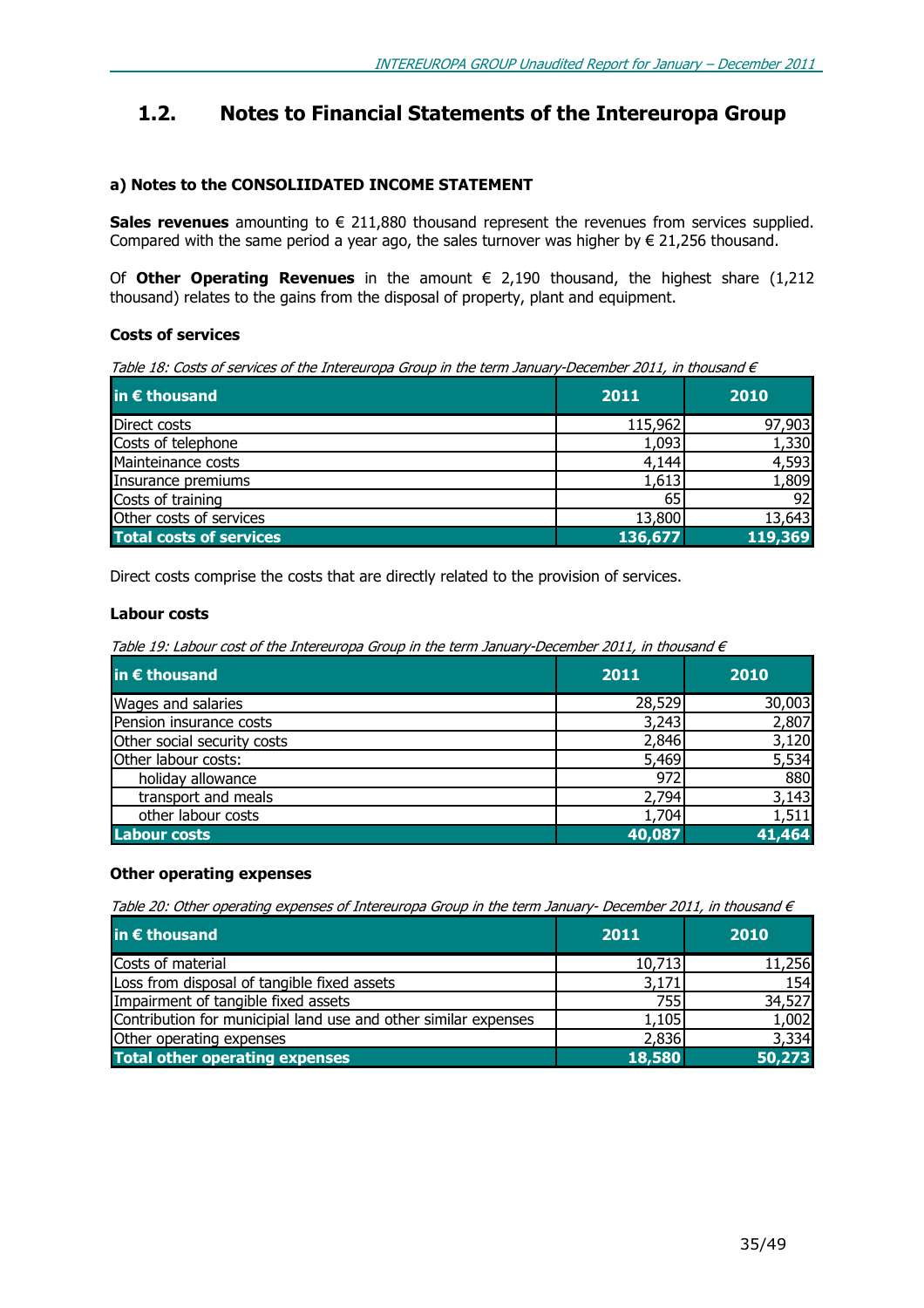## 1.2. Notes to Financial Statements of the Intereuropa Group

### a) Notes to the CONSOLIIDATED INCOME STATEMENT

**Sales revenues** amounting to € 211,880 thousand represent the revenues from services supplied. Compared with the same period a year ago, the sales turnover was higher by € 21,256 thousand.

Of **Other Operating Revenues** in the amount € 2,190 thousand, the highest share (1,212 thousand) relates to the gains from the disposal of property, plant and equipment.

#### Costs of services

*Table 18: Costs of services of the Intereuropa Group in the term January-December 2011, in thousand €*

| in € thousand | 2011 | 2010 |
|---|---|---|
| Direct costs | 115,962 | 97,903 |
| Costs of telephone | 1,093 | 1,330 |
| Mainteinance costs | 4,144 | 4,593 |
| Insurance premiums | 1,613 | 1,809 |
| Costs of training | 65 | 92 |
| Other costs of services | 13,800 | 13,643 |
| **Total costs of services** | **136,677** | **119,369** |

Direct costs comprise the costs that are directly related to the provision of services.

#### Labour costs

*Table 19: Labour cost of the Intereuropa Group in the term January-December 2011, in thousand €*

| in € thousand | 2011 | 2010 |
|---|---|---|
| Wages and salaries | 28,529 | 30,003 |
| Pension insurance costs | 3,243 | 2,807 |
| Other social security costs | 2,846 | 3,120 |
| Other labour costs: | 5,469 | 5,534 |
| holiday allowance | 972 | 880 |
| transport and meals | 2,794 | 3,143 |
| other labour costs | 1,704 | 1,511 |
| **Labour costs** | **40,087** | **41,464** |

#### Other operating expenses

*Table 20: Other operating expenses of Intereuropa Group in the term January- December 2011, in thousand €*

| in € thousand | 2011 | 2010 |
|---|---|---|
| Costs of material | 10,713 | 11,256 |
| Loss from disposal of tangible fixed assets | 3,171 | 154 |
| Impairment of tangible fixed assets | 755 | 34,527 |
| Contribution for municipial land use and other similar expenses | 1,105 | 1,002 |
| Other operating expenses | 2,836 | 3,334 |
| **Total other operating expenses** | **18,580** | **50,273** |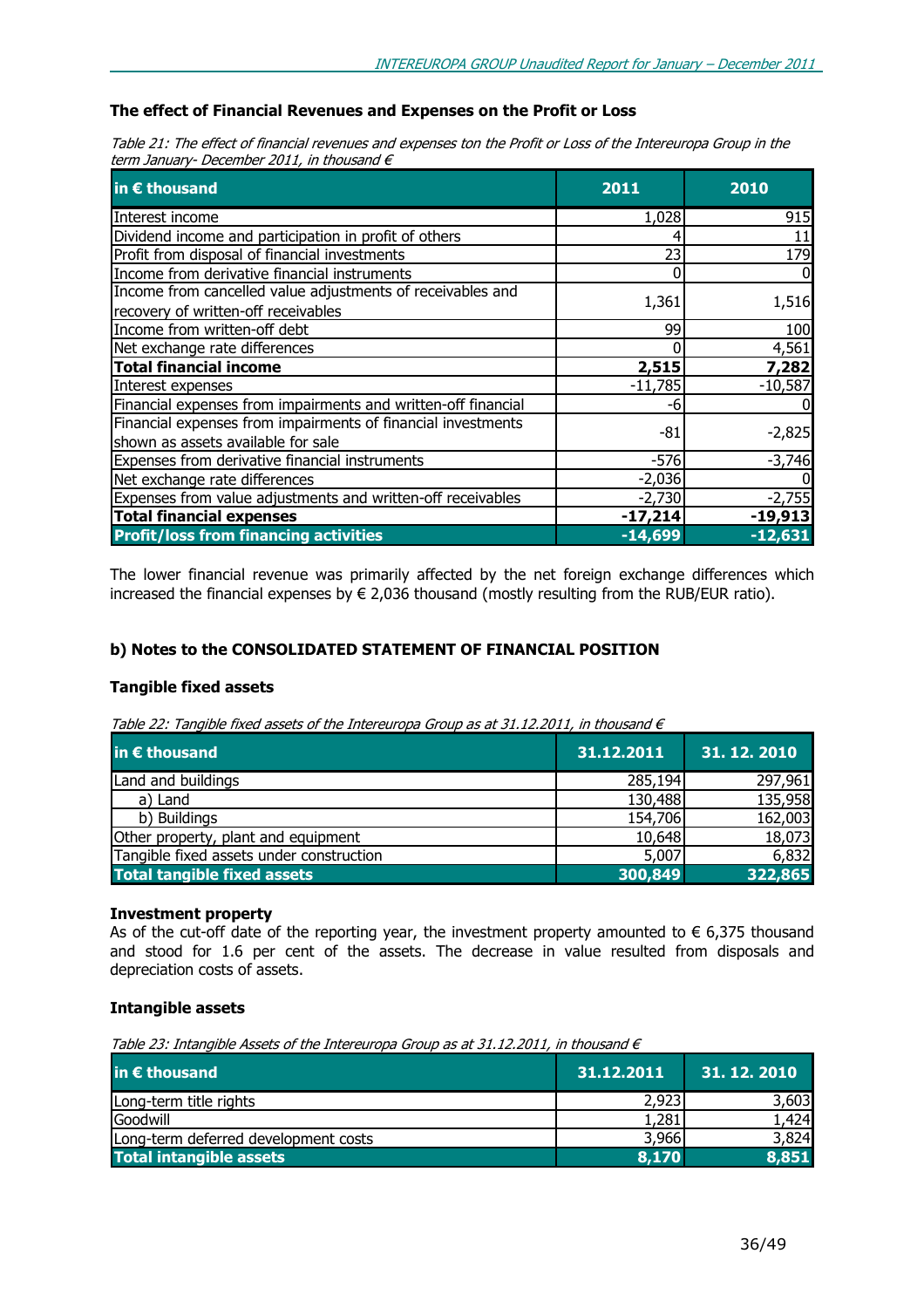### The effect of Financial Revenues and Expenses on the Profit or Loss

*Table 21: The effect of financial revenues and expenses ton the Profit or Loss of the Intereuropa Group in the term January- December 2011, in thousand €*

| in € thousand | 2011 | 2010 |
|---|---|---|
| Interest income | 1,028 | 915 |
| Dividend income and participation in profit of others | 4 | 11 |
| Profit from disposal of financial investments | 23 | 179 |
| Income from derivative financial instruments | 0 | 0 |
| Income from cancelled value adjustments of receivables and recovery of written-off receivables | 1,361 | 1,516 |
| Income from written-off debt | 99 | 100 |
| Net exchange rate differences | 0 | 4,561 |
| **Total financial income** | **2,515** | **7,282** |
| Interest expenses | -11,785 | -10,587 |
| Financial expenses from impairments and written-off financial | -6 | 0 |
| Financial expenses from impairments of financial investments shown as assets available for sale | -81 | -2,825 |
| Expenses from derivative financial instruments | -576 | -3,746 |
| Net exchange rate differences | -2,036 | 0 |
| Expenses from value adjustments and written-off receivables | -2,730 | -2,755 |
| **Total financial expenses** | **-17,214** | **-19,913** |
| **Profit/loss from financing activities** | **-14,699** | **-12,631** |

The lower financial revenue was primarily affected by the net foreign exchange differences which increased the financial expenses by € 2,036 thousand (mostly resulting from the RUB/EUR ratio).

## b) Notes to the CONSOLIDATED STATEMENT OF FINANCIAL POSITION

### Tangible fixed assets

*Table 22: Tangible fixed assets of the Intereuropa Group as at 31.12.2011, in thousand €*

| in € thousand | 31.12.2011 | 31. 12. 2010 |
|---|---|---|
| Land and buildings | 285,194 | 297,961 |
| a) Land | 130,488 | 135,958 |
| b) Buildings | 154,706 | 162,003 |
| Other property, plant and equipment | 10,648 | 18,073 |
| Tangible fixed assets under construction | 5,007 | 6,832 |
| **Total tangible fixed assets** | **300,849** | **322,865** |

### Investment property

As of the cut-off date of the reporting year, the investment property amounted to € 6,375 thousand and stood for 1.6 per cent of the assets. The decrease in value resulted from disposals and depreciation costs of assets.

### Intangible assets

*Table 23: Intangible Assets of the Intereuropa Group as at 31.12.2011, in thousand €*

| in € thousand | 31.12.2011 | 31. 12. 2010 |
|---|---|---|
| Long-term title rights | 2,923 | 3,603 |
| Goodwill | 1,281 | 1,424 |
| Long-term deferred development costs | 3,966 | 3,824 |
| **Total intangible assets** | **8,170** | **8,851** |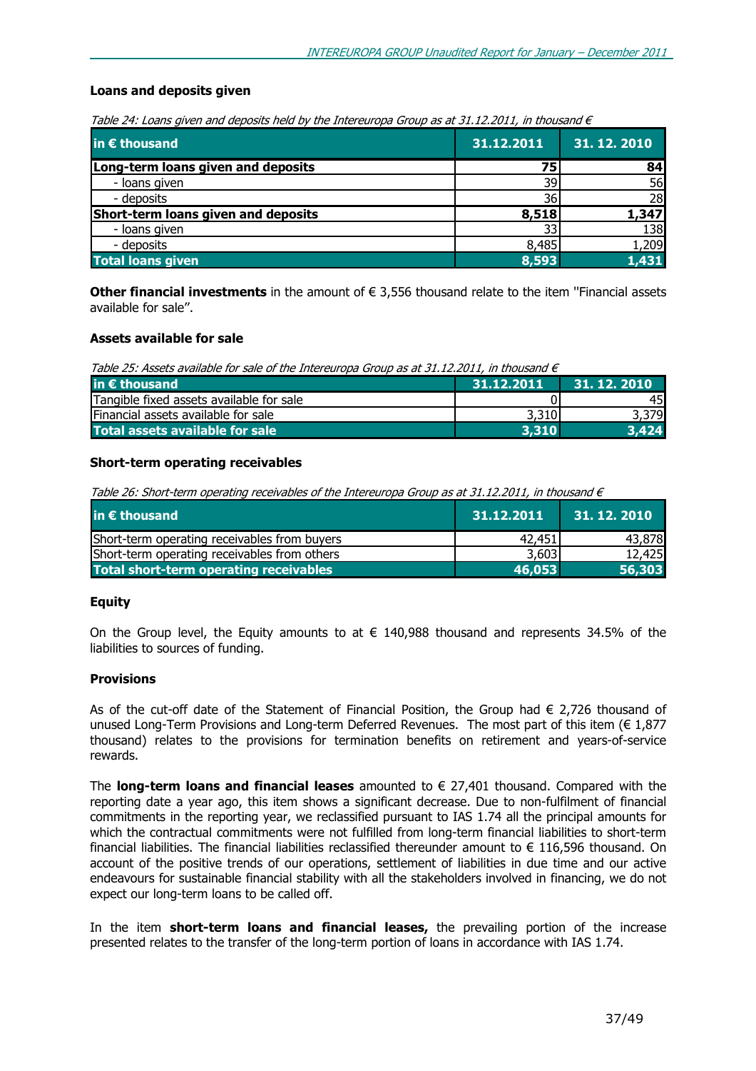### Loans and deposits given

*Table 24: Loans given and deposits held by the Intereuropa Group as at 31.12.2011, in thousand €*

| in € thousand | 31.12.2011 | 31. 12. 2010 |
|---|---|---|
| **Long-term loans given and deposits** | **75** | **84** |
| - loans given | 39 | 56 |
| - deposits | 36 | 28 |
| **Short-term loans given and deposits** | **8,518** | **1,347** |
| - loans given | 33 | 138 |
| - deposits | 8,485 | 1,209 |
| **Total loans given** | **8,593** | **1,431** |

**Other financial investments** in the amount of € 3,556 thousand relate to the item ''Financial assets available for sale".

### Assets available for sale

*Table 25: Assets available for sale of the Intereuropa Group as at 31.12.2011, in thousand €*

| in € thousand | 31.12.2011 | 31. 12. 2010 |
|---|---|---|
| Tangible fixed assets available for sale | 0 | 45 |
| Financial assets available for sale | 3,310 | 3,379 |
| **Total assets available for sale** | **3,310** | **3,424** |

### Short-term operating receivables

*Table 26: Short-term operating receivables of the Intereuropa Group as at 31.12.2011, in thousand €*

| in € thousand | 31.12.2011 | 31. 12. 2010 |
|---|---|---|
| Short-term operating receivables from buyers | 42,451 | 43,878 |
| Short-term operating receivables from others | 3,603 | 12,425 |
| **Total short-term operating receivables** | **46,053** | **56,303** |

### Equity

On the Group level, the Equity amounts to at € 140,988 thousand and represents 34.5% of the liabilities to sources of funding.

### Provisions

As of the cut-off date of the Statement of Financial Position, the Group had € 2,726 thousand of unused Long-Term Provisions and Long-term Deferred Revenues. The most part of this item (€ 1,877 thousand) relates to the provisions for termination benefits on retirement and years-of-service rewards.

The **long-term loans and financial leases** amounted to € 27,401 thousand. Compared with the reporting date a year ago, this item shows a significant decrease. Due to non-fulfilment of financial commitments in the reporting year, we reclassified pursuant to IAS 1.74 all the principal amounts for which the contractual commitments were not fulfilled from long-term financial liabilities to short-term financial liabilities. The financial liabilities reclassified thereunder amount to € 116,596 thousand. On account of the positive trends of our operations, settlement of liabilities in due time and our active endeavours for sustainable financial stability with all the stakeholders involved in financing, we do not expect our long-term loans to be called off.

In the item **short-term loans and financial leases,** the prevailing portion of the increase presented relates to the transfer of the long-term portion of loans in accordance with IAS 1.74.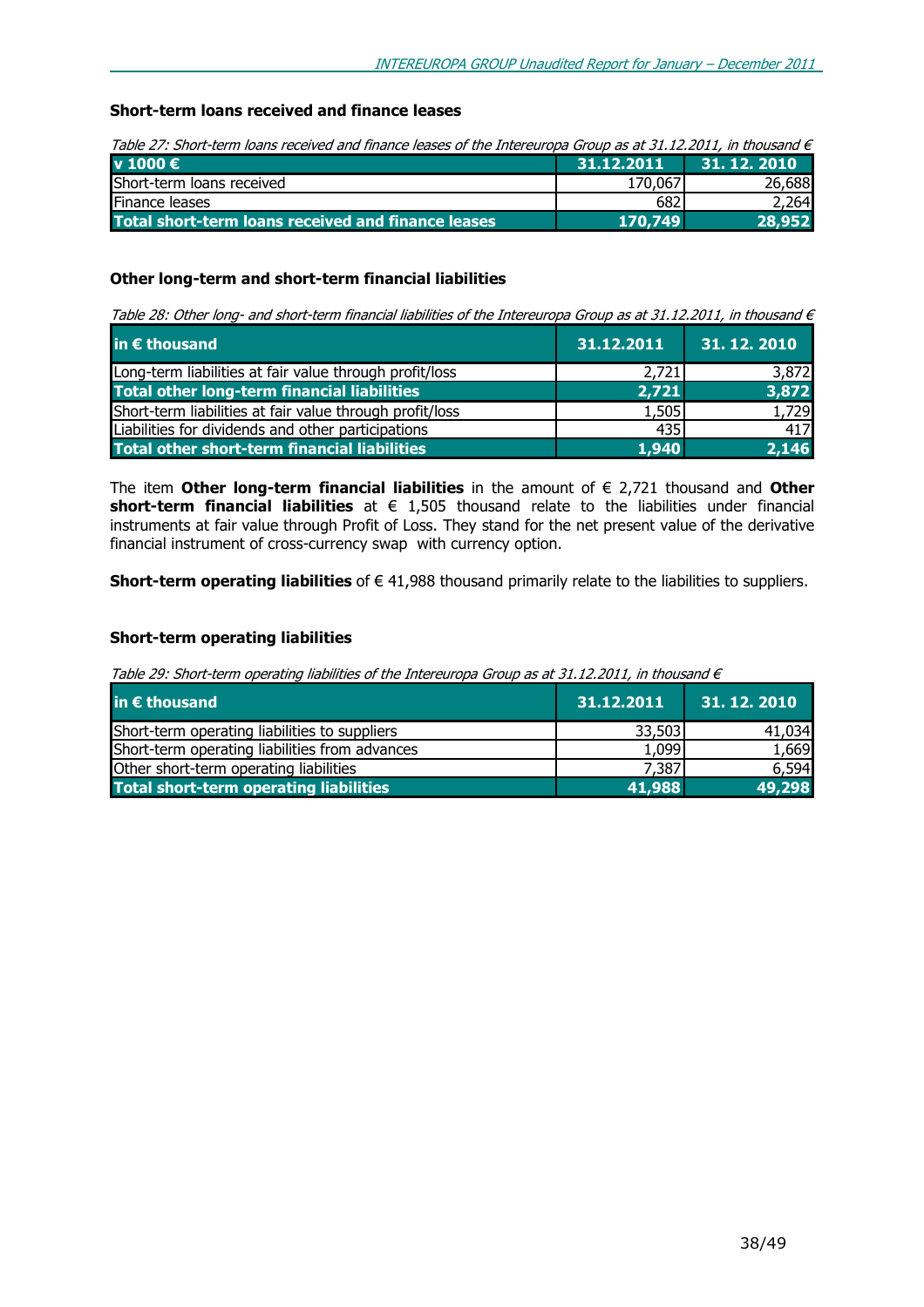### Short-term loans received and finance leases

*Table 27: Short-term loans received and finance leases of the Intereuropa Group as at 31.12.2011, in thousand €*

| v 1000 € | 31.12.2011 | 31. 12. 2010 |
|---|---|---|
| Short-term loans received | 170,067 | 26,688 |
| Finance leases | 682 | 2,264 |
| **Total short-term loans received and finance leases** | **170,749** | **28,952** |

### Other long-term and short-term financial liabilities

*Table 28: Other long- and short-term financial liabilities of the Intereuropa Group as at 31.12.2011, in thousand €*

| in € thousand | 31.12.2011 | 31. 12. 2010 |
|---|---|---|
| Long-term liabilities at fair value through profit/loss | 2,721 | 3,872 |
| **Total other long-term financial liabilities** | **2,721** | **3,872** |
| Short-term liabilities at fair value through profit/loss | 1,505 | 1,729 |
| Liabilities for dividends and other participations | 435 | 417 |
| **Total other short-term financial liabilities** | **1,940** | **2,146** |

The item **Other long-term financial liabilities** in the amount of € 2,721 thousand and **Other short-term financial liabilities** at € 1,505 thousand relate to the liabilities under financial instruments at fair value through Profit of Loss. They stand for the net present value of the derivative financial instrument of cross-currency swap with currency option.

**Short-term operating liabilities** of € 41,988 thousand primarily relate to the liabilities to suppliers.

### Short-term operating liabilities

*Table 29: Short-term operating liabilities of the Intereuropa Group as at 31.12.2011, in thousand €*

| in € thousand | 31.12.2011 | 31. 12. 2010 |
|---|---|---|
| Short-term operating liabilities to suppliers | 33,503 | 41,034 |
| Short-term operating liabilities from advances | 1,099 | 1,669 |
| Other short-term operating liabilities | 7,387 | 6,594 |
| **Total short-term operating liabilities** | **41,988** | **49,298** |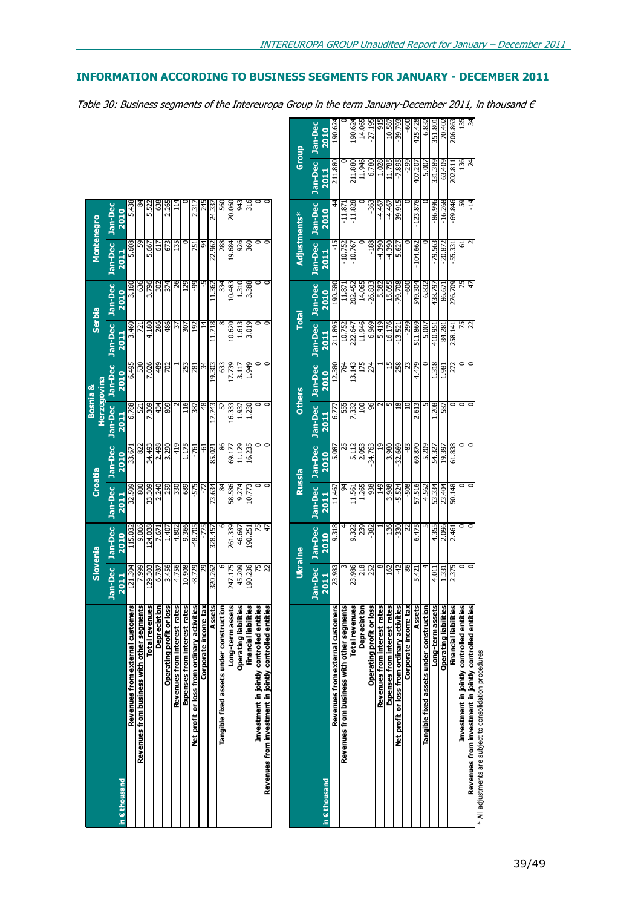## INFORMATION ACCORDING TO BUSINESS SEGMENTS FOR JANUARY - DECEMBER 2011

*Table 30: Business segments of the Intereuropa Group in the term January-December 2011, in thousand €*

| in € thousand | Slovenia | | Croatia | | Bosnia & Herzegovina | | Serbia | | Montenegro | |
|---|---|---|---|---|---|---|---|---|---|---|
| | Jan-Dec 2011 | Jan-Dec 2010 | Jan-Dec 2011 | Jan-Dec 2010 | Jan-Dec 2011 | Jan-Dec 2010 | Jan-Dec 2011 | Jan-Dec 2010 | Jan-Dec 2011 | Jan-Dec 2010 |
| Revenues from external customers | 121.304 | 115.032 | 32.509 | 33.671 | 6.788 | 6.495 | 3.460 | 3.160 | 5.608 | 5.438 |
| Revenues from business with other segments | 7.999 | 9.006 | 800 | 822 | 521 | 530 | 721 | 636 | 59 | 84 |
| Total revenues | 129.303 | 124.038 | 33.309 | 34.493 | 7.309 | 7.026 | 4.180 | 3.796 | 5.667 | 5.522 |
| Depreciation | 6.787 | 7.671 | 2.240 | 2.498 | 434 | 489 | 286 | 302 | 617 | 638 |
| Operating profit or loss | 3.456 | 1.407 | 259 | 3.290 | 809 | 702 | 486 | 374 | 673 | 2.265 |
| Revenues from interest rates | 4.756 | 4.802 | 330 | 419 | 2 | 1 | 37 | 26 | 135 | 114 |
| Expenses from interest rates | 10.908 | 9.366 | 689 | 1.175 | 116 | 253 | 307 | 129 | 0 | 0 |
| Net profit or loss from ordinary activities | -8.729 | -48.705 | -575 | -761 | 387 | 281 | 192 | -99 | 751 | 2.317 |
| Corporate income tax | 29 | -775 | -72 | -61 | 48 | 34 | 14 | -5 | 94 | 245 |
| Assets | 320.262 | 328.457 | 73.634 | 85.021 | 17.743 | 19.303 | 11.718 | 11.362 | 22.962 | 24.337 |
| Tangible fixed assets under construction | 6 | 6 | 84 | 86 | 52 | 633 | 8 | 334 | 288 | 560 |
| Long-term assets | 247.175 | 261.339 | 58.586 | 69.177 | 16.333 | 17.739 | 10.620 | 10.483 | 19.684 | 20.060 |
| Operating liabilities | 45.209 | 46.697 | 9.274 | 11.129 | 1.937 | 3.117 | 1.613 | 1.310 | 926 | 943 |
| Financial liabilities | 190.236 | 190.251 | 10.773 | 16.235 | 1.230 | 1.949 | 3.019 | 3.388 | 360 | 316 |
| Investment in jointly controlled entities | 75 | 75 | 0 | 0 | 0 | 0 | 0 | 0 | 0 | 0 |
| Revenues from investment in jointly controlled entities | 22 | 47 | 0 | 0 | 0 | 0 | 0 | 0 | 0 | 0 |

| in € thousand | Ukraine | | Russia | | Others | | Total | | Adjustments* | | Group | |
|---|---|---|---|---|---|---|---|---|---|---|---|---|
| | Jan-Dec 2011 | Jan-Dec 2010 | Jan-Dec 2011 | Jan-Dec 2010 | Jan-Dec 2011 | Jan-Dec 2010 | Jan-Dec 2011 | Jan-Dec 2010 | Jan-Dec 2011 | Jan-Dec 2010 | Jan-Dec 2011 | Jan-Dec 2010 |
| Revenues from external customers | 23.983 | 9.318 | 11.467 | 5.087 | 6.777 | 12.380 | 211.895 | 190.580 | -15 | 44 | 211.880 | 190.624 |
| Revenues from business with other segments | 3 | 4 | 94 | 25 | 555 | 764 | 10.752 | 11.871 | -10.752 | -11.871 | 0 | 0 |
| Total revenues | 23.986 | 9.322 | 11.561 | 5.112 | 7.332 | 13.143 | 222.647 | 202.452 | -10.767 | -11.828 | 211.880 | 190.624 |
| Depreciation | 218 | 239 | 1.265 | 2.053 | 100 | 175 | 11.946 | 14.065 | 0 | 0 | 11.946 | 14.065 |
| Operating profit or loss | 252 | -382 | 938 | -34.763 | 96 | 274 | 6.969 | -26.833 | -188 | -363 | 6.780 | -27.195 |
| Revenues from interest rates | 8 | 1 | 149 | 19 | 2 | 1 | 5.419 | 5.382 | -4.390 | -4.467 | 1.028 | 915 |
| Expenses from interest rates | 162 | 136 | 3.988 | 3.980 | 5 | 15 | 16.176 | 15.055 | -4.390 | -4.467 | 11.785 | 10.587 |
| Net profit or loss from ordinary activities | -42 | -330 | -5.524 | -32.669 | 18 | 258 | -13.521 | -79.708 | 5.627 | 39.915 | -7.895 | -39.793 |
| Corporate income tax | 86 | 22 | -508 | -83 | 10 | 23 | -299 | -600 | 0 | 0 | -299 | -600 |
| Assets | 5.421 | 6.475 | 57.516 | 69.870 | 2.613 | 4.479 | 511.869 | 549.304 | -104.662 | -123.876 | 407.207 | 425.428 |
| Tangible fixed assets under construction | 4 | 5 | 4.562 | 5.209 | 5 | 0 | 5.007 | 6.832 | 0 | 0 | 5.007 | 6.832 |
| Long-term assets | 4.011 | 4.355 | 53.334 | 54.327 | 1.208 | 1.318 | 410.951 | 438.797 | -79.563 | -86.996 | 331.389 | 351.801 |
| Operating liabilities | 1.331 | 2.096 | 23.404 | 19.397 | 587 | 1.981 | 84.281 | 86.671 | -20.872 | -16.268 | 63.409 | 70.402 |
| Financial liabilities | 2.375 | 2.461 | 50.148 | 61.838 | 0 | 272 | 258.141 | 276.709 | -55.331 | -69.846 | 202.811 | 206.863 |
| Investment in jointly controlled entities | 0 | 0 | 0 | 0 | 0 | 0 | 75 | 75 | 61 | 59 | 136 | 135 |
| Revenues from investment in jointly controlled entities | 0 | 0 | 0 | 0 | 0 | 0 | 22 | 47 | 2 | -14 | 24 | 34 |

\* All adjustments are subject to consolidation procedures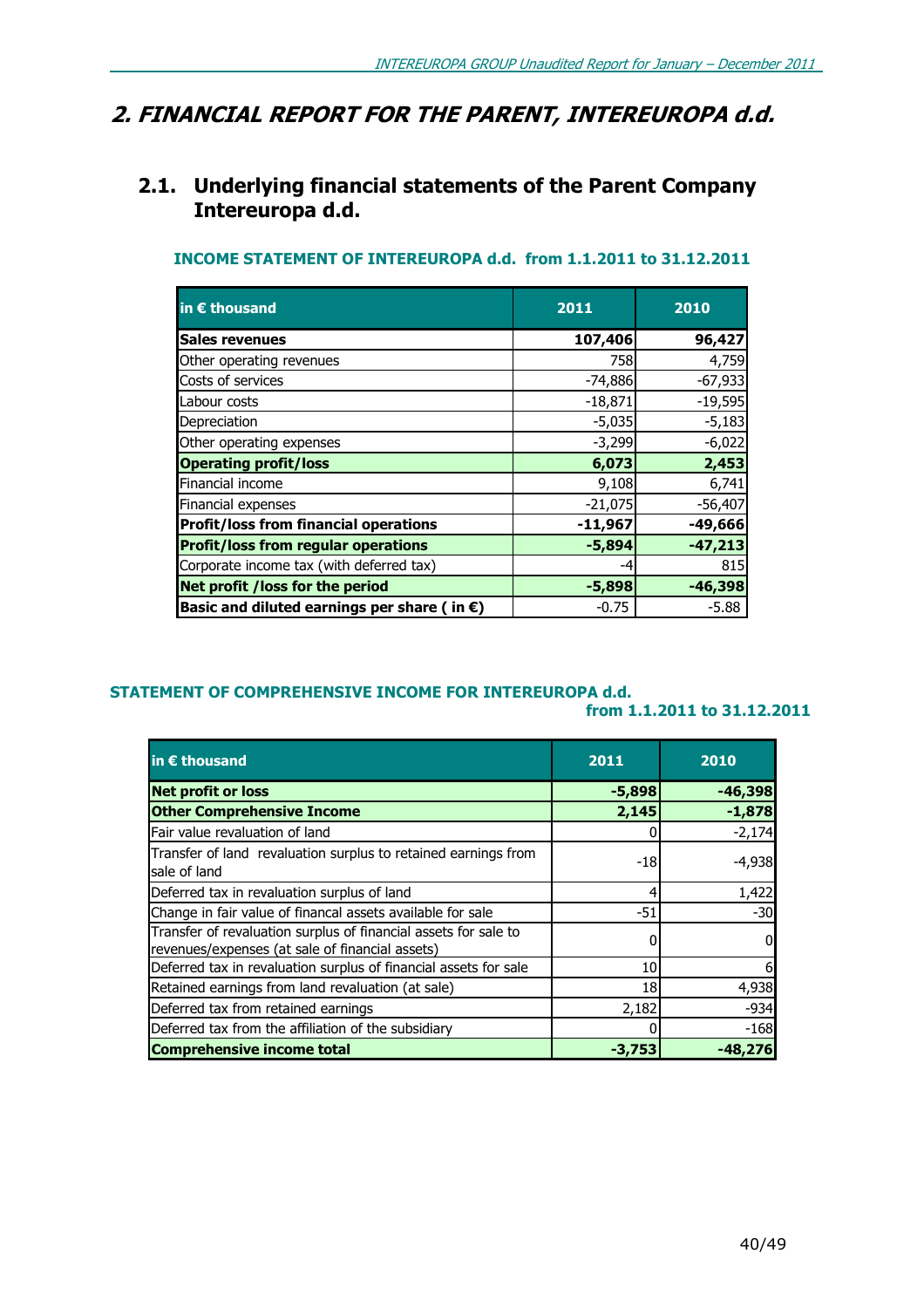# 2. FINANCIAL REPORT FOR THE PARENT, INTEREUROPA d.d.

## 2.1. Underlying financial statements of the Parent Company Intereuropa d.d.

### INCOME STATEMENT OF INTEREUROPA d.d. from 1.1.2011 to 31.12.2011

| in € thousand | 2011 | 2010 |
|---|---|---|
| **Sales revenues** | **107,406** | **96,427** |
| Other operating revenues | 758 | 4,759 |
| Costs of services | -74,886 | -67,933 |
| Labour costs | -18,871 | -19,595 |
| Depreciation | -5,035 | -5,183 |
| Other operating expenses | -3,299 | -6,022 |
| **Operating profit/loss** | **6,073** | **2,453** |
| Financial income | 9,108 | 6,741 |
| Financial expenses | -21,075 | -56,407 |
| **Profit/loss from financial operations** | **-11,967** | **-49,666** |
| **Profit/loss from regular operations** | **-5,894** | **-47,213** |
| Corporate income tax (with deferred tax) | -4 | 815 |
| **Net profit /loss for the period** | **-5,898** | **-46,398** |
| **Basic and diluted earnings per share ( in €)** | -0.75 | -5.88 |

### STATEMENT OF COMPREHENSIVE INCOME FOR INTEREUROPA d.d. from 1.1.2011 to 31.12.2011

| in € thousand | 2011 | 2010 |
|---|---|---|
| **Net profit or loss** | **-5,898** | **-46,398** |
| **Other Comprehensive Income** | **2,145** | **-1,878** |
| Fair value revaluation of land | 0 | -2,174 |
| Transfer of land revaluation surplus to retained earnings from sale of land | -18 | -4,938 |
| Deferred tax in revaluation surplus of land | 4 | 1,422 |
| Change in fair value of financal assets available for sale | -51 | -30 |
| Transfer of revaluation surplus of financial assets for sale to revenues/expenses (at sale of financial assets) | 0 | 0 |
| Deferred tax in revaluation surplus of financial assets for sale | 10 | 6 |
| Retained earnings from land revaluation (at sale) | 18 | 4,938 |
| Deferred tax from retained earnings | 2,182 | -934 |
| Deferred tax from the affiliation of the subsidiary | 0 | -168 |
| **Comprehensive income total** | **-3,753** | **-48,276** |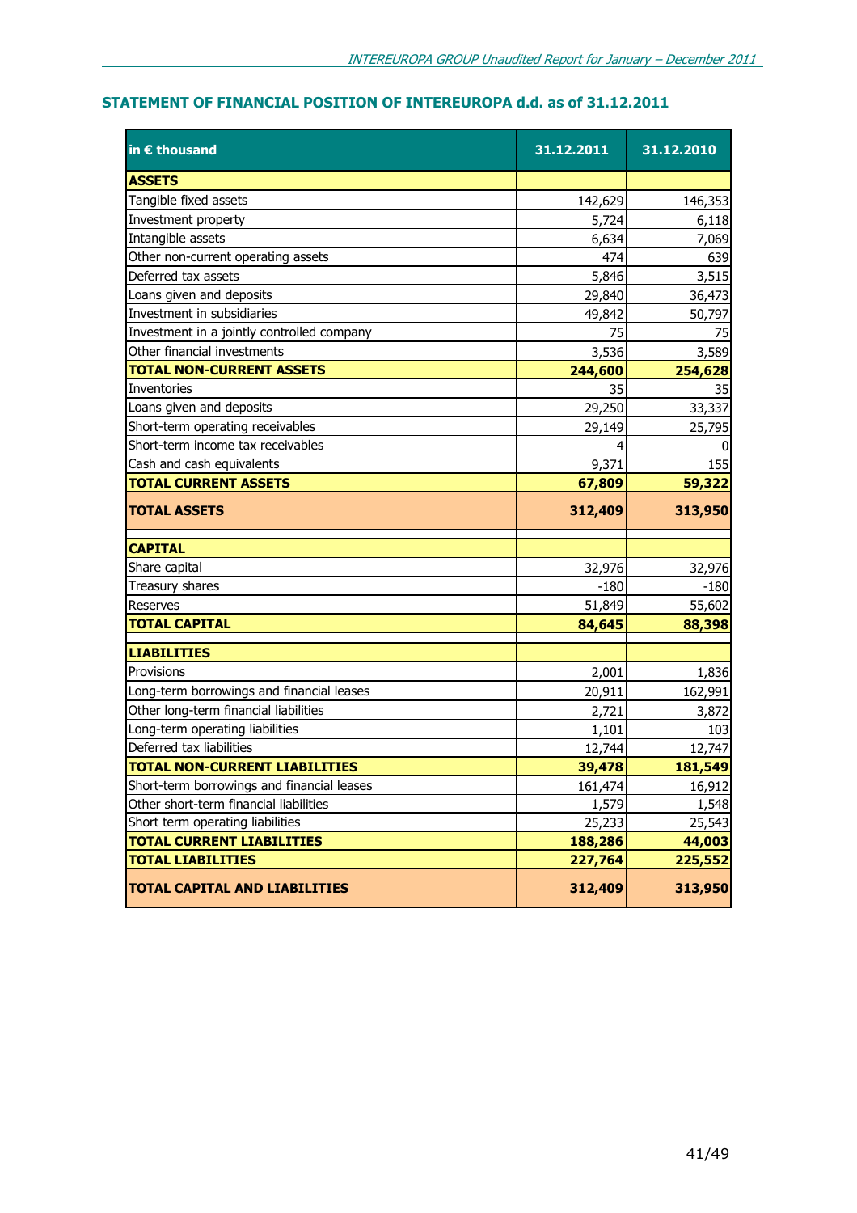## STATEMENT OF FINANCIAL POSITION OF INTEREUROPA d.d. as of 31.12.2011

| in € thousand | 31.12.2011 | 31.12.2010 |
|---|---|---|
| **ASSETS** | | |
| Tangible fixed assets | 142,629 | 146,353 |
| Investment property | 5,724 | 6,118 |
| Intangible assets | 6,634 | 7,069 |
| Other non-current operating assets | 474 | 639 |
| Deferred tax assets | 5,846 | 3,515 |
| Loans given and deposits | 29,840 | 36,473 |
| Investment in subsidiaries | 49,842 | 50,797 |
| Investment in a jointly controlled company | 75 | 75 |
| Other financial investments | 3,536 | 3,589 |
| **TOTAL NON-CURRENT ASSETS** | **244,600** | **254,628** |
| Inventories | 35 | 35 |
| Loans given and deposits | 29,250 | 33,337 |
| Short-term operating receivables | 29,149 | 25,795 |
| Short-term income tax receivables | 4 | 0 |
| Cash and cash equivalents | 9,371 | 155 |
| **TOTAL CURRENT ASSETS** | **67,809** | **59,322** |
| **TOTAL ASSETS** | **312,409** | **313,950** |
| | | |
| **CAPITAL** | | |
| Share capital | 32,976 | 32,976 |
| Treasury shares | -180 | -180 |
| Reserves | 51,849 | 55,602 |
| **TOTAL CAPITAL** | **84,645** | **88,398** |
| **LIABILITIES** | | |
| Provisions | 2,001 | 1,836 |
| Long-term borrowings and financial leases | 20,911 | 162,991 |
| Other long-term financial liabilities | 2,721 | 3,872 |
| Long-term operating liabilities | 1,101 | 103 |
| Deferred tax liabilities | 12,744 | 12,747 |
| **TOTAL NON-CURRENT LIABILITIES** | **39,478** | **181,549** |
| Short-term borrowings and financial leases | 161,474 | 16,912 |
| Other short-term financial liabilities | 1,579 | 1,548 |
| Short term operating liabilities | 25,233 | 25,543 |
| **TOTAL CURRENT LIABILITIES** | **188,286** | **44,003** |
| **TOTAL LIABILITIES** | **227,764** | **225,552** |
| **TOTAL CAPITAL AND LIABILITIES** | **312,409** | **313,950** |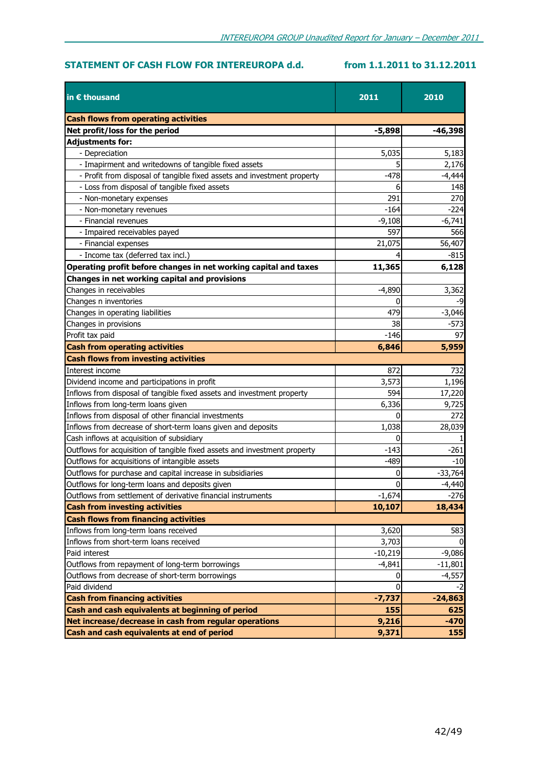## STATEMENT OF CASH FLOW FOR INTEREUROPA d.d. from 1.1.2011 to 31.12.2011

| in € thousand | 2011 | 2010 |
|---|---|---|
| **Cash flows from operating activities** | | |
| **Net profit/loss for the period** | **-5,898** | **-46,398** |
| **Adjustments for:** | | |
| - Depreciation | 5,035 | 5,183 |
| - Imapirment and writedowns of tangible fixed assets | 5 | 2,176 |
| - Profit from disposal of tangible fixed assets and investment property | -478 | -4,444 |
| - Loss from disposal of tangible fixed assets | 6 | 148 |
| - Non-monetary expenses | 291 | 270 |
| - Non-monetary revenues | -164 | -224 |
| - Financial revenues | -9,108 | -6,741 |
| - Impaired receivables payed | 597 | 566 |
| - Financial expenses | 21,075 | 56,407 |
| - Income tax (deferred tax incl.) | 4 | -815 |
| **Operating profit before changes in net working capital and taxes** | **11,365** | **6,128** |
| **Changes in net working capital and provisions** | | |
| Changes in receivables | -4,890 | 3,362 |
| Changes n inventories | 0 | -9 |
| Changes in operating liabilities | 479 | -3,046 |
| Changes in provisions | 38 | -573 |
| Profit tax paid | -146 | 97 |
| **Cash from operating activities** | **6,846** | **5,959** |
| **Cash flows from investing activities** | | |
| Interest income | 872 | 732 |
| Dividend income and participations in profit | 3,573 | 1,196 |
| Inflows from disposal of tangible fixed assets and investment property | 594 | 17,220 |
| Inflows from long-term loans given | 6,336 | 9,725 |
| Inflows from disposal of other financial investments | 0 | 272 |
| Inflows from decrease of short-term loans given and deposits | 1,038 | 28,039 |
| Cash inflows at acquisition of subsidiary | 0 | 1 |
| Outflows for acquisition of tangible fixed assets and investment property | -143 | -261 |
| Outflows for acquisitions of intangible assets | -489 | -10 |
| Outflows for purchase and capital increase in subsidiaries | 0 | -33,764 |
| Outflows for long-term loans and deposits given | 0 | -4,440 |
| Outflows from settlement of derivative financial instruments | -1,674 | -276 |
| **Cash from investing activities** | **10,107** | **18,434** |
| **Cash flows from financing activities** | | |
| Inflows from long-term loans received | 3,620 | 583 |
| Inflows from short-term loans received | 3,703 | 0 |
| Paid interest | -10,219 | -9,086 |
| Outflows from repayment of long-term borrowings | -4,841 | -11,801 |
| Outflows from decrease of short-term borrowings | 0 | -4,557 |
| Paid dividend | 0 | -2 |
| **Cash from financing activities** | **-7,737** | **-24,863** |
| **Cash and cash equivalents at beginning of period** | **155** | **625** |
| **Net increase/decrease in cash from regular operations** | **9,216** | **-470** |
| **Cash and cash equivalents at end of period** | **9,371** | **155** |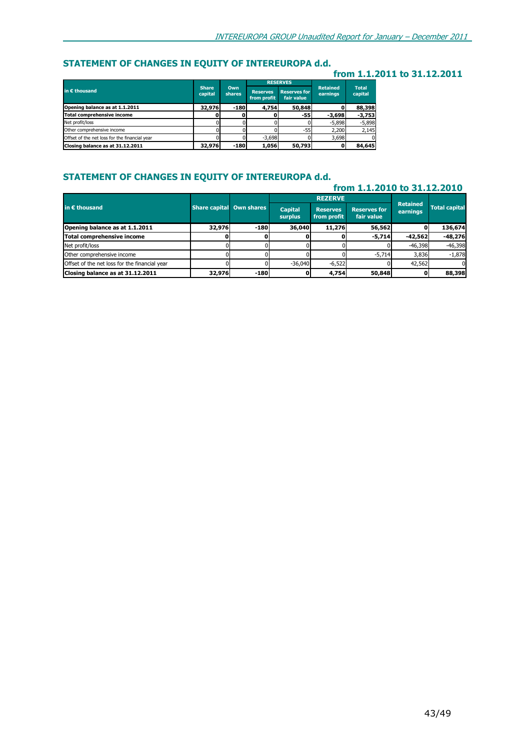## STATEMENT OF CHANGES IN EQUITY OF INTEREUROPA d.d.

### from 1.1.2011 to 31.12.2011

| in € thousand | Share capital | Own shares | RESERVES | | Retained earnings | Total capital |
|---|---|---|---|---|---|---|
| | | | Reserves from profit | Reserves for fair value | | |
| **Opening balance as at 1.1.2011** | **32,976** | **-180** | **4,754** | **50,848** | **0** | **88,398** |
| **Total comprehensive income** | **0** | **0** | **0** | **-55** | **-3,698** | **-3,753** |
| Net profit/loss | 0 | 0 | 0 | 0 | -5,898 | -5,898 |
| Other comprehensive income | 0 | 0 | 0 | -55 | 2,200 | 2,145 |
| Offset of the net loss for the financial year | 0 | 0 | -3,698 | 0 | 3,698 | 0 |
| **Closing balance as at 31.12.2011** | **32,976** | **-180** | **1,056** | **50,793** | **0** | **84,645** |

## STATEMENT OF CHANGES IN EQUITY OF INTEREUROPA d.d.

### from 1.1.2010 to 31.12.2010

| in € thousand | Share capital | Own shares | REZERVE | | | Retained earnings | Total capital |
|---|---|---|---|---|---|---|---|
| | | | Capital surplus | Reserves from profit | Reserves for fair value | | |
| **Opening balance as at 1.1.2011** | **32,976** | **-180** | **36,040** | **11,276** | **56,562** | **0** | **136,674** |
| **Total comprehensive income** | **0** | **0** | **0** | **0** | **-5,714** | **-42,562** | **-48,276** |
| Net profit/loss | 0 | 0 | 0 | 0 | 0 | -46,398 | -46,398 |
| Other comprehensive income | 0 | 0 | 0 | 0 | -5,714 | 3,836 | -1,878 |
| Offset of the net loss for the financial year | 0 | 0 | -36,040 | -6,522 | 0 | 42,562 | 0 |
| **Closing balance as at 31.12.2011** | **32,976** | **-180** | **0** | **4,754** | **50,848** | **0** | **88,398** |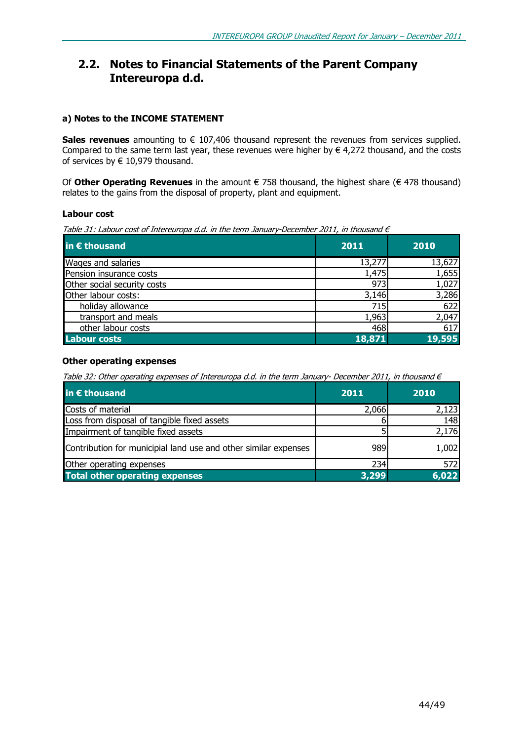## 2.2. Notes to Financial Statements of the Parent Company Intereuropa d.d.

#### a) Notes to the INCOME STATEMENT

**Sales revenues** amounting to € 107,406 thousand represent the revenues from services supplied. Compared to the same term last year, these revenues were higher by € 4,272 thousand, and the costs of services by € 10,979 thousand.

Of **Other Operating Revenues** in the amount € 758 thousand, the highest share (€ 478 thousand) relates to the gains from the disposal of property, plant and equipment.

#### Labour cost

*Table 31: Labour cost of Intereuropa d.d. in the term January-December 2011, in thousand €*

| in € thousand | 2011 | 2010 |
|---|---|---|
| Wages and salaries | 13,277 | 13,627 |
| Pension insurance costs | 1,475 | 1,655 |
| Other social security costs | 973 | 1,027 |
| Other labour costs: | 3,146 | 3,286 |
| holiday allowance | 715 | 622 |
| transport and meals | 1,963 | 2,047 |
| other labour costs | 468 | 617 |
| **Labour costs** | **18,871** | **19,595** |

#### Other operating expenses

*Table 32: Other operating expenses of Intereuropa d.d. in the term January- December 2011, in thousand €*

| in € thousand | 2011 | 2010 |
|---|---|---|
| Costs of material | 2,066 | 2,123 |
| Loss from disposal of tangible fixed assets | 6 | 148 |
| Impairment of tangible fixed assets | 5 | 2,176 |
| Contribution for municipial land use and other similar expenses | 989 | 1,002 |
| Other operating expenses | 234 | 572 |
| **Total other operating expenses** | **3,299** | **6,022** |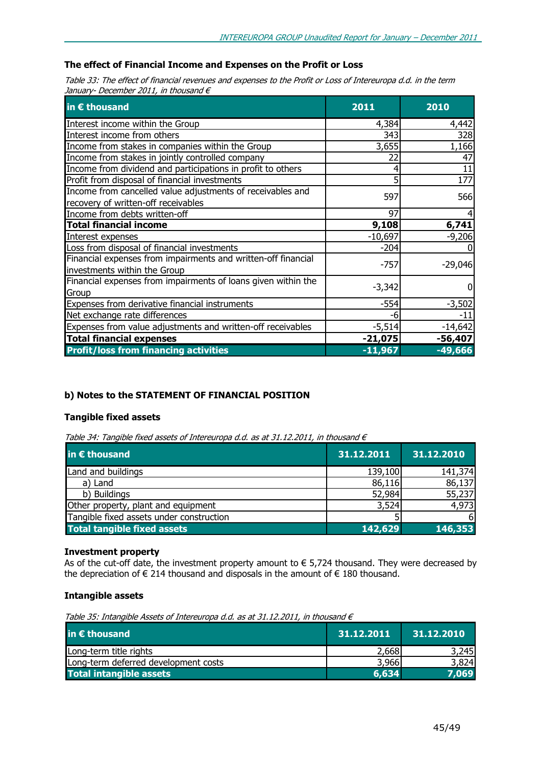### The effect of Financial Income and Expenses on the Profit or Loss

*Table 33: The effect of financial revenues and expenses to the Profit or Loss of Intereuropa d.d. in the term January- December 2011, in thousand €*

| in € thousand | 2011 | 2010 |
|---|---|---|
| Interest income within the Group | 4,384 | 4,442 |
| Interest income from others | 343 | 328 |
| Income from stakes in companies within the Group | 3,655 | 1,166 |
| Income from stakes in jointly controlled company | 22 | 47 |
| Income from dividend and participations in profit to others | 4 | 11 |
| Profit from disposal of financial investments | 5 | 177 |
| Income from cancelled value adjustments of receivables and recovery of written-off receivables | 597 | 566 |
| Income from debts written-off | 97 | 4 |
| **Total financial income** | **9,108** | **6,741** |
| Interest expenses | -10,697 | -9,206 |
| Loss from disposal of financial investments | -204 | 0 |
| Financial expenses from impairments and written-off financial investments within the Group | -757 | -29,046 |
| Financial expenses from impairments of loans given within the Group | -3,342 | 0 |
| Expenses from derivative financial instruments | -554 | -3,502 |
| Net exchange rate differences | -6 | -11 |
| Expenses from value adjustments and written-off receivables | -5,514 | -14,642 |
| **Total financial expenses** | **-21,075** | **-56,407** |
| **Profit/loss from financing activities** | **-11,967** | **-49,666** |

### b) Notes to the STATEMENT OF FINANCIAL POSITION

#### Tangible fixed assets

*Table 34: Tangible fixed assets of Intereuropa d.d. as at 31.12.2011, in thousand €*

| in € thousand | 31.12.2011 | 31.12.2010 |
|---|---|---|
| Land and buildings | 139,100 | 141,374 |
| a) Land | 86,116 | 86,137 |
| b) Buildings | 52,984 | 55,237 |
| Other property, plant and equipment | 3,524 | 4,973 |
| Tangible fixed assets under construction | 5 | 6 |
| **Total tangible fixed assets** | **142,629** | **146,353** |

#### Investment property

As of the cut-off date, the investment property amount to € 5,724 thousand. They were decreased by the depreciation of € 214 thousand and disposals in the amount of € 180 thousand.

#### Intangible assets

*Table 35: Intangible Assets of Intereuropa d.d. as at 31.12.2011, in thousand €*

| in € thousand | 31.12.2011 | 31.12.2010 |
|---|---|---|
| Long-term title rights | 2,668 | 3,245 |
| Long-term deferred development costs | 3,966 | 3,824 |
| **Total intangible assets** | **6,634** | **7,069** |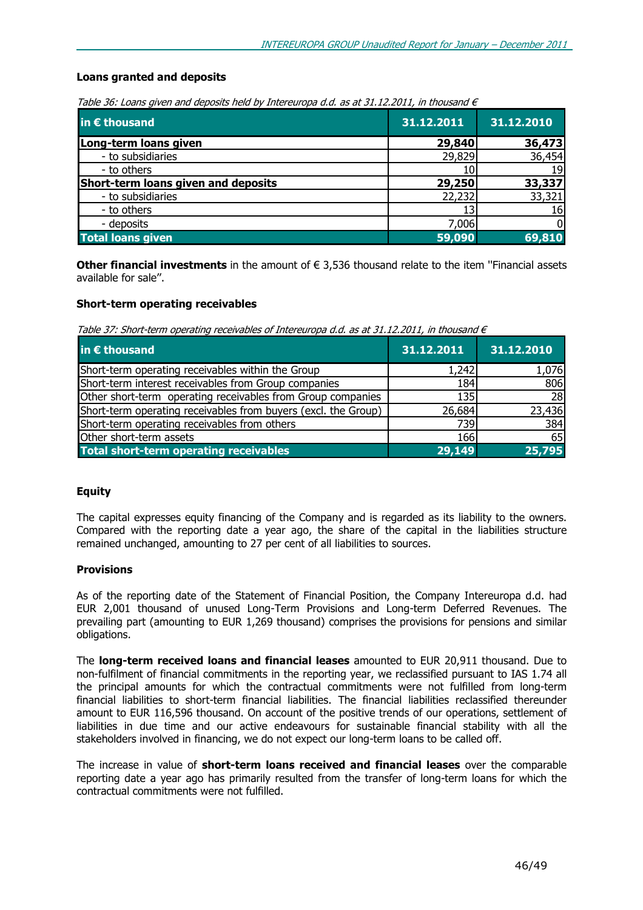**Loans granted and deposits**

*Table 36: Loans given and deposits held by Intereuropa d.d. as at 31.12.2011, in thousand €*

| in € thousand | 31.12.2011 | 31.12.2010 |
|---|---|---|
| **Long-term loans given** | **29,840** | **36,473** |
| - to subsidiaries | 29,829 | 36,454 |
| - to others | 10 | 19 |
| **Short-term loans given and deposits** | **29,250** | **33,337** |
| - to subsidiaries | 22,232 | 33,321 |
| - to others | 13 | 16 |
| - deposits | 7,006 | 0 |
| **Total loans given** | **59,090** | **69,810** |

**Other financial investments** in the amount of € 3,536 thousand relate to the item ''Financial assets available for sale''.

**Short-term operating receivables**

*Table 37: Short-term operating receivables of Intereuropa d.d. as at 31.12.2011, in thousand €*

| in € thousand | 31.12.2011 | 31.12.2010 |
|---|---|---|
| Short-term operating receivables within the Group | 1,242 | 1,076 |
| Short-term interest receivables from Group companies | 184 | 806 |
| Other short-term operating receivables from Group companies | 135 | 28 |
| Short-term operating receivables from buyers (excl. the Group) | 26,684 | 23,436 |
| Short-term operating receivables from others | 739 | 384 |
| Other short-term assets | 166 | 65 |
| **Total short-term operating receivables** | **29,149** | **25,795** |

**Equity**

The capital expresses equity financing of the Company and is regarded as its liability to the owners. Compared with the reporting date a year ago, the share of the capital in the liabilities structure remained unchanged, amounting to 27 per cent of all liabilities to sources.

**Provisions**

As of the reporting date of the Statement of Financial Position, the Company Intereuropa d.d. had EUR 2,001 thousand of unused Long-Term Provisions and Long-term Deferred Revenues. The prevailing part (amounting to EUR 1,269 thousand) comprises the provisions for pensions and similar obligations.

The **long-term received loans and financial leases** amounted to EUR 20,911 thousand. Due to non-fulfilment of financial commitments in the reporting year, we reclassified pursuant to IAS 1.74 all the principal amounts for which the contractual commitments were not fulfilled from long-term financial liabilities to short-term financial liabilities. The financial liabilities reclassified thereunder amount to EUR 116,596 thousand. On account of the positive trends of our operations, settlement of liabilities in due time and our active endeavours for sustainable financial stability with all the stakeholders involved in financing, we do not expect our long-term loans to be called off.

The increase in value of **short-term loans received and financial leases** over the comparable reporting date a year ago has primarily resulted from the transfer of long-term loans for which the contractual commitments were not fulfilled.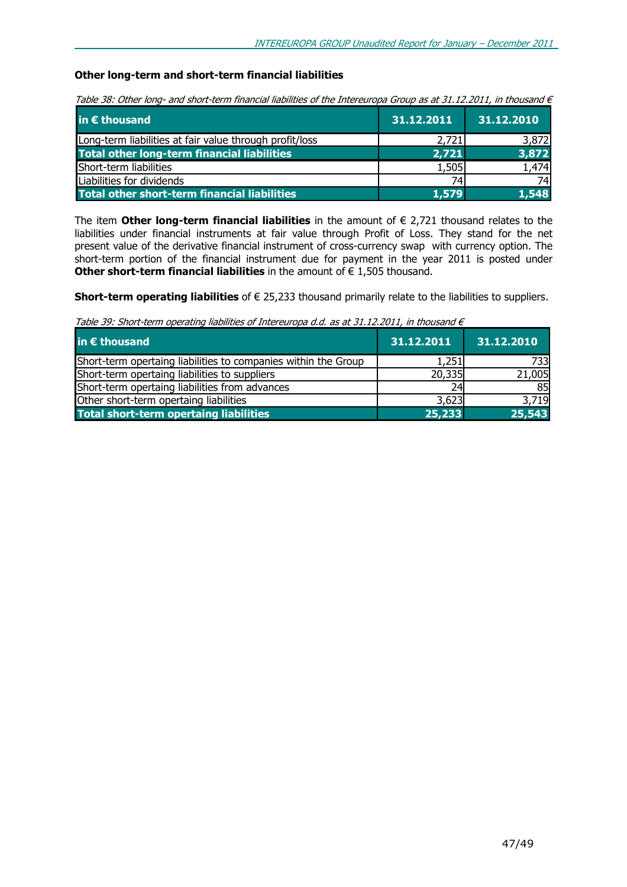### Other long-term and short-term financial liabilities

*Table 38: Other long- and short-term financial liabilities of the Intereuropa Group as at 31.12.2011, in thousand €*

| in € thousand | 31.12.2011 | 31.12.2010 |
|---|---|---|
| Long-term liabilities at fair value through profit/loss | 2,721 | 3,872 |
| **Total other long-term financial liabilities** | **2,721** | **3,872** |
| Short-term liabilities | 1,505 | 1,474 |
| Liabilities for dividends | 74 | 74 |
| **Total other short-term financial liabilities** | **1,579** | **1,548** |

The item **Other long-term financial liabilities** in the amount of € 2,721 thousand relates to the liabilities under financial instruments at fair value through Profit of Loss. They stand for the net present value of the derivative financial instrument of cross-currency swap with currency option. The short-term portion of the financial instrument due for payment in the year 2011 is posted under **Other short-term financial liabilities** in the amount of € 1,505 thousand.

**Short-term operating liabilities** of € 25,233 thousand primarily relate to the liabilities to suppliers.

*Table 39: Short-term operating liabilities of Intereuropa d.d. as at 31.12.2011, in thousand €*

| in € thousand | 31.12.2011 | 31.12.2010 |
|---|---|---|
| Short-term opertaing liabilities to companies within the Group | 1,251 | 733 |
| Short-term opertaing liabilities to suppliers | 20,335 | 21,005 |
| Short-term opertaing liabilities from advances | 24 | 85 |
| Other short-term opertaing liabilities | 3,623 | 3,719 |
| **Total short-term opertaing liabilities** | **25,233** | **25,543** |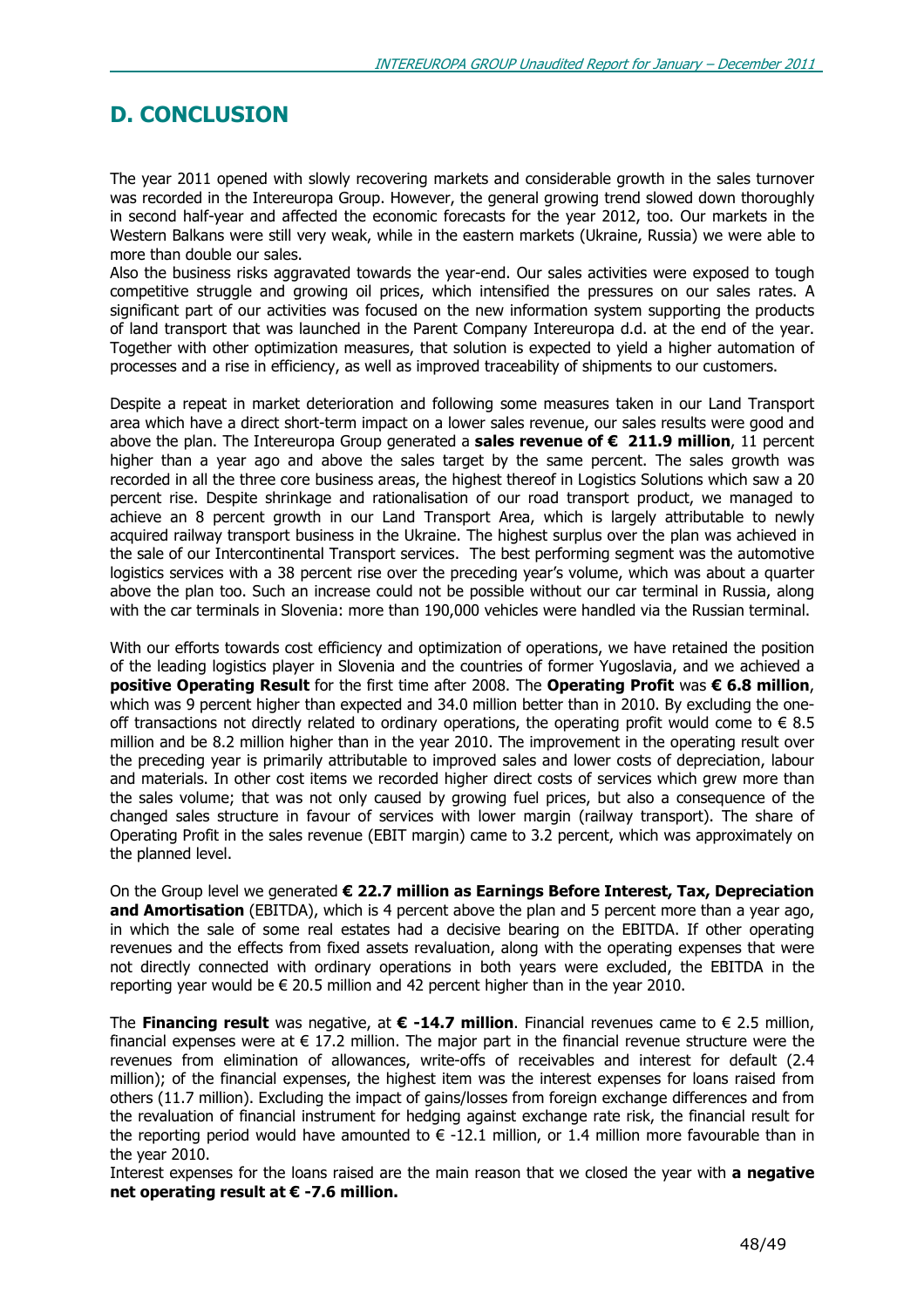# D. CONCLUSION

The year 2011 opened with slowly recovering markets and considerable growth in the sales turnover was recorded in the Intereuropa Group. However, the general growing trend slowed down thoroughly in second half-year and affected the economic forecasts for the year 2012, too. Our markets in the Western Balkans were still very weak, while in the eastern markets (Ukraine, Russia) we were able to more than double our sales.

Also the business risks aggravated towards the year-end. Our sales activities were exposed to tough competitive struggle and growing oil prices, which intensified the pressures on our sales rates. A significant part of our activities was focused on the new information system supporting the products of land transport that was launched in the Parent Company Intereuropa d.d. at the end of the year. Together with other optimization measures, that solution is expected to yield a higher automation of processes and a rise in efficiency, as well as improved traceability of shipments to our customers.

Despite a repeat in market deterioration and following some measures taken in our Land Transport area which have a direct short-term impact on a lower sales revenue, our sales results were good and above the plan. The Intereuropa Group generated a **sales revenue of € 211.9 million**, 11 percent higher than a year ago and above the sales target by the same percent. The sales growth was recorded in all the three core business areas, the highest thereof in Logistics Solutions which saw a 20 percent rise. Despite shrinkage and rationalisation of our road transport product, we managed to achieve an 8 percent growth in our Land Transport Area, which is largely attributable to newly acquired railway transport business in the Ukraine. The highest surplus over the plan was achieved in the sale of our Intercontinental Transport services. The best performing segment was the automotive logistics services with a 38 percent rise over the preceding year's volume, which was about a quarter above the plan too. Such an increase could not be possible without our car terminal in Russia, along with the car terminals in Slovenia: more than 190,000 vehicles were handled via the Russian terminal.

With our efforts towards cost efficiency and optimization of operations, we have retained the position of the leading logistics player in Slovenia and the countries of former Yugoslavia, and we achieved a **positive Operating Result** for the first time after 2008. The **Operating Profit** was **€ 6.8 million**, which was 9 percent higher than expected and 34.0 million better than in 2010. By excluding the one-off transactions not directly related to ordinary operations, the operating profit would come to € 8.5 million and be 8.2 million higher than in the year 2010. The improvement in the operating result over the preceding year is primarily attributable to improved sales and lower costs of depreciation, labour and materials. In other cost items we recorded higher direct costs of services which grew more than the sales volume; that was not only caused by growing fuel prices, but also a consequence of the changed sales structure in favour of services with lower margin (railway transport). The share of Operating Profit in the sales revenue (EBIT margin) came to 3.2 percent, which was approximately on the planned level.

On the Group level we generated **€ 22.7 million as Earnings Before Interest, Tax, Depreciation and Amortisation** (EBITDA), which is 4 percent above the plan and 5 percent more than a year ago, in which the sale of some real estates had a decisive bearing on the EBITDA. If other operating revenues and the effects from fixed assets revaluation, along with the operating expenses that were not directly connected with ordinary operations in both years were excluded, the EBITDA in the reporting year would be € 20.5 million and 42 percent higher than in the year 2010.

The **Financing result** was negative, at **€ -14.7 million**. Financial revenues came to € 2.5 million, financial expenses were at € 17.2 million. The major part in the financial revenue structure were the revenues from elimination of allowances, write-offs of receivables and interest for default (2.4 million); of the financial expenses, the highest item was the interest expenses for loans raised from others (11.7 million). Excluding the impact of gains/losses from foreign exchange differences and from the revaluation of financial instrument for hedging against exchange rate risk, the financial result for the reporting period would have amounted to € -12.1 million, or 1.4 million more favourable than in the year 2010.

Interest expenses for the loans raised are the main reason that we closed the year with **a negative net operating result at € -7.6 million.**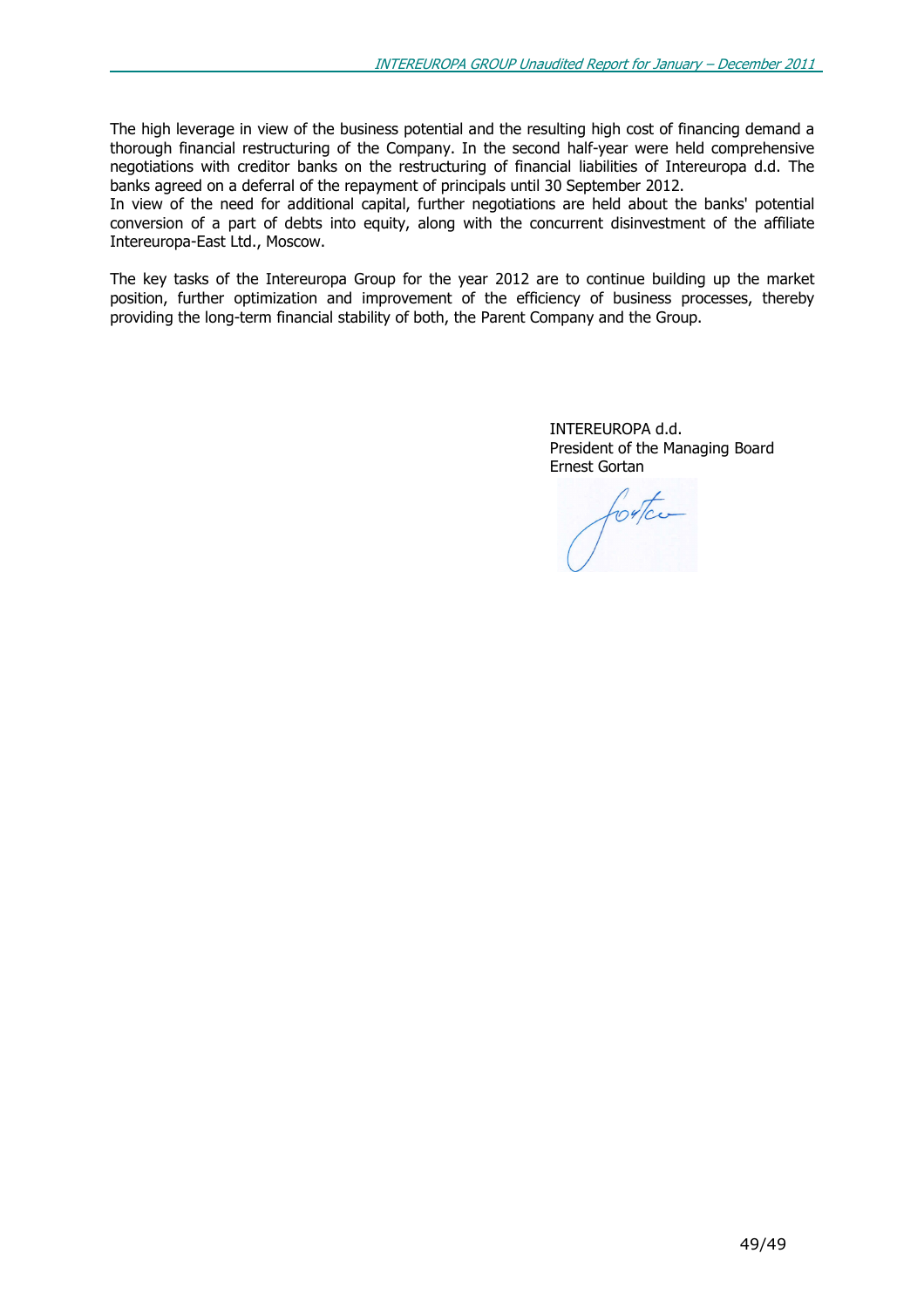The high leverage in view of the business potential and the resulting high cost of financing demand a thorough financial restructuring of the Company. In the second half-year were held comprehensive negotiations with creditor banks on the restructuring of financial liabilities of Intereuropa d.d. The banks agreed on a deferral of the repayment of principals until 30 September 2012.
In view of the need for additional capital, further negotiations are held about the banks' potential conversion of a part of debts into equity, along with the concurrent disinvestment of the affiliate Intereuropa-East Ltd., Moscow.

The key tasks of the Intereuropa Group for the year 2012 are to continue building up the market position, further optimization and improvement of the efficiency of business processes, thereby providing the long-term financial stability of both, the Parent Company and the Group.

INTEREUROPA d.d.
President of the Managing Board
Ernest Gortan